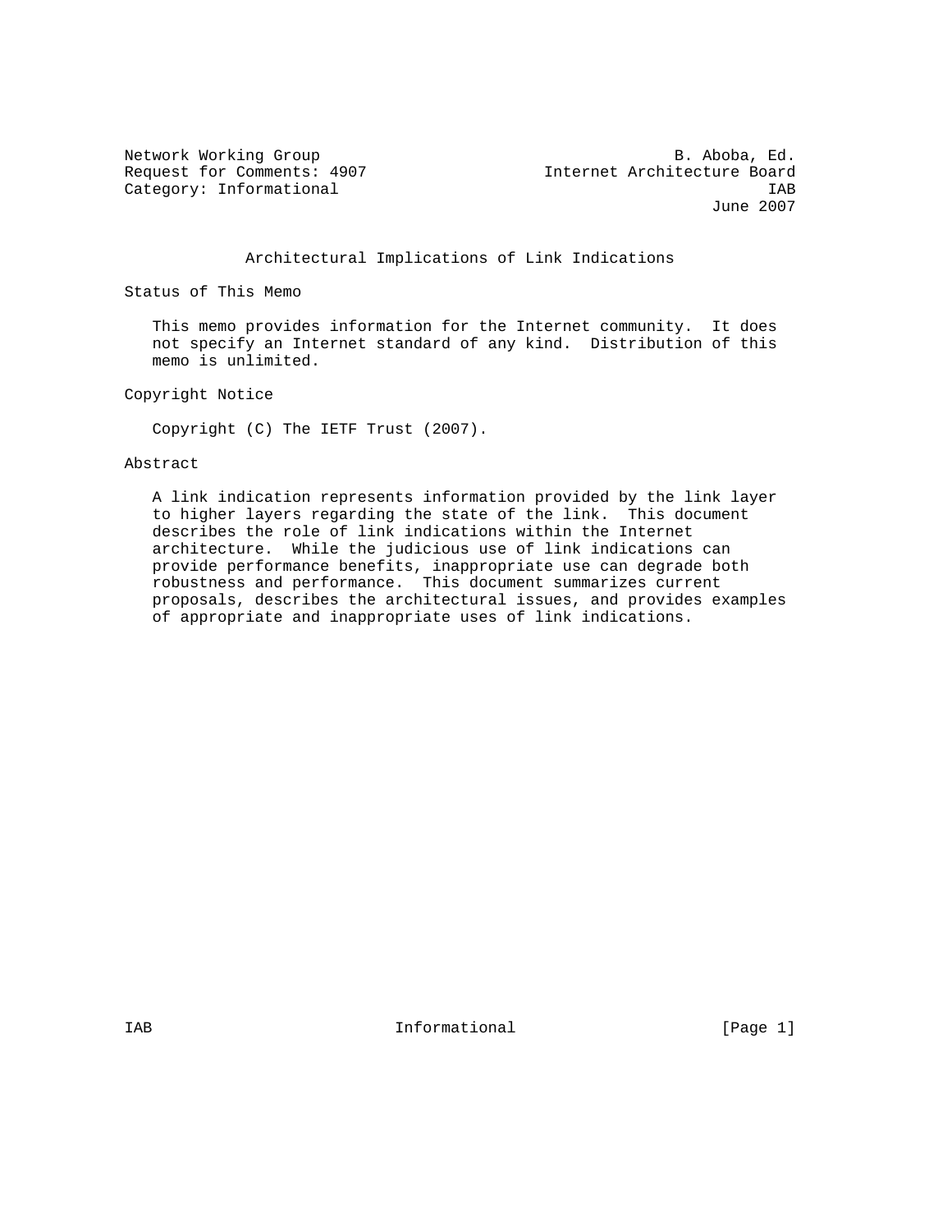Network Working Group B. Aboba, Ed.
Request for Comments: 4907 Internet Architecture Board
Category: Informational IAB
June 2007

# Architectural Implications of Link Indications

## Status of This Memo

This memo provides information for the Internet community. It does not specify an Internet standard of any kind. Distribution of this memo is unlimited.

## Copyright Notice

Copyright (C) The IETF Trust (2007).

## Abstract

A link indication represents information provided by the link layer to higher layers regarding the state of the link. This document describes the role of link indications within the Internet architecture. While the judicious use of link indications can provide performance benefits, inappropriate use can degrade both robustness and performance. This document summarizes current proposals, describes the architectural issues, and provides examples of appropriate and inappropriate uses of link indications.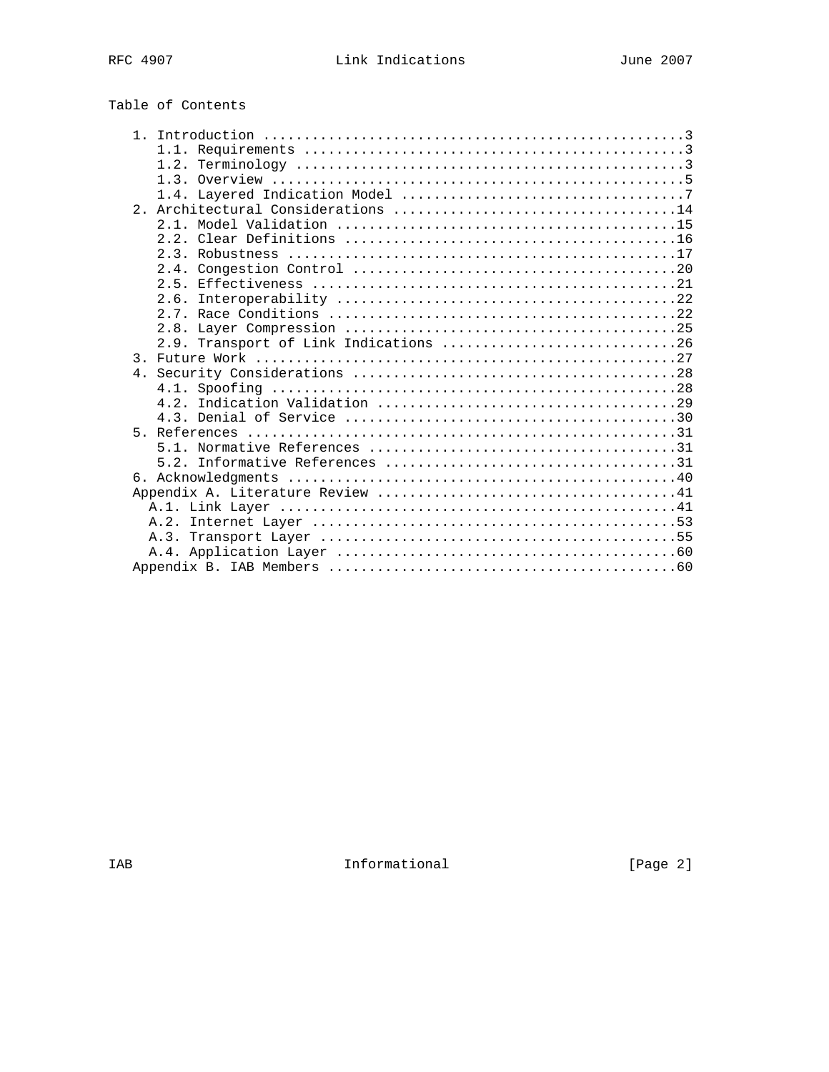## Table of Contents

```
   1. Introduction ....................................................3
      1.1. Requirements ...............................................3
      1.2. Terminology ................................................3
      1.3. Overview ...................................................5
      1.4. Layered Indication Model ...................................7
   2. Architectural Considerations ...................................14
      2.1. Model Validation ..........................................15
      2.2. Clear Definitions .........................................16
      2.3. Robustness ................................................17
      2.4. Congestion Control ........................................20
      2.5. Effectiveness .............................................21
      2.6. Interoperability ..........................................22
      2.7. Race Conditions ...........................................22
      2.8. Layer Compression .........................................25
      2.9. Transport of Link Indications .............................26
   3. Future Work ....................................................27
   4. Security Considerations ........................................28
      4.1. Spoofing ..................................................28
      4.2. Indication Validation .....................................29
      4.3. Denial of Service .........................................30
   5. References .....................................................31
      5.1. Normative References ......................................31
      5.2. Informative References ....................................31
   6. Acknowledgments ................................................40
   Appendix A. Literature Review .....................................41
     A.1. Link Layer .................................................41
     A.2. Internet Layer .............................................53
     A.3. Transport Layer ............................................55
     A.4. Application Layer ..........................................60
   Appendix B. IAB Members ...........................................60
```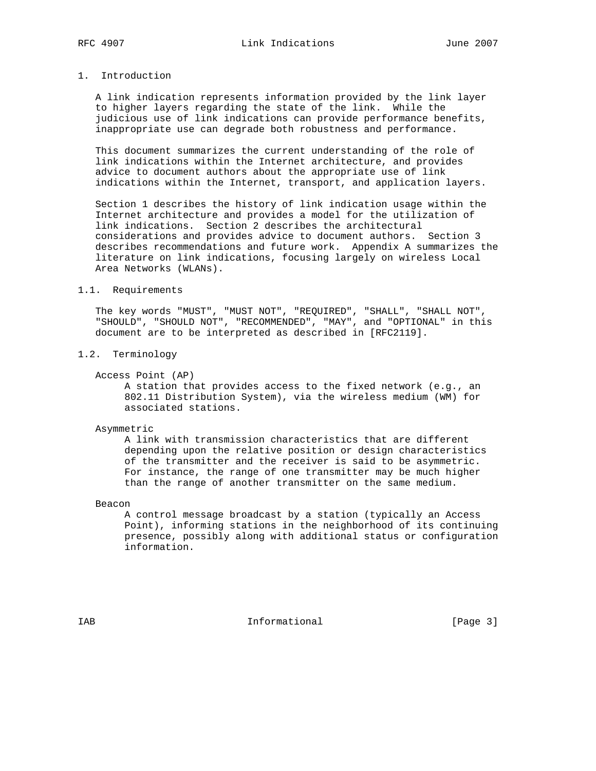# 1. Introduction

A link indication represents information provided by the link layer to higher layers regarding the state of the link. While the judicious use of link indications can provide performance benefits, inappropriate use can degrade both robustness and performance.

This document summarizes the current understanding of the role of link indications within the Internet architecture, and provides advice to document authors about the appropriate use of link indications within the Internet, transport, and application layers.

Section 1 describes the history of link indication usage within the Internet architecture and provides a model for the utilization of link indications. Section 2 describes the architectural considerations and provides advice to document authors. Section 3 describes recommendations and future work. Appendix A summarizes the literature on link indications, focusing largely on wireless Local Area Networks (WLANs).

## 1.1. Requirements

The key words "MUST", "MUST NOT", "REQUIRED", "SHALL", "SHALL NOT", "SHOULD", "SHOULD NOT", "RECOMMENDED", "MAY", and "OPTIONAL" in this document are to be interpreted as described in [RFC2119].

## 1.2. Terminology

Access Point (AP)
: A station that provides access to the fixed network (e.g., an 802.11 Distribution System), via the wireless medium (WM) for associated stations.

Asymmetric
: A link with transmission characteristics that are different depending upon the relative position or design characteristics of the transmitter and the receiver is said to be asymmetric. For instance, the range of one transmitter may be much higher than the range of another transmitter on the same medium.

Beacon
: A control message broadcast by a station (typically an Access Point), informing stations in the neighborhood of its continuing presence, possibly along with additional status or configuration information.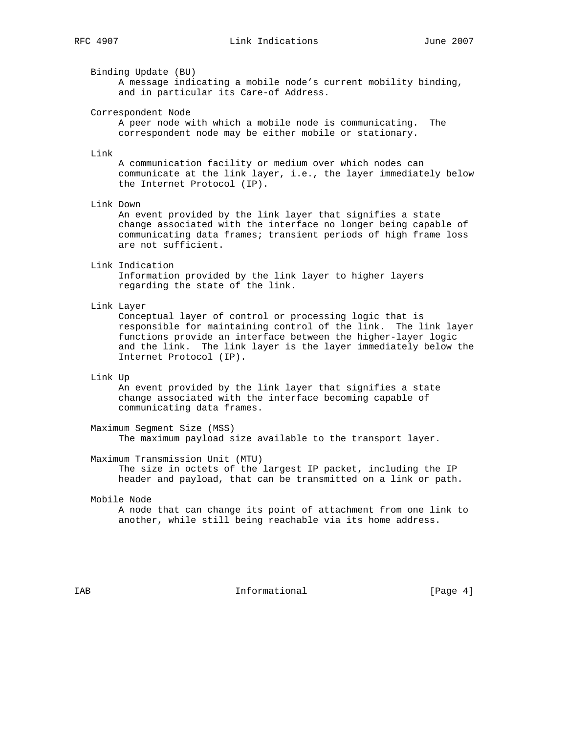Binding Update (BU)
A message indicating a mobile node's current mobility binding, and in particular its Care-of Address.

Correspondent Node
A peer node with which a mobile node is communicating. The correspondent node may be either mobile or stationary.

Link
A communication facility or medium over which nodes can communicate at the link layer, i.e., the layer immediately below the Internet Protocol (IP).

Link Down
An event provided by the link layer that signifies a state change associated with the interface no longer being capable of communicating data frames; transient periods of high frame loss are not sufficient.

Link Indication
Information provided by the link layer to higher layers regarding the state of the link.

Link Layer
Conceptual layer of control or processing logic that is responsible for maintaining control of the link. The link layer functions provide an interface between the higher-layer logic and the link. The link layer is the layer immediately below the Internet Protocol (IP).

Link Up
An event provided by the link layer that signifies a state change associated with the interface becoming capable of communicating data frames.

Maximum Segment Size (MSS)
The maximum payload size available to the transport layer.

Maximum Transmission Unit (MTU)
The size in octets of the largest IP packet, including the IP header and payload, that can be transmitted on a link or path.

Mobile Node
A node that can change its point of attachment from one link to another, while still being reachable via its home address.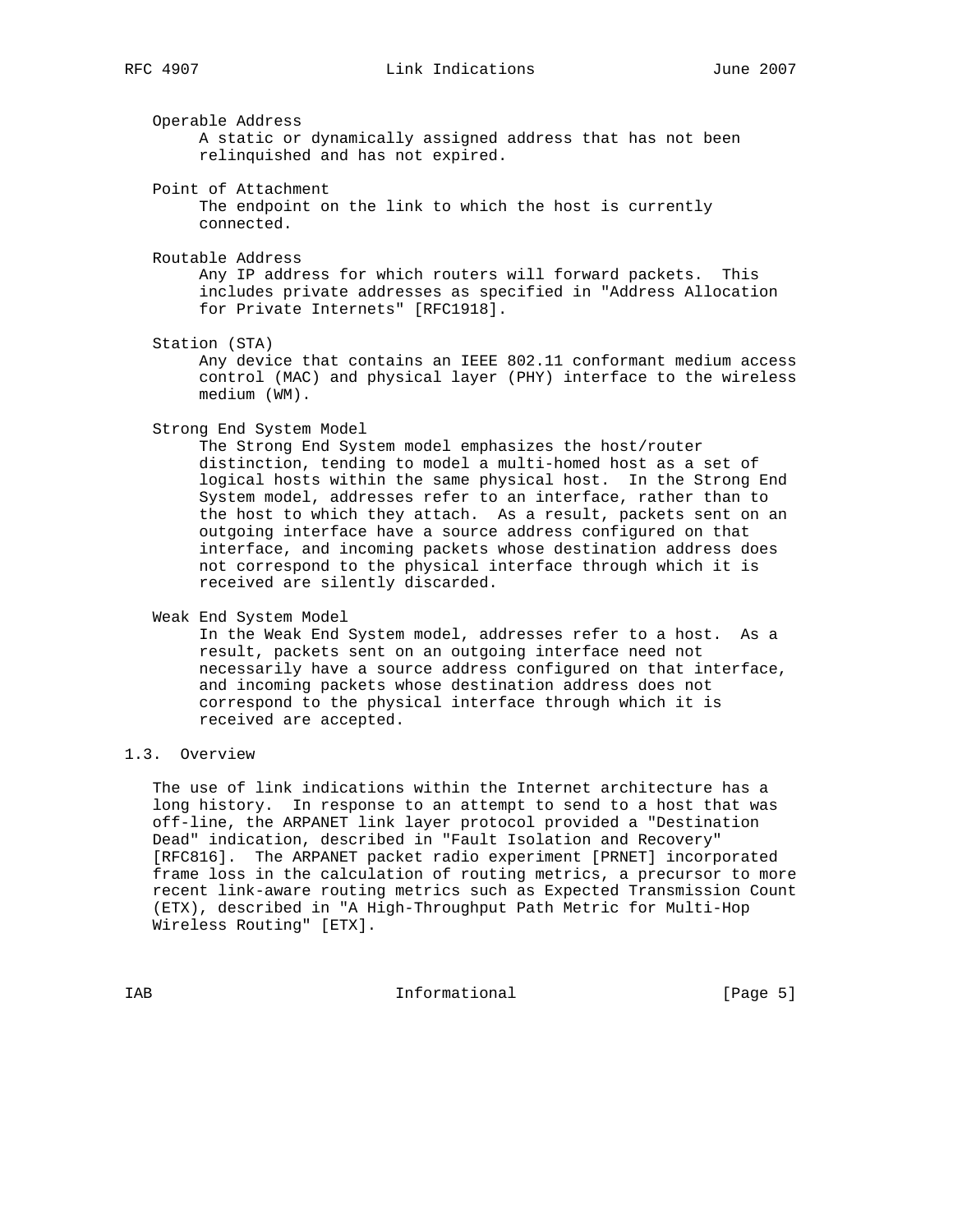Operable Address
: A static or dynamically assigned address that has not been relinquished and has not expired.

Point of Attachment
: The endpoint on the link to which the host is currently connected.

Routable Address
: Any IP address for which routers will forward packets. This includes private addresses as specified in "Address Allocation for Private Internets" [RFC1918].

Station (STA)
: Any device that contains an IEEE 802.11 conformant medium access control (MAC) and physical layer (PHY) interface to the wireless medium (WM).

Strong End System Model
: The Strong End System model emphasizes the host/router distinction, tending to model a multi-homed host as a set of logical hosts within the same physical host. In the Strong End System model, addresses refer to an interface, rather than to the host to which they attach. As a result, packets sent on an outgoing interface have a source address configured on that interface, and incoming packets whose destination address does not correspond to the physical interface through which it is received are silently discarded.

Weak End System Model
: In the Weak End System model, addresses refer to a host. As a result, packets sent on an outgoing interface need not necessarily have a source address configured on that interface, and incoming packets whose destination address does not correspond to the physical interface through which it is received are accepted.

## 1.3. Overview

The use of link indications within the Internet architecture has a long history. In response to an attempt to send to a host that was off-line, the ARPANET link layer protocol provided a "Destination Dead" indication, described in "Fault Isolation and Recovery" [RFC816]. The ARPANET packet radio experiment [PRNET] incorporated frame loss in the calculation of routing metrics, a precursor to more recent link-aware routing metrics such as Expected Transmission Count (ETX), described in "A High-Throughput Path Metric for Multi-Hop Wireless Routing" [ETX].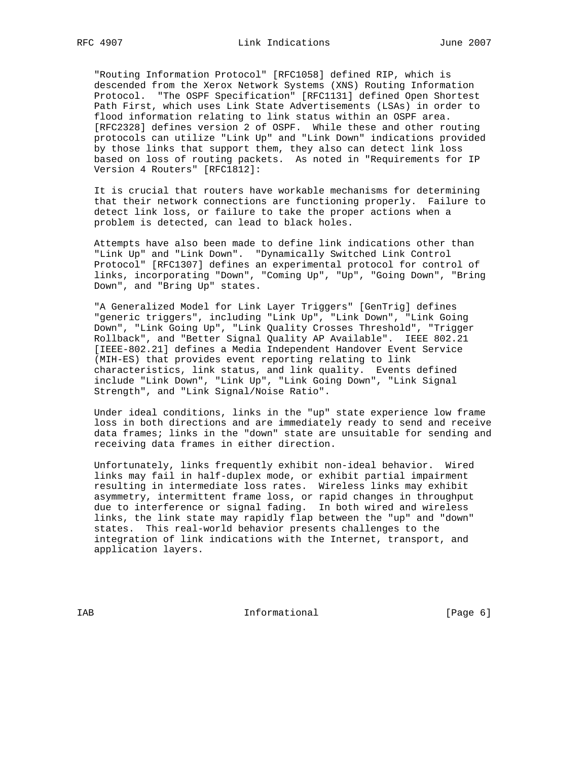"Routing Information Protocol" [RFC1058] defined RIP, which is descended from the Xerox Network Systems (XNS) Routing Information Protocol. "The OSPF Specification" [RFC1131] defined Open Shortest Path First, which uses Link State Advertisements (LSAs) in order to flood information relating to link status within an OSPF area. [RFC2328] defines version 2 of OSPF. While these and other routing protocols can utilize "Link Up" and "Link Down" indications provided by those links that support them, they also can detect link loss based on loss of routing packets. As noted in "Requirements for IP Version 4 Routers" [RFC1812]:

It is crucial that routers have workable mechanisms for determining that their network connections are functioning properly. Failure to detect link loss, or failure to take the proper actions when a problem is detected, can lead to black holes.

Attempts have also been made to define link indications other than "Link Up" and "Link Down". "Dynamically Switched Link Control Protocol" [RFC1307] defines an experimental protocol for control of links, incorporating "Down", "Coming Up", "Up", "Going Down", "Bring Down", and "Bring Up" states.

"A Generalized Model for Link Layer Triggers" [GenTrig] defines "generic triggers", including "Link Up", "Link Down", "Link Going Down", "Link Going Up", "Link Quality Crosses Threshold", "Trigger Rollback", and "Better Signal Quality AP Available". IEEE 802.21 [IEEE-802.21] defines a Media Independent Handover Event Service (MIH-ES) that provides event reporting relating to link characteristics, link status, and link quality. Events defined include "Link Down", "Link Up", "Link Going Down", "Link Signal Strength", and "Link Signal/Noise Ratio".

Under ideal conditions, links in the "up" state experience low frame loss in both directions and are immediately ready to send and receive data frames; links in the "down" state are unsuitable for sending and receiving data frames in either direction.

Unfortunately, links frequently exhibit non-ideal behavior. Wired links may fail in half-duplex mode, or exhibit partial impairment resulting in intermediate loss rates. Wireless links may exhibit asymmetry, intermittent frame loss, or rapid changes in throughput due to interference or signal fading. In both wired and wireless links, the link state may rapidly flap between the "up" and "down" states. This real-world behavior presents challenges to the integration of link indications with the Internet, transport, and application layers.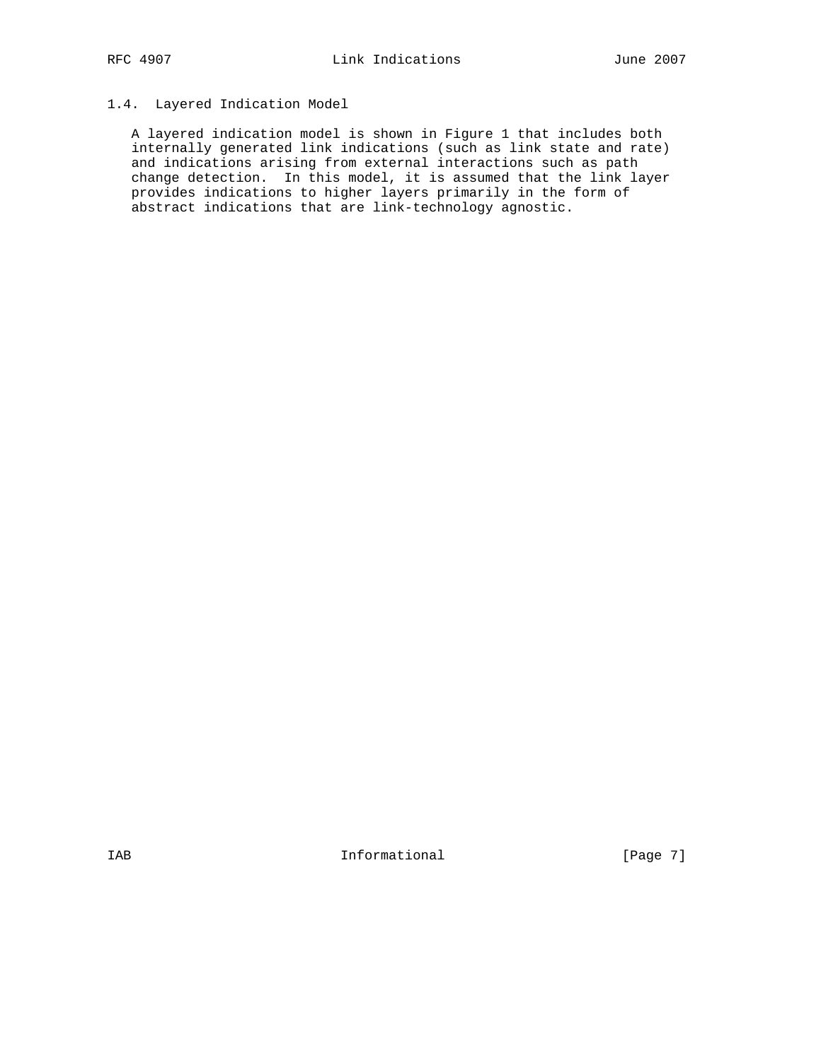## 1.4. Layered Indication Model

A layered indication model is shown in Figure 1 that includes both internally generated link indications (such as link state and rate) and indications arising from external interactions such as path change detection. In this model, it is assumed that the link layer provides indications to higher layers primarily in the form of abstract indications that are link-technology agnostic.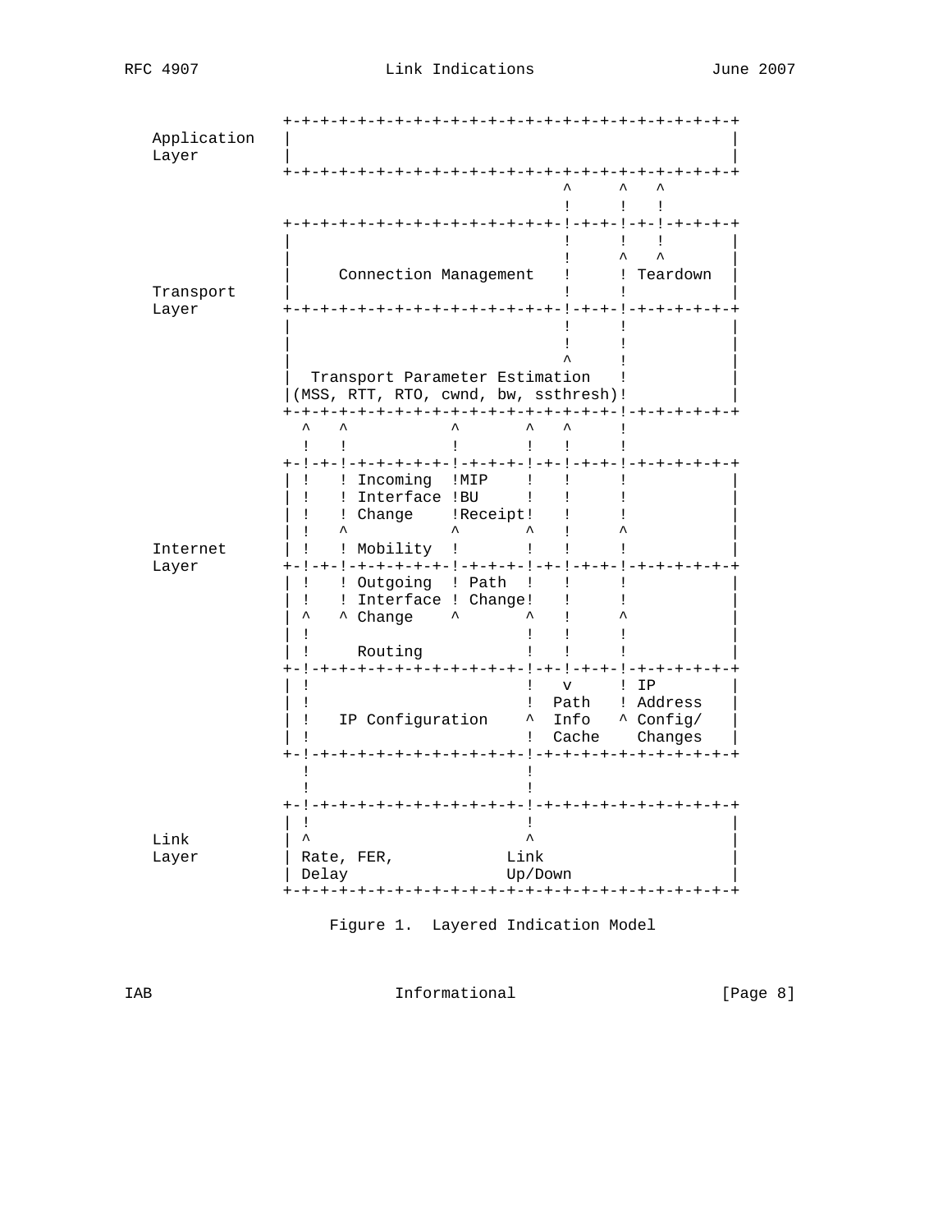```
                 +-+-+-+-+-+-+-+-+-+-+-+-+-+-+-+-+-+-+-+-+-+-+-+-+-+
   Application   |                                                 |
   Layer         |                                                 |
                 +-+-+-+-+-+-+-+-+-+-+-+-+-+-+-+-+-+-+-+-+-+-+-+-+-+
                                              ^      ^   ^
                                              !      !   !
                 +-+-+-+-+-+-+-+-+-+-+-+-+-+-+!-+-+-!-+-!-+-+-+-+-+
                 |                            !      !   !         |
                 |                            !      ^   ^         |
                 |     Connection Management   !      ! Teardown   |
   Transport     |                            !      !             |
   Layer         +-+-+-+-+-+-+-+-+-+-+-+-+-+-+!-+-+-!-+-+-+-+-+-+-+
                 |                            !      !             |
                 |                            !      !             |
                 |                            ^      !             |
                 |  Transport Parameter Estimation   !             |
                 |(MSS, RTT, RTO, cwnd, bw, ssthresh)!             |
                 +-+-+-+-+-+-+-+-+-+-+-+-+-+-+-+-+-+-!-+-+-+-+-+-+-+
                   ^   ^           ^       ^   ^     !
                   !   !           !       !   !     !
                 +-!-+-!-+-+-+-+-+-!-+-+-+-!-+-!-+-+-!-+-+-+-+-+-+-+
                 | !   ! Incoming  !MIP    !   !     !             |
                 | !   ! Interface !BU     !   !     !             |
                 | !   ! Change    !Receipt!   !     !             |
                 | !   ^           ^       ^   !     ^             |
   Internet      | !   ! Mobility  !       !   !     !             |
   Layer         +-!-+-!-+-+-+-+-+-!-+-+-+-!-+-!-+-+-!-+-+-+-+-+-+-+
                 | !   ! Outgoing  ! Path  !   !     !             |
                 | !   ! Interface ! Change!   !     !             |
                 | ^   ^ Change    ^       ^   !     ^             |
                 | !                       !   !     !             |
                 | !     Routing           !   !     !             |
                 +-!-+-+-+-+-+-+-+-+-+-+-+-!-+-!-+-+-!-+-+-+-+-+-+-+
                 | !                       !   v     ! IP          |
                 | !                       !  Path   ! Address     |
                 | !   IP Configuration    ^  Info   ^ Config/     |
                 | !                       !  Cache    Changes     |
                 +-!-+-+-+-+-+-+-+-+-+-+-+-!-+-+-+-+-+-+-+-+-+-+-+-+
                   !                       !
                   !                       !
                 +-!-+-+-+-+-+-+-+-+-+-+-+-!-+-+-+-+-+-+-+-+-+-+-+-+
                 | !                       !                       |
   Link          | ^                       ^                       |
   Layer         | Rate, FER,            Link                      |
                 | Delay                 Up/Down                   |
                 +-+-+-+-+-+-+-+-+-+-+-+-+-+-+-+-+-+-+-+-+-+-+-+-+-+

                      Figure 1.  Layered Indication Model
```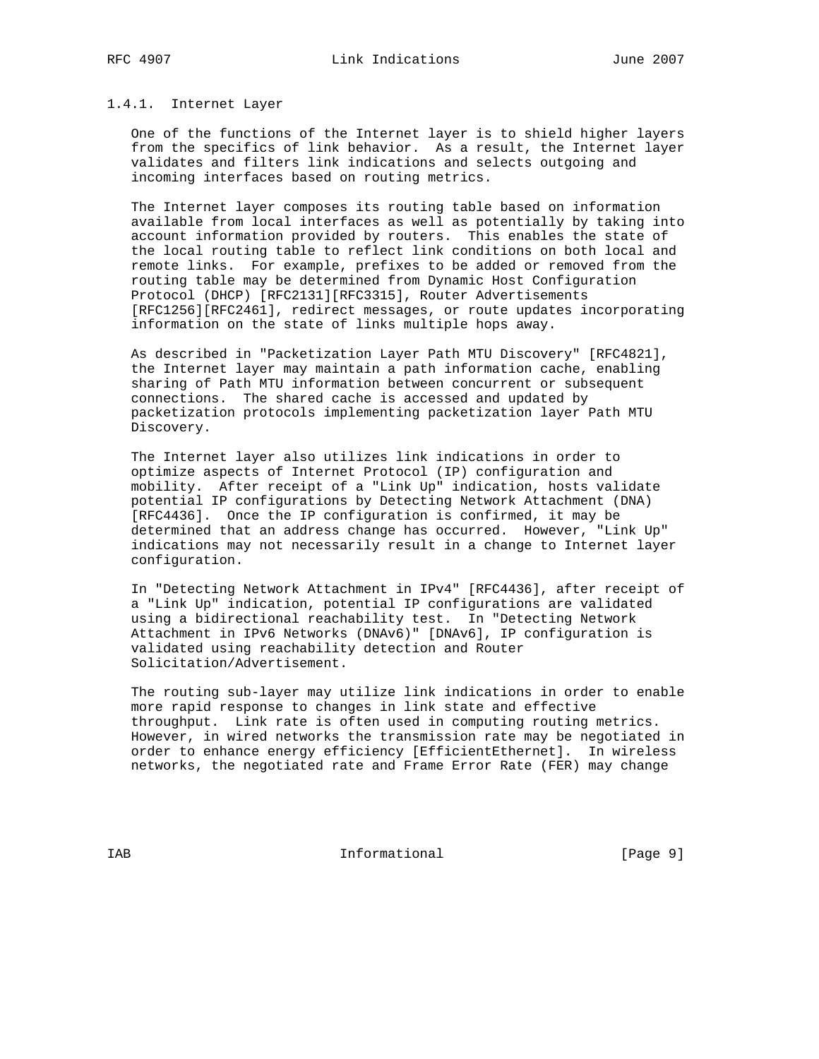### 1.4.1. Internet Layer

One of the functions of the Internet layer is to shield higher layers from the specifics of link behavior. As a result, the Internet layer validates and filters link indications and selects outgoing and incoming interfaces based on routing metrics.

The Internet layer composes its routing table based on information available from local interfaces as well as potentially by taking into account information provided by routers. This enables the state of the local routing table to reflect link conditions on both local and remote links. For example, prefixes to be added or removed from the routing table may be determined from Dynamic Host Configuration Protocol (DHCP) [RFC2131][RFC3315], Router Advertisements [RFC1256][RFC2461], redirect messages, or route updates incorporating information on the state of links multiple hops away.

As described in "Packetization Layer Path MTU Discovery" [RFC4821], the Internet layer may maintain a path information cache, enabling sharing of Path MTU information between concurrent or subsequent connections. The shared cache is accessed and updated by packetization protocols implementing packetization layer Path MTU Discovery.

The Internet layer also utilizes link indications in order to optimize aspects of Internet Protocol (IP) configuration and mobility. After receipt of a "Link Up" indication, hosts validate potential IP configurations by Detecting Network Attachment (DNA) [RFC4436]. Once the IP configuration is confirmed, it may be determined that an address change has occurred. However, "Link Up" indications may not necessarily result in a change to Internet layer configuration.

In "Detecting Network Attachment in IPv4" [RFC4436], after receipt of a "Link Up" indication, potential IP configurations are validated using a bidirectional reachability test. In "Detecting Network Attachment in IPv6 Networks (DNAv6)" [DNAv6], IP configuration is validated using reachability detection and Router Solicitation/Advertisement.

The routing sub-layer may utilize link indications in order to enable more rapid response to changes in link state and effective throughput. Link rate is often used in computing routing metrics. However, in wired networks the transmission rate may be negotiated in order to enhance energy efficiency [EfficientEthernet]. In wireless networks, the negotiated rate and Frame Error Rate (FER) may change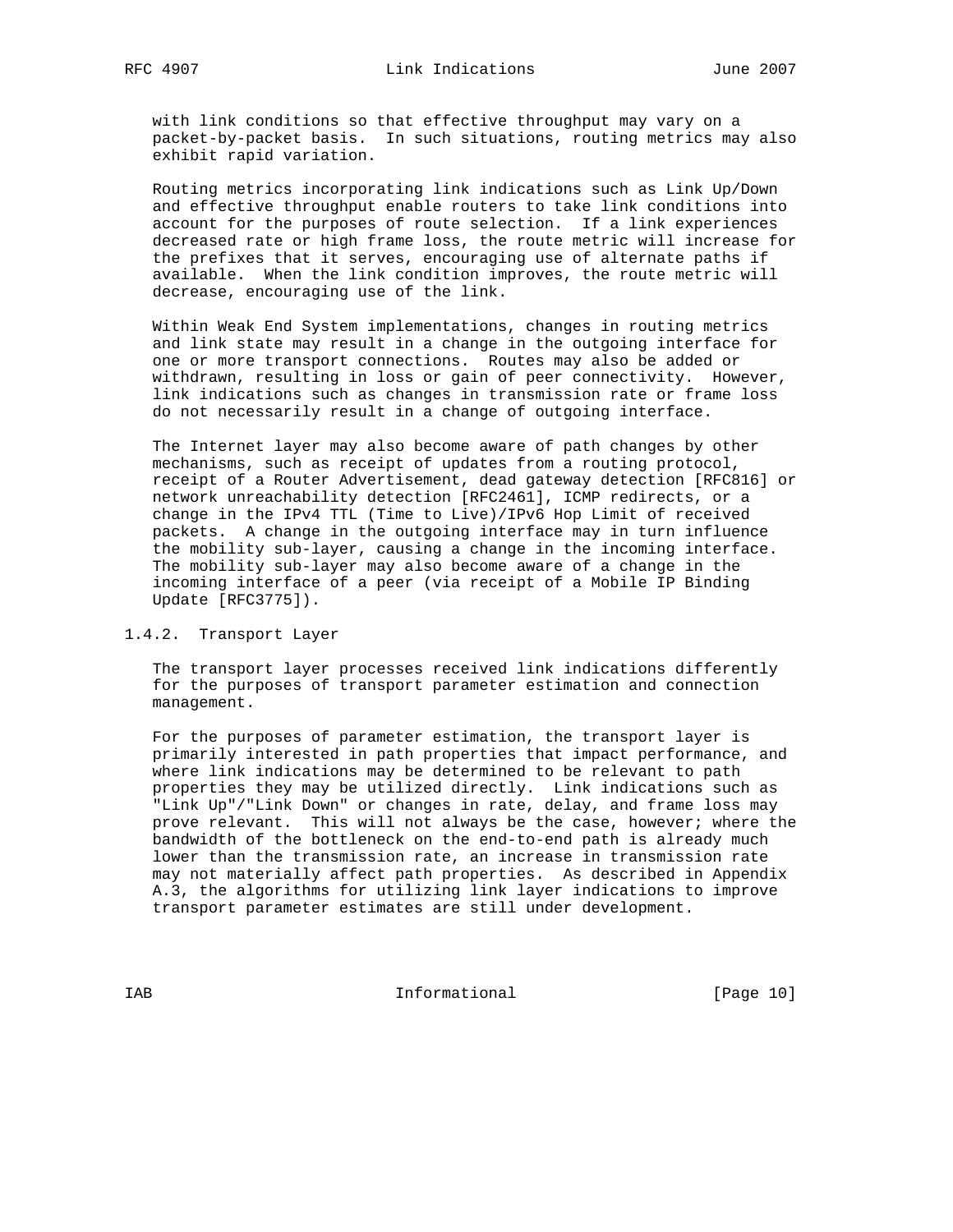with link conditions so that effective throughput may vary on a packet-by-packet basis. In such situations, routing metrics may also exhibit rapid variation.

Routing metrics incorporating link indications such as Link Up/Down and effective throughput enable routers to take link conditions into account for the purposes of route selection. If a link experiences decreased rate or high frame loss, the route metric will increase for the prefixes that it serves, encouraging use of alternate paths if available. When the link condition improves, the route metric will decrease, encouraging use of the link.

Within Weak End System implementations, changes in routing metrics and link state may result in a change in the outgoing interface for one or more transport connections. Routes may also be added or withdrawn, resulting in loss or gain of peer connectivity. However, link indications such as changes in transmission rate or frame loss do not necessarily result in a change of outgoing interface.

The Internet layer may also become aware of path changes by other mechanisms, such as receipt of updates from a routing protocol, receipt of a Router Advertisement, dead gateway detection [RFC816] or network unreachability detection [RFC2461], ICMP redirects, or a change in the IPv4 TTL (Time to Live)/IPv6 Hop Limit of received packets. A change in the outgoing interface may in turn influence the mobility sub-layer, causing a change in the incoming interface. The mobility sub-layer may also become aware of a change in the incoming interface of a peer (via receipt of a Mobile IP Binding Update [RFC3775]).

### 1.4.2. Transport Layer

The transport layer processes received link indications differently for the purposes of transport parameter estimation and connection management.

For the purposes of parameter estimation, the transport layer is primarily interested in path properties that impact performance, and where link indications may be determined to be relevant to path properties they may be utilized directly. Link indications such as "Link Up"/"Link Down" or changes in rate, delay, and frame loss may prove relevant. This will not always be the case, however; where the bandwidth of the bottleneck on the end-to-end path is already much lower than the transmission rate, an increase in transmission rate may not materially affect path properties. As described in Appendix A.3, the algorithms for utilizing link layer indications to improve transport parameter estimates are still under development.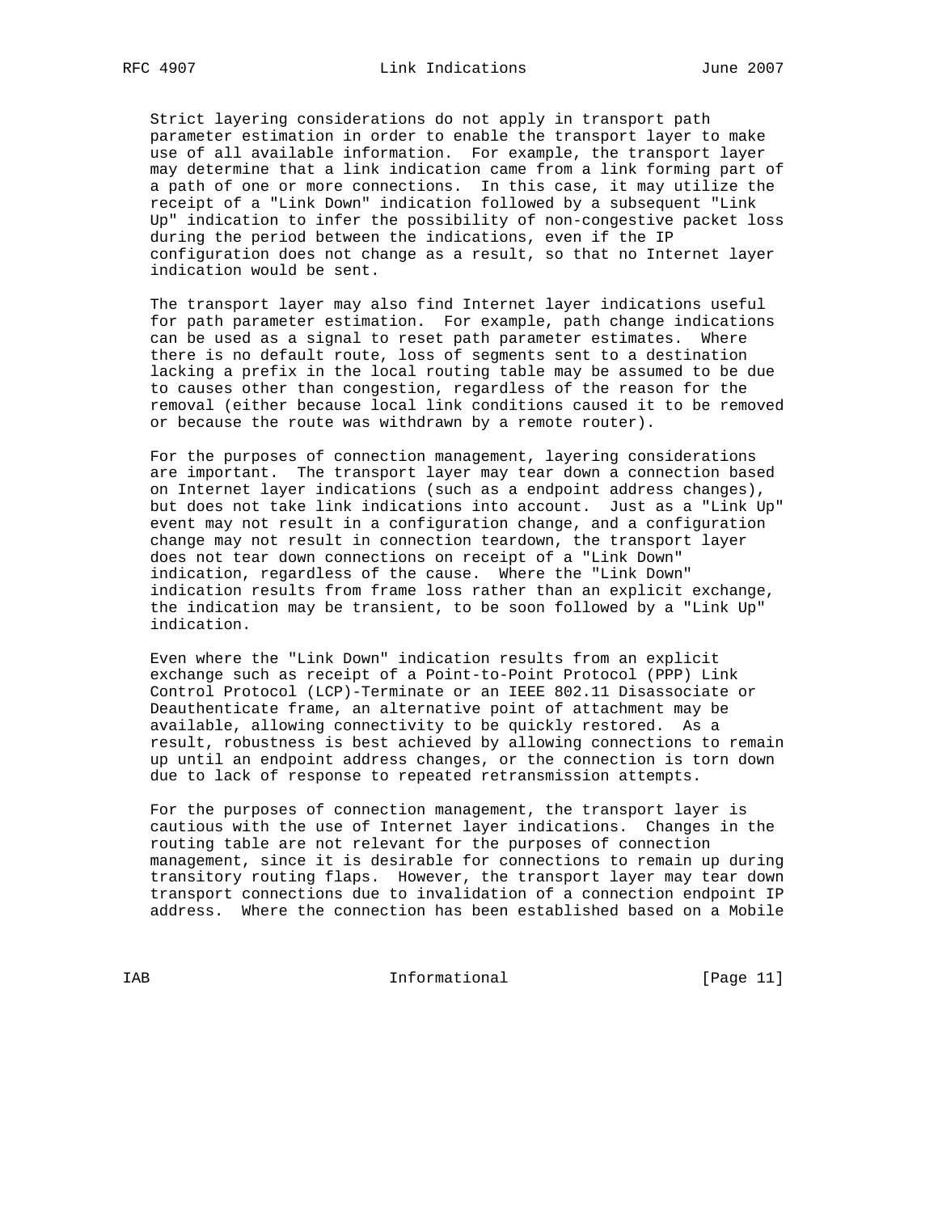Strict layering considerations do not apply in transport path parameter estimation in order to enable the transport layer to make use of all available information. For example, the transport layer may determine that a link indication came from a link forming part of a path of one or more connections. In this case, it may utilize the receipt of a "Link Down" indication followed by a subsequent "Link Up" indication to infer the possibility of non-congestive packet loss during the period between the indications, even if the IP configuration does not change as a result, so that no Internet layer indication would be sent.

The transport layer may also find Internet layer indications useful for path parameter estimation. For example, path change indications can be used as a signal to reset path parameter estimates. Where there is no default route, loss of segments sent to a destination lacking a prefix in the local routing table may be assumed to be due to causes other than congestion, regardless of the reason for the removal (either because local link conditions caused it to be removed or because the route was withdrawn by a remote router).

For the purposes of connection management, layering considerations are important. The transport layer may tear down a connection based on Internet layer indications (such as a endpoint address changes), but does not take link indications into account. Just as a "Link Up" event may not result in a configuration change, and a configuration change may not result in connection teardown, the transport layer does not tear down connections on receipt of a "Link Down" indication, regardless of the cause. Where the "Link Down" indication results from frame loss rather than an explicit exchange, the indication may be transient, to be soon followed by a "Link Up" indication.

Even where the "Link Down" indication results from an explicit exchange such as receipt of a Point-to-Point Protocol (PPP) Link Control Protocol (LCP)-Terminate or an IEEE 802.11 Disassociate or Deauthenticate frame, an alternative point of attachment may be available, allowing connectivity to be quickly restored. As a result, robustness is best achieved by allowing connections to remain up until an endpoint address changes, or the connection is torn down due to lack of response to repeated retransmission attempts.

For the purposes of connection management, the transport layer is cautious with the use of Internet layer indications. Changes in the routing table are not relevant for the purposes of connection management, since it is desirable for connections to remain up during transitory routing flaps. However, the transport layer may tear down transport connections due to invalidation of a connection endpoint IP address. Where the connection has been established based on a Mobile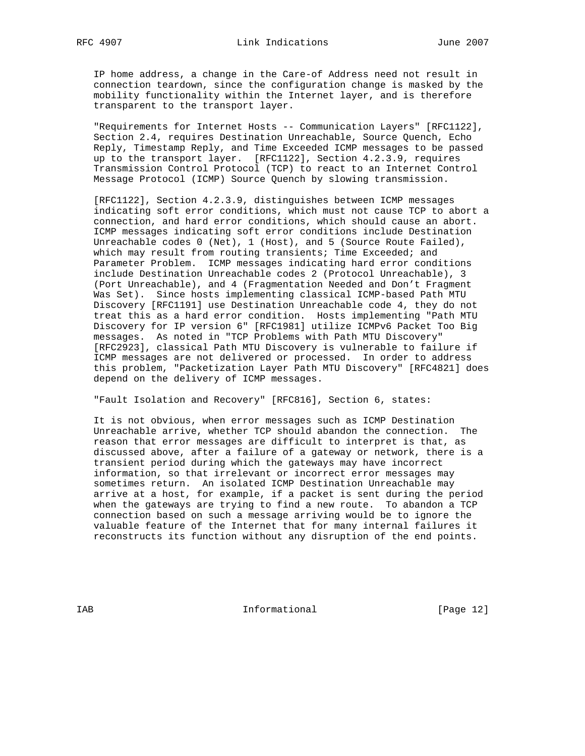IP home address, a change in the Care-of Address need not result in connection teardown, since the configuration change is masked by the mobility functionality within the Internet layer, and is therefore transparent to the transport layer.

"Requirements for Internet Hosts -- Communication Layers" [RFC1122], Section 2.4, requires Destination Unreachable, Source Quench, Echo Reply, Timestamp Reply, and Time Exceeded ICMP messages to be passed up to the transport layer. [RFC1122], Section 4.2.3.9, requires Transmission Control Protocol (TCP) to react to an Internet Control Message Protocol (ICMP) Source Quench by slowing transmission.

[RFC1122], Section 4.2.3.9, distinguishes between ICMP messages indicating soft error conditions, which must not cause TCP to abort a connection, and hard error conditions, which should cause an abort. ICMP messages indicating soft error conditions include Destination Unreachable codes 0 (Net), 1 (Host), and 5 (Source Route Failed), which may result from routing transients; Time Exceeded; and Parameter Problem. ICMP messages indicating hard error conditions include Destination Unreachable codes 2 (Protocol Unreachable), 3 (Port Unreachable), and 4 (Fragmentation Needed and Don't Fragment Was Set). Since hosts implementing classical ICMP-based Path MTU Discovery [RFC1191] use Destination Unreachable code 4, they do not treat this as a hard error condition. Hosts implementing "Path MTU Discovery for IP version 6" [RFC1981] utilize ICMPv6 Packet Too Big messages. As noted in "TCP Problems with Path MTU Discovery" [RFC2923], classical Path MTU Discovery is vulnerable to failure if ICMP messages are not delivered or processed. In order to address this problem, "Packetization Layer Path MTU Discovery" [RFC4821] does depend on the delivery of ICMP messages.

"Fault Isolation and Recovery" [RFC816], Section 6, states:

It is not obvious, when error messages such as ICMP Destination Unreachable arrive, whether TCP should abandon the connection. The reason that error messages are difficult to interpret is that, as discussed above, after a failure of a gateway or network, there is a transient period during which the gateways may have incorrect information, so that irrelevant or incorrect error messages may sometimes return. An isolated ICMP Destination Unreachable may arrive at a host, for example, if a packet is sent during the period when the gateways are trying to find a new route. To abandon a TCP connection based on such a message arriving would be to ignore the valuable feature of the Internet that for many internal failures it reconstructs its function without any disruption of the end points.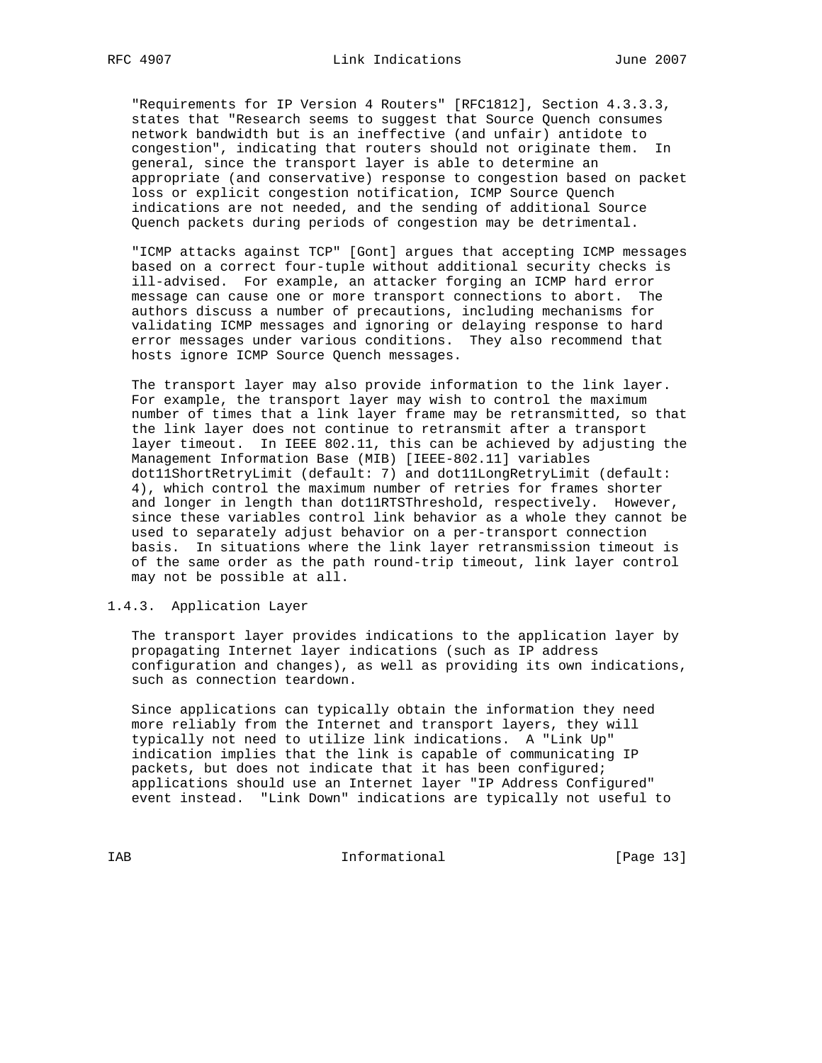"Requirements for IP Version 4 Routers" [RFC1812], Section 4.3.3.3, states that "Research seems to suggest that Source Quench consumes network bandwidth but is an ineffective (and unfair) antidote to congestion", indicating that routers should not originate them. In general, since the transport layer is able to determine an appropriate (and conservative) response to congestion based on packet loss or explicit congestion notification, ICMP Source Quench indications are not needed, and the sending of additional Source Quench packets during periods of congestion may be detrimental.

"ICMP attacks against TCP" [Gont] argues that accepting ICMP messages based on a correct four-tuple without additional security checks is ill-advised. For example, an attacker forging an ICMP hard error message can cause one or more transport connections to abort. The authors discuss a number of precautions, including mechanisms for validating ICMP messages and ignoring or delaying response to hard error messages under various conditions. They also recommend that hosts ignore ICMP Source Quench messages.

The transport layer may also provide information to the link layer. For example, the transport layer may wish to control the maximum number of times that a link layer frame may be retransmitted, so that the link layer does not continue to retransmit after a transport layer timeout. In IEEE 802.11, this can be achieved by adjusting the Management Information Base (MIB) [IEEE-802.11] variables dot11ShortRetryLimit (default: 7) and dot11LongRetryLimit (default: 4), which control the maximum number of retries for frames shorter and longer in length than dot11RTSThreshold, respectively. However, since these variables control link behavior as a whole they cannot be used to separately adjust behavior on a per-transport connection basis. In situations where the link layer retransmission timeout is of the same order as the path round-trip timeout, link layer control may not be possible at all.

### 1.4.3. Application Layer

The transport layer provides indications to the application layer by propagating Internet layer indications (such as IP address configuration and changes), as well as providing its own indications, such as connection teardown.

Since applications can typically obtain the information they need more reliably from the Internet and transport layers, they will typically not need to utilize link indications. A "Link Up" indication implies that the link is capable of communicating IP packets, but does not indicate that it has been configured; applications should use an Internet layer "IP Address Configured" event instead. "Link Down" indications are typically not useful to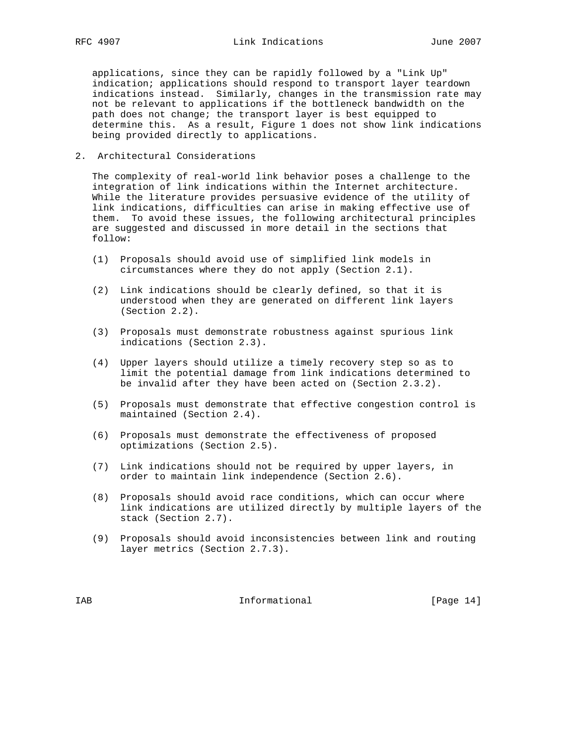applications, since they can be rapidly followed by a "Link Up" indication; applications should respond to transport layer teardown indications instead. Similarly, changes in the transmission rate may not be relevant to applications if the bottleneck bandwidth on the path does not change; the transport layer is best equipped to determine this. As a result, Figure 1 does not show link indications being provided directly to applications.

## 2. Architectural Considerations

The complexity of real-world link behavior poses a challenge to the integration of link indications within the Internet architecture. While the literature provides persuasive evidence of the utility of link indications, difficulties can arise in making effective use of them. To avoid these issues, the following architectural principles are suggested and discussed in more detail in the sections that follow:

(1) Proposals should avoid use of simplified link models in circumstances where they do not apply (Section 2.1).

(2) Link indications should be clearly defined, so that it is understood when they are generated on different link layers (Section 2.2).

(3) Proposals must demonstrate robustness against spurious link indications (Section 2.3).

(4) Upper layers should utilize a timely recovery step so as to limit the potential damage from link indications determined to be invalid after they have been acted on (Section 2.3.2).

(5) Proposals must demonstrate that effective congestion control is maintained (Section 2.4).

(6) Proposals must demonstrate the effectiveness of proposed optimizations (Section 2.5).

(7) Link indications should not be required by upper layers, in order to maintain link independence (Section 2.6).

(8) Proposals should avoid race conditions, which can occur where link indications are utilized directly by multiple layers of the stack (Section 2.7).

(9) Proposals should avoid inconsistencies between link and routing layer metrics (Section 2.7.3).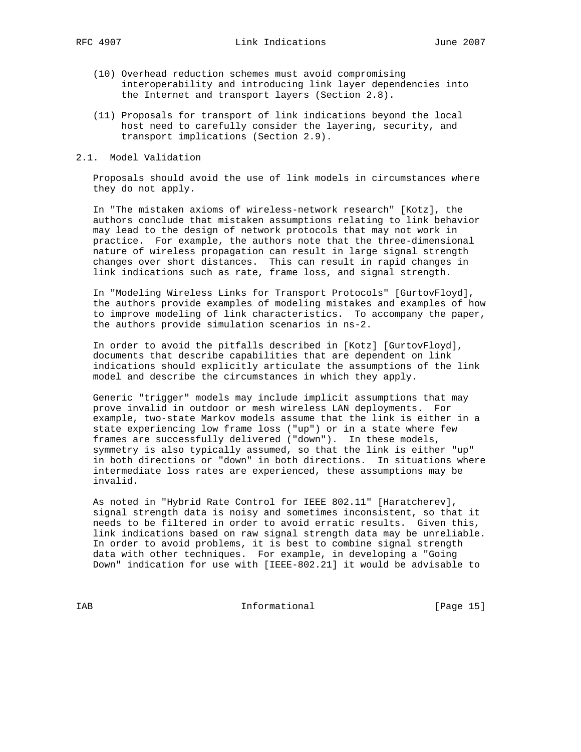(10) Overhead reduction schemes must avoid compromising interoperability and introducing link layer dependencies into the Internet and transport layers (Section 2.8).

(11) Proposals for transport of link indications beyond the local host need to carefully consider the layering, security, and transport implications (Section 2.9).

## 2.1. Model Validation

Proposals should avoid the use of link models in circumstances where they do not apply.

In "The mistaken axioms of wireless-network research" [Kotz], the authors conclude that mistaken assumptions relating to link behavior may lead to the design of network protocols that may not work in practice. For example, the authors note that the three-dimensional nature of wireless propagation can result in large signal strength changes over short distances. This can result in rapid changes in link indications such as rate, frame loss, and signal strength.

In "Modeling Wireless Links for Transport Protocols" [GurtovFloyd], the authors provide examples of modeling mistakes and examples of how to improve modeling of link characteristics. To accompany the paper, the authors provide simulation scenarios in ns-2.

In order to avoid the pitfalls described in [Kotz] [GurtovFloyd], documents that describe capabilities that are dependent on link indications should explicitly articulate the assumptions of the link model and describe the circumstances in which they apply.

Generic "trigger" models may include implicit assumptions that may prove invalid in outdoor or mesh wireless LAN deployments. For example, two-state Markov models assume that the link is either in a state experiencing low frame loss ("up") or in a state where few frames are successfully delivered ("down"). In these models, symmetry is also typically assumed, so that the link is either "up" in both directions or "down" in both directions. In situations where intermediate loss rates are experienced, these assumptions may be invalid.

As noted in "Hybrid Rate Control for IEEE 802.11" [Haratcherev], signal strength data is noisy and sometimes inconsistent, so that it needs to be filtered in order to avoid erratic results. Given this, link indications based on raw signal strength data may be unreliable. In order to avoid problems, it is best to combine signal strength data with other techniques. For example, in developing a "Going Down" indication for use with [IEEE-802.21] it would be advisable to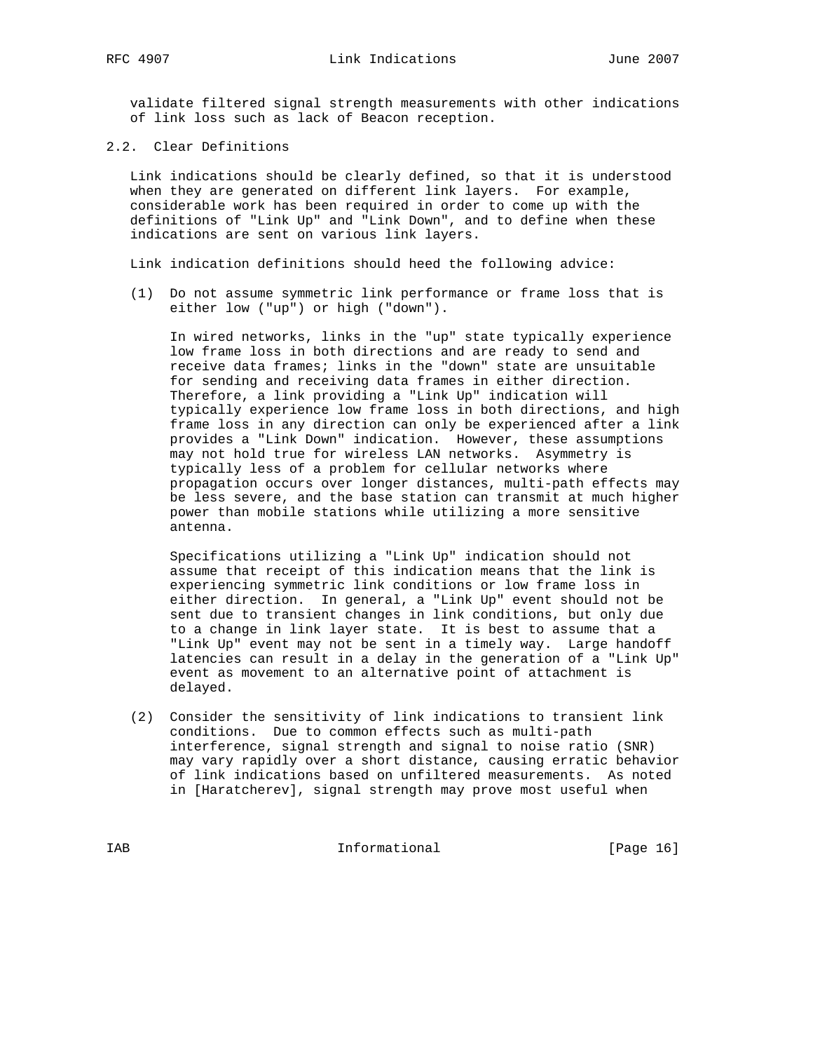validate filtered signal strength measurements with other indications of link loss such as lack of Beacon reception.

## 2.2. Clear Definitions

Link indications should be clearly defined, so that it is understood when they are generated on different link layers. For example, considerable work has been required in order to come up with the definitions of "Link Up" and "Link Down", and to define when these indications are sent on various link layers.

Link indication definitions should heed the following advice:

(1) Do not assume symmetric link performance or frame loss that is either low ("up") or high ("down").

In wired networks, links in the "up" state typically experience low frame loss in both directions and are ready to send and receive data frames; links in the "down" state are unsuitable for sending and receiving data frames in either direction. Therefore, a link providing a "Link Up" indication will typically experience low frame loss in both directions, and high frame loss in any direction can only be experienced after a link provides a "Link Down" indication. However, these assumptions may not hold true for wireless LAN networks. Asymmetry is typically less of a problem for cellular networks where propagation occurs over longer distances, multi-path effects may be less severe, and the base station can transmit at much higher power than mobile stations while utilizing a more sensitive antenna.

Specifications utilizing a "Link Up" indication should not assume that receipt of this indication means that the link is experiencing symmetric link conditions or low frame loss in either direction. In general, a "Link Up" event should not be sent due to transient changes in link conditions, but only due to a change in link layer state. It is best to assume that a "Link Up" event may not be sent in a timely way. Large handoff latencies can result in a delay in the generation of a "Link Up" event as movement to an alternative point of attachment is delayed.

(2) Consider the sensitivity of link indications to transient link conditions. Due to common effects such as multi-path interference, signal strength and signal to noise ratio (SNR) may vary rapidly over a short distance, causing erratic behavior of link indications based on unfiltered measurements. As noted in [Haratcherev], signal strength may prove most useful when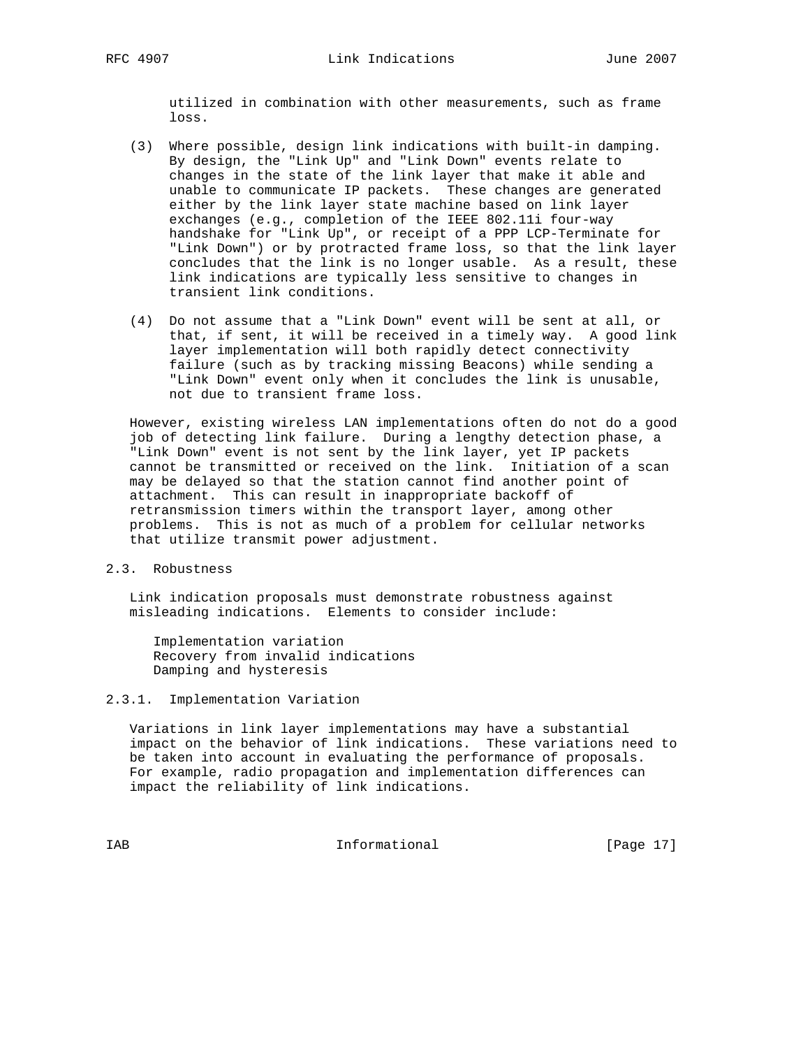utilized in combination with other measurements, such as frame loss.

(3) Where possible, design link indications with built-in damping. By design, the "Link Up" and "Link Down" events relate to changes in the state of the link layer that make it able and unable to communicate IP packets. These changes are generated either by the link layer state machine based on link layer exchanges (e.g., completion of the IEEE 802.11i four-way handshake for "Link Up", or receipt of a PPP LCP-Terminate for "Link Down") or by protracted frame loss, so that the link layer concludes that the link is no longer usable. As a result, these link indications are typically less sensitive to changes in transient link conditions.

(4) Do not assume that a "Link Down" event will be sent at all, or that, if sent, it will be received in a timely way. A good link layer implementation will both rapidly detect connectivity failure (such as by tracking missing Beacons) while sending a "Link Down" event only when it concludes the link is unusable, not due to transient frame loss.

However, existing wireless LAN implementations often do not do a good job of detecting link failure. During a lengthy detection phase, a "Link Down" event is not sent by the link layer, yet IP packets cannot be transmitted or received on the link. Initiation of a scan may be delayed so that the station cannot find another point of attachment. This can result in inappropriate backoff of retransmission timers within the transport layer, among other problems. This is not as much of a problem for cellular networks that utilize transmit power adjustment.

### 2.3. Robustness

Link indication proposals must demonstrate robustness against misleading indications. Elements to consider include:

Implementation variation
Recovery from invalid indications
Damping and hysteresis

#### 2.3.1. Implementation Variation

Variations in link layer implementations may have a substantial impact on the behavior of link indications. These variations need to be taken into account in evaluating the performance of proposals. For example, radio propagation and implementation differences can impact the reliability of link indications.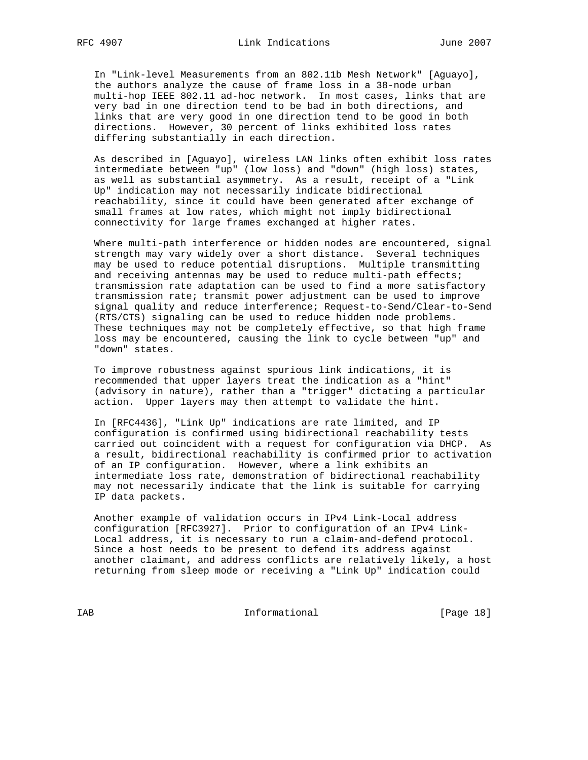In "Link-level Measurements from an 802.11b Mesh Network" [Aguayo], the authors analyze the cause of frame loss in a 38-node urban multi-hop IEEE 802.11 ad-hoc network. In most cases, links that are very bad in one direction tend to be bad in both directions, and links that are very good in one direction tend to be good in both directions. However, 30 percent of links exhibited loss rates differing substantially in each direction.

As described in [Aguayo], wireless LAN links often exhibit loss rates intermediate between "up" (low loss) and "down" (high loss) states, as well as substantial asymmetry. As a result, receipt of a "Link Up" indication may not necessarily indicate bidirectional reachability, since it could have been generated after exchange of small frames at low rates, which might not imply bidirectional connectivity for large frames exchanged at higher rates.

Where multi-path interference or hidden nodes are encountered, signal strength may vary widely over a short distance. Several techniques may be used to reduce potential disruptions. Multiple transmitting and receiving antennas may be used to reduce multi-path effects; transmission rate adaptation can be used to find a more satisfactory transmission rate; transmit power adjustment can be used to improve signal quality and reduce interference; Request-to-Send/Clear-to-Send (RTS/CTS) signaling can be used to reduce hidden node problems. These techniques may not be completely effective, so that high frame loss may be encountered, causing the link to cycle between "up" and "down" states.

To improve robustness against spurious link indications, it is recommended that upper layers treat the indication as a "hint" (advisory in nature), rather than a "trigger" dictating a particular action. Upper layers may then attempt to validate the hint.

In [RFC4436], "Link Up" indications are rate limited, and IP configuration is confirmed using bidirectional reachability tests carried out coincident with a request for configuration via DHCP. As a result, bidirectional reachability is confirmed prior to activation of an IP configuration. However, where a link exhibits an intermediate loss rate, demonstration of bidirectional reachability may not necessarily indicate that the link is suitable for carrying IP data packets.

Another example of validation occurs in IPv4 Link-Local address configuration [RFC3927]. Prior to configuration of an IPv4 Link-Local address, it is necessary to run a claim-and-defend protocol. Since a host needs to be present to defend its address against another claimant, and address conflicts are relatively likely, a host returning from sleep mode or receiving a "Link Up" indication could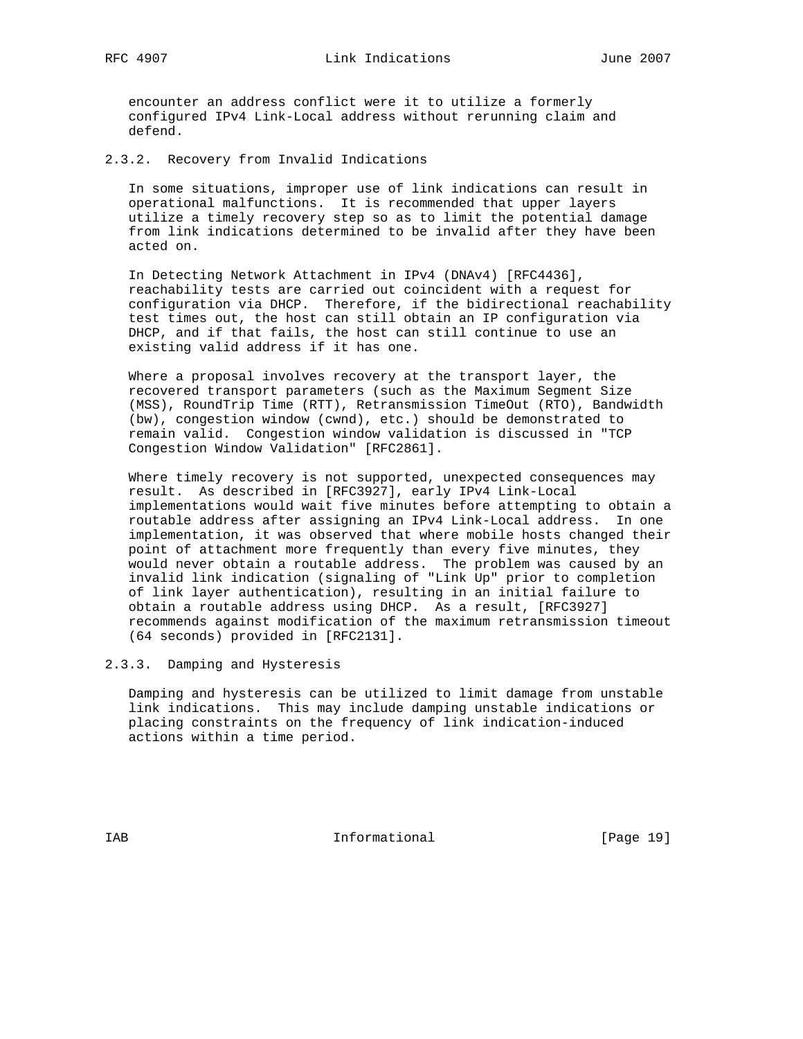encounter an address conflict were it to utilize a formerly configured IPv4 Link-Local address without rerunning claim and defend.

### 2.3.2. Recovery from Invalid Indications

In some situations, improper use of link indications can result in operational malfunctions. It is recommended that upper layers utilize a timely recovery step so as to limit the potential damage from link indications determined to be invalid after they have been acted on.

In Detecting Network Attachment in IPv4 (DNAv4) [RFC4436], reachability tests are carried out coincident with a request for configuration via DHCP. Therefore, if the bidirectional reachability test times out, the host can still obtain an IP configuration via DHCP, and if that fails, the host can still continue to use an existing valid address if it has one.

Where a proposal involves recovery at the transport layer, the recovered transport parameters (such as the Maximum Segment Size (MSS), RoundTrip Time (RTT), Retransmission TimeOut (RTO), Bandwidth (bw), congestion window (cwnd), etc.) should be demonstrated to remain valid. Congestion window validation is discussed in "TCP Congestion Window Validation" [RFC2861].

Where timely recovery is not supported, unexpected consequences may result. As described in [RFC3927], early IPv4 Link-Local implementations would wait five minutes before attempting to obtain a routable address after assigning an IPv4 Link-Local address. In one implementation, it was observed that where mobile hosts changed their point of attachment more frequently than every five minutes, they would never obtain a routable address. The problem was caused by an invalid link indication (signaling of "Link Up" prior to completion of link layer authentication), resulting in an initial failure to obtain a routable address using DHCP. As a result, [RFC3927] recommends against modification of the maximum retransmission timeout (64 seconds) provided in [RFC2131].

### 2.3.3. Damping and Hysteresis

Damping and hysteresis can be utilized to limit damage from unstable link indications. This may include damping unstable indications or placing constraints on the frequency of link indication-induced actions within a time period.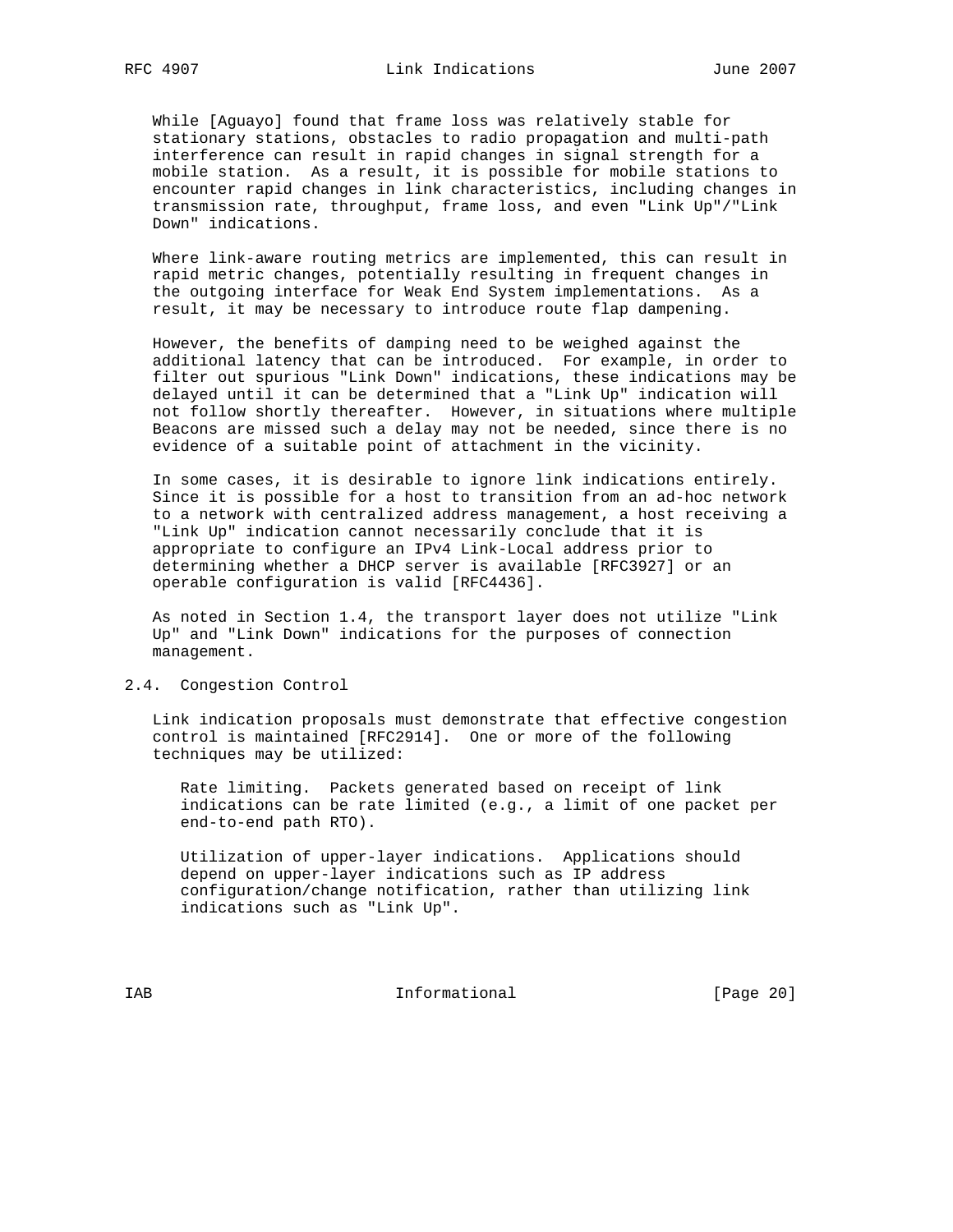While [Aguayo] found that frame loss was relatively stable for stationary stations, obstacles to radio propagation and multi-path interference can result in rapid changes in signal strength for a mobile station. As a result, it is possible for mobile stations to encounter rapid changes in link characteristics, including changes in transmission rate, throughput, frame loss, and even "Link Up"/"Link Down" indications.

Where link-aware routing metrics are implemented, this can result in rapid metric changes, potentially resulting in frequent changes in the outgoing interface for Weak End System implementations. As a result, it may be necessary to introduce route flap dampening.

However, the benefits of damping need to be weighed against the additional latency that can be introduced. For example, in order to filter out spurious "Link Down" indications, these indications may be delayed until it can be determined that a "Link Up" indication will not follow shortly thereafter. However, in situations where multiple Beacons are missed such a delay may not be needed, since there is no evidence of a suitable point of attachment in the vicinity.

In some cases, it is desirable to ignore link indications entirely. Since it is possible for a host to transition from an ad-hoc network to a network with centralized address management, a host receiving a "Link Up" indication cannot necessarily conclude that it is appropriate to configure an IPv4 Link-Local address prior to determining whether a DHCP server is available [RFC3927] or an operable configuration is valid [RFC4436].

As noted in Section 1.4, the transport layer does not utilize "Link Up" and "Link Down" indications for the purposes of connection management.

## 2.4. Congestion Control

Link indication proposals must demonstrate that effective congestion control is maintained [RFC2914]. One or more of the following techniques may be utilized:

Rate limiting. Packets generated based on receipt of link indications can be rate limited (e.g., a limit of one packet per end-to-end path RTO).

Utilization of upper-layer indications. Applications should depend on upper-layer indications such as IP address configuration/change notification, rather than utilizing link indications such as "Link Up".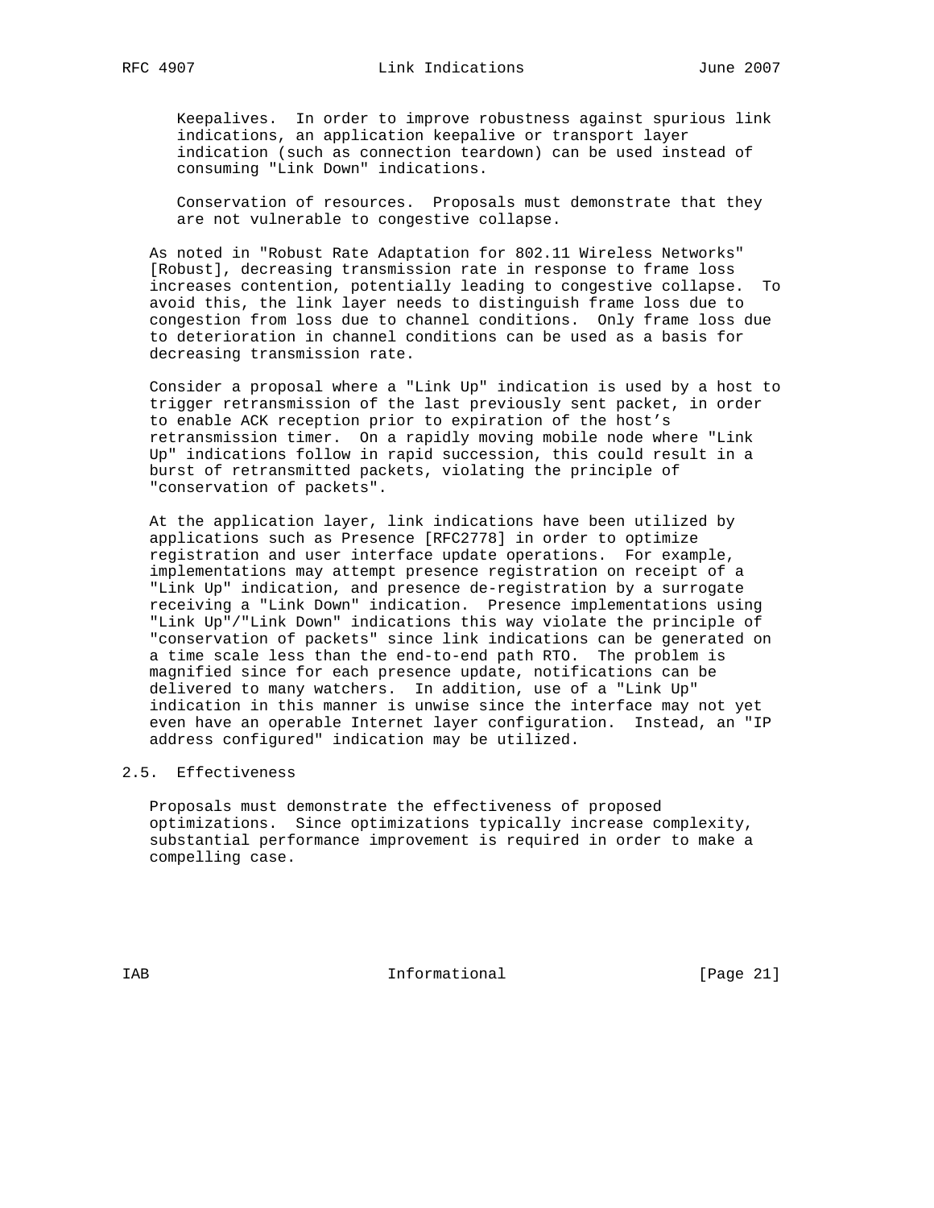Keepalives. In order to improve robustness against spurious link indications, an application keepalive or transport layer indication (such as connection teardown) can be used instead of consuming "Link Down" indications.

Conservation of resources. Proposals must demonstrate that they are not vulnerable to congestive collapse.

As noted in "Robust Rate Adaptation for 802.11 Wireless Networks" [Robust], decreasing transmission rate in response to frame loss increases contention, potentially leading to congestive collapse. To avoid this, the link layer needs to distinguish frame loss due to congestion from loss due to channel conditions. Only frame loss due to deterioration in channel conditions can be used as a basis for decreasing transmission rate.

Consider a proposal where a "Link Up" indication is used by a host to trigger retransmission of the last previously sent packet, in order to enable ACK reception prior to expiration of the host's retransmission timer. On a rapidly moving mobile node where "Link Up" indications follow in rapid succession, this could result in a burst of retransmitted packets, violating the principle of "conservation of packets".

At the application layer, link indications have been utilized by applications such as Presence [RFC2778] in order to optimize registration and user interface update operations. For example, implementations may attempt presence registration on receipt of a "Link Up" indication, and presence de-registration by a surrogate receiving a "Link Down" indication. Presence implementations using "Link Up"/"Link Down" indications this way violate the principle of "conservation of packets" since link indications can be generated on a time scale less than the end-to-end path RTO. The problem is magnified since for each presence update, notifications can be delivered to many watchers. In addition, use of a "Link Up" indication in this manner is unwise since the interface may not yet even have an operable Internet layer configuration. Instead, an "IP address configured" indication may be utilized.

### 2.5. Effectiveness

Proposals must demonstrate the effectiveness of proposed optimizations. Since optimizations typically increase complexity, substantial performance improvement is required in order to make a compelling case.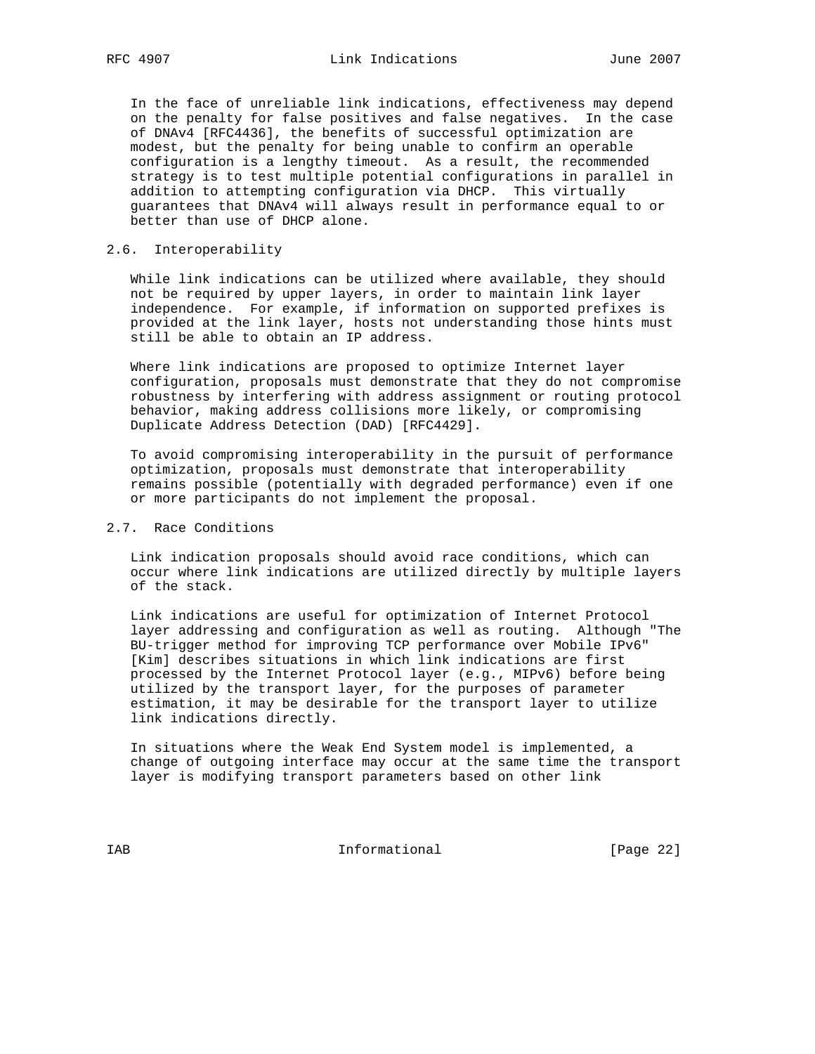In the face of unreliable link indications, effectiveness may depend on the penalty for false positives and false negatives. In the case of DNAv4 [RFC4436], the benefits of successful optimization are modest, but the penalty for being unable to confirm an operable configuration is a lengthy timeout. As a result, the recommended strategy is to test multiple potential configurations in parallel in addition to attempting configuration via DHCP. This virtually guarantees that DNAv4 will always result in performance equal to or better than use of DHCP alone.

### 2.6. Interoperability

While link indications can be utilized where available, they should not be required by upper layers, in order to maintain link layer independence. For example, if information on supported prefixes is provided at the link layer, hosts not understanding those hints must still be able to obtain an IP address.

Where link indications are proposed to optimize Internet layer configuration, proposals must demonstrate that they do not compromise robustness by interfering with address assignment or routing protocol behavior, making address collisions more likely, or compromising Duplicate Address Detection (DAD) [RFC4429].

To avoid compromising interoperability in the pursuit of performance optimization, proposals must demonstrate that interoperability remains possible (potentially with degraded performance) even if one or more participants do not implement the proposal.

### 2.7. Race Conditions

Link indication proposals should avoid race conditions, which can occur where link indications are utilized directly by multiple layers of the stack.

Link indications are useful for optimization of Internet Protocol layer addressing and configuration as well as routing. Although "The BU-trigger method for improving TCP performance over Mobile IPv6" [Kim] describes situations in which link indications are first processed by the Internet Protocol layer (e.g., MIPv6) before being utilized by the transport layer, for the purposes of parameter estimation, it may be desirable for the transport layer to utilize link indications directly.

In situations where the Weak End System model is implemented, a change of outgoing interface may occur at the same time the transport layer is modifying transport parameters based on other link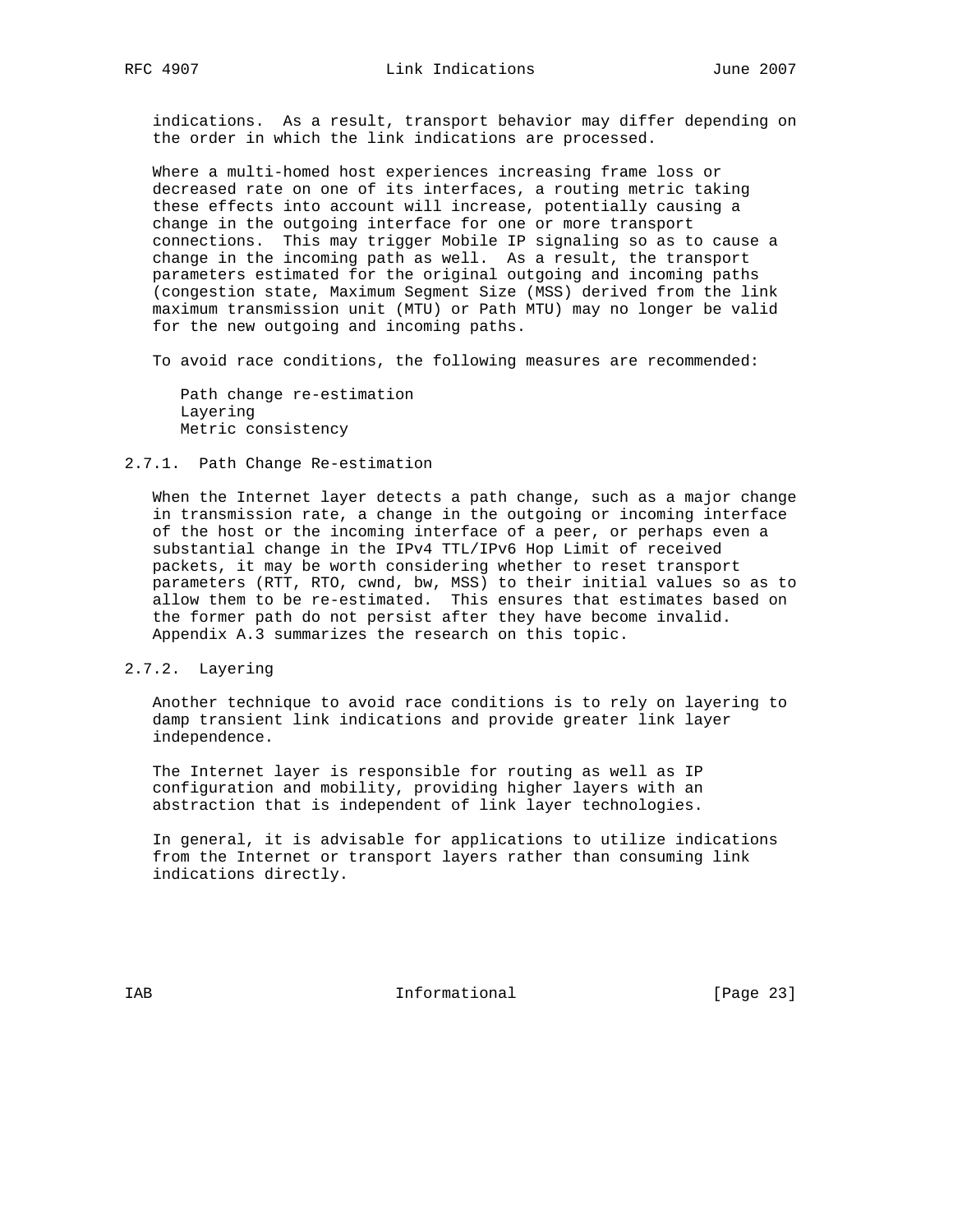indications. As a result, transport behavior may differ depending on the order in which the link indications are processed.

Where a multi-homed host experiences increasing frame loss or decreased rate on one of its interfaces, a routing metric taking these effects into account will increase, potentially causing a change in the outgoing interface for one or more transport connections. This may trigger Mobile IP signaling so as to cause a change in the incoming path as well. As a result, the transport parameters estimated for the original outgoing and incoming paths (congestion state, Maximum Segment Size (MSS) derived from the link maximum transmission unit (MTU) or Path MTU) may no longer be valid for the new outgoing and incoming paths.

To avoid race conditions, the following measures are recommended:

- Path change re-estimation
- Layering
- Metric consistency

### 2.7.1. Path Change Re-estimation

When the Internet layer detects a path change, such as a major change in transmission rate, a change in the outgoing or incoming interface of the host or the incoming interface of a peer, or perhaps even a substantial change in the IPv4 TTL/IPv6 Hop Limit of received packets, it may be worth considering whether to reset transport parameters (RTT, RTO, cwnd, bw, MSS) to their initial values so as to allow them to be re-estimated. This ensures that estimates based on the former path do not persist after they have become invalid. Appendix A.3 summarizes the research on this topic.

### 2.7.2. Layering

Another technique to avoid race conditions is to rely on layering to damp transient link indications and provide greater link layer independence.

The Internet layer is responsible for routing as well as IP configuration and mobility, providing higher layers with an abstraction that is independent of link layer technologies.

In general, it is advisable for applications to utilize indications from the Internet or transport layers rather than consuming link indications directly.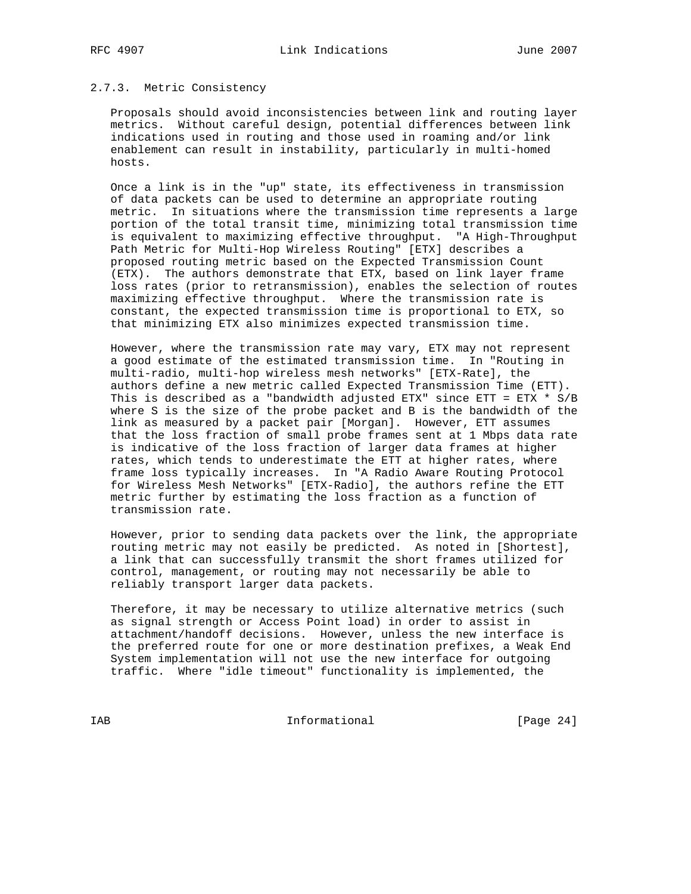### 2.7.3. Metric Consistency

Proposals should avoid inconsistencies between link and routing layer metrics. Without careful design, potential differences between link indications used in routing and those used in roaming and/or link enablement can result in instability, particularly in multi-homed hosts.

Once a link is in the "up" state, its effectiveness in transmission of data packets can be used to determine an appropriate routing metric. In situations where the transmission time represents a large portion of the total transit time, minimizing total transmission time is equivalent to maximizing effective throughput. "A High-Throughput Path Metric for Multi-Hop Wireless Routing" [ETX] describes a proposed routing metric based on the Expected Transmission Count (ETX). The authors demonstrate that ETX, based on link layer frame loss rates (prior to retransmission), enables the selection of routes maximizing effective throughput. Where the transmission rate is constant, the expected transmission time is proportional to ETX, so that minimizing ETX also minimizes expected transmission time.

However, where the transmission rate may vary, ETX may not represent a good estimate of the estimated transmission time. In "Routing in multi-radio, multi-hop wireless mesh networks" [ETX-Rate], the authors define a new metric called Expected Transmission Time (ETT). This is described as a "bandwidth adjusted ETX" since $ETT = ETX * S/B$ where S is the size of the probe packet and B is the bandwidth of the link as measured by a packet pair [Morgan]. However, ETT assumes that the loss fraction of small probe frames sent at 1 Mbps data rate is indicative of the loss fraction of larger data frames at higher rates, which tends to underestimate the ETT at higher rates, where frame loss typically increases. In "A Radio Aware Routing Protocol for Wireless Mesh Networks" [ETX-Radio], the authors refine the ETT metric further by estimating the loss fraction as a function of transmission rate.

However, prior to sending data packets over the link, the appropriate routing metric may not easily be predicted. As noted in [Shortest], a link that can successfully transmit the short frames utilized for control, management, or routing may not necessarily be able to reliably transport larger data packets.

Therefore, it may be necessary to utilize alternative metrics (such as signal strength or Access Point load) in order to assist in attachment/handoff decisions. However, unless the new interface is the preferred route for one or more destination prefixes, a Weak End System implementation will not use the new interface for outgoing traffic. Where "idle timeout" functionality is implemented, the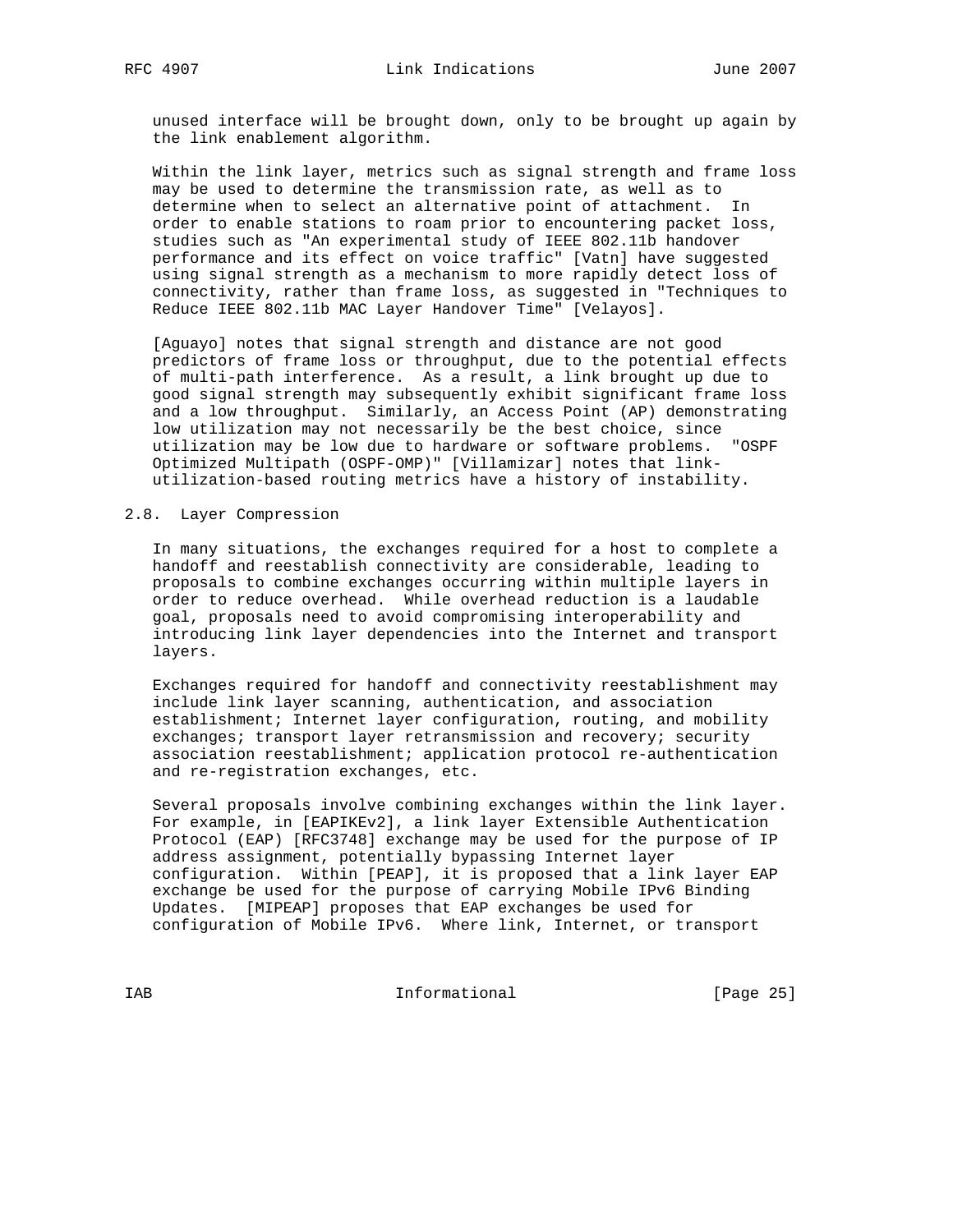unused interface will be brought down, only to be brought up again by the link enablement algorithm.

Within the link layer, metrics such as signal strength and frame loss may be used to determine the transmission rate, as well as to determine when to select an alternative point of attachment. In order to enable stations to roam prior to encountering packet loss, studies such as "An experimental study of IEEE 802.11b handover performance and its effect on voice traffic" [Vatn] have suggested using signal strength as a mechanism to more rapidly detect loss of connectivity, rather than frame loss, as suggested in "Techniques to Reduce IEEE 802.11b MAC Layer Handover Time" [Velayos].

[Aguayo] notes that signal strength and distance are not good predictors of frame loss or throughput, due to the potential effects of multi-path interference. As a result, a link brought up due to good signal strength may subsequently exhibit significant frame loss and a low throughput. Similarly, an Access Point (AP) demonstrating low utilization may not necessarily be the best choice, since utilization may be low due to hardware or software problems. "OSPF Optimized Multipath (OSPF-OMP)" [Villamizar] notes that link-utilization-based routing metrics have a history of instability.

## 2.8. Layer Compression

In many situations, the exchanges required for a host to complete a handoff and reestablish connectivity are considerable, leading to proposals to combine exchanges occurring within multiple layers in order to reduce overhead. While overhead reduction is a laudable goal, proposals need to avoid compromising interoperability and introducing link layer dependencies into the Internet and transport layers.

Exchanges required for handoff and connectivity reestablishment may include link layer scanning, authentication, and association establishment; Internet layer configuration, routing, and mobility exchanges; transport layer retransmission and recovery; security association reestablishment; application protocol re-authentication and re-registration exchanges, etc.

Several proposals involve combining exchanges within the link layer. For example, in [EAPIKEv2], a link layer Extensible Authentication Protocol (EAP) [RFC3748] exchange may be used for the purpose of IP address assignment, potentially bypassing Internet layer configuration. Within [PEAP], it is proposed that a link layer EAP exchange be used for the purpose of carrying Mobile IPv6 Binding Updates. [MIPEAP] proposes that EAP exchanges be used for configuration of Mobile IPv6. Where link, Internet, or transport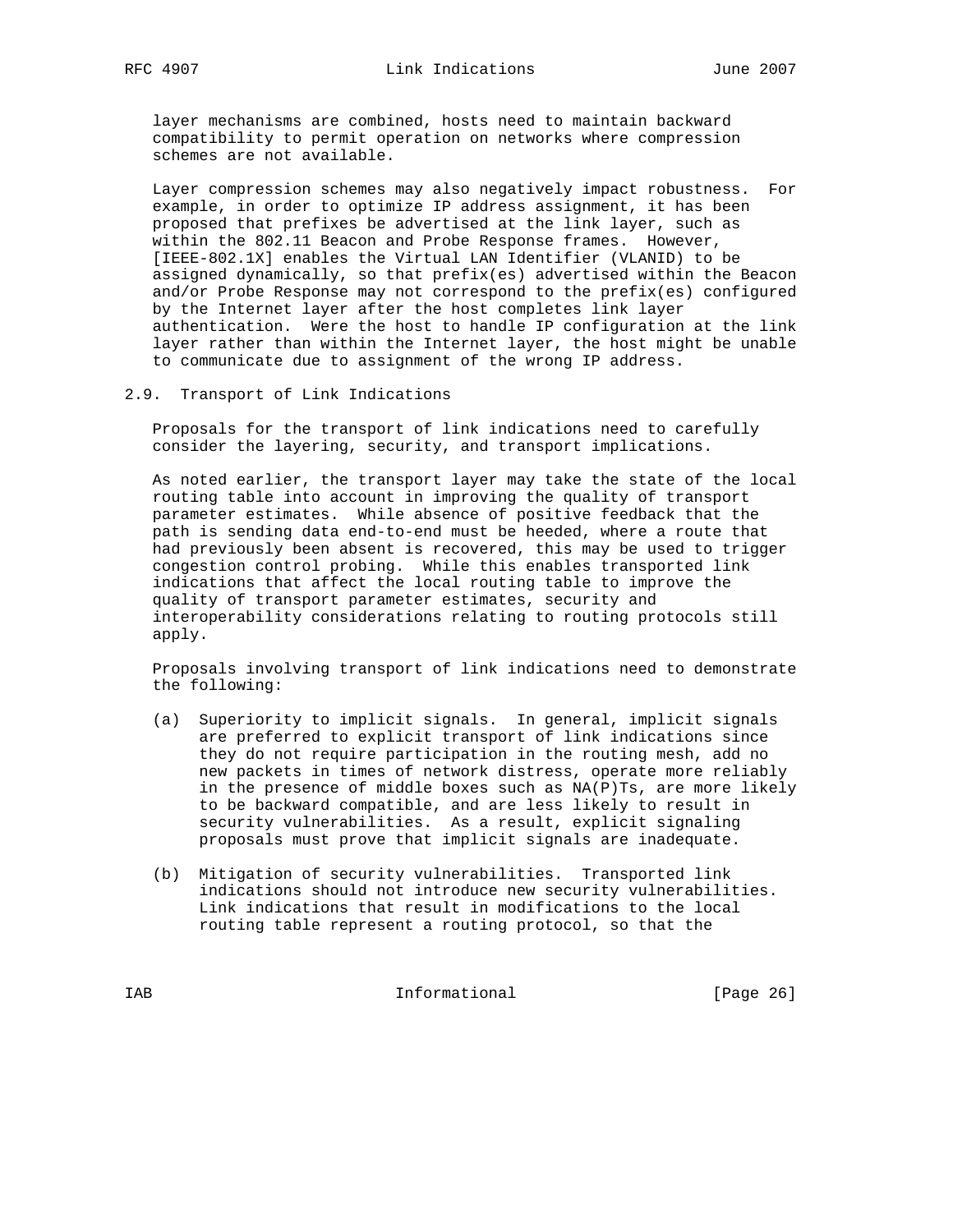layer mechanisms are combined, hosts need to maintain backward compatibility to permit operation on networks where compression schemes are not available.

Layer compression schemes may also negatively impact robustness. For example, in order to optimize IP address assignment, it has been proposed that prefixes be advertised at the link layer, such as within the 802.11 Beacon and Probe Response frames. However, [IEEE-802.1X] enables the Virtual LAN Identifier (VLANID) to be assigned dynamically, so that prefix(es) advertised within the Beacon and/or Probe Response may not correspond to the prefix(es) configured by the Internet layer after the host completes link layer authentication. Were the host to handle IP configuration at the link layer rather than within the Internet layer, the host might be unable to communicate due to assignment of the wrong IP address.

## 2.9. Transport of Link Indications

Proposals for the transport of link indications need to carefully consider the layering, security, and transport implications.

As noted earlier, the transport layer may take the state of the local routing table into account in improving the quality of transport parameter estimates. While absence of positive feedback that the path is sending data end-to-end must be heeded, where a route that had previously been absent is recovered, this may be used to trigger congestion control probing. While this enables transported link indications that affect the local routing table to improve the quality of transport parameter estimates, security and interoperability considerations relating to routing protocols still apply.

Proposals involving transport of link indications need to demonstrate the following:

(a) Superiority to implicit signals. In general, implicit signals are preferred to explicit transport of link indications since they do not require participation in the routing mesh, add no new packets in times of network distress, operate more reliably in the presence of middle boxes such as NA(P)Ts, are more likely to be backward compatible, and are less likely to result in security vulnerabilities. As a result, explicit signaling proposals must prove that implicit signals are inadequate.

(b) Mitigation of security vulnerabilities. Transported link indications should not introduce new security vulnerabilities. Link indications that result in modifications to the local routing table represent a routing protocol, so that the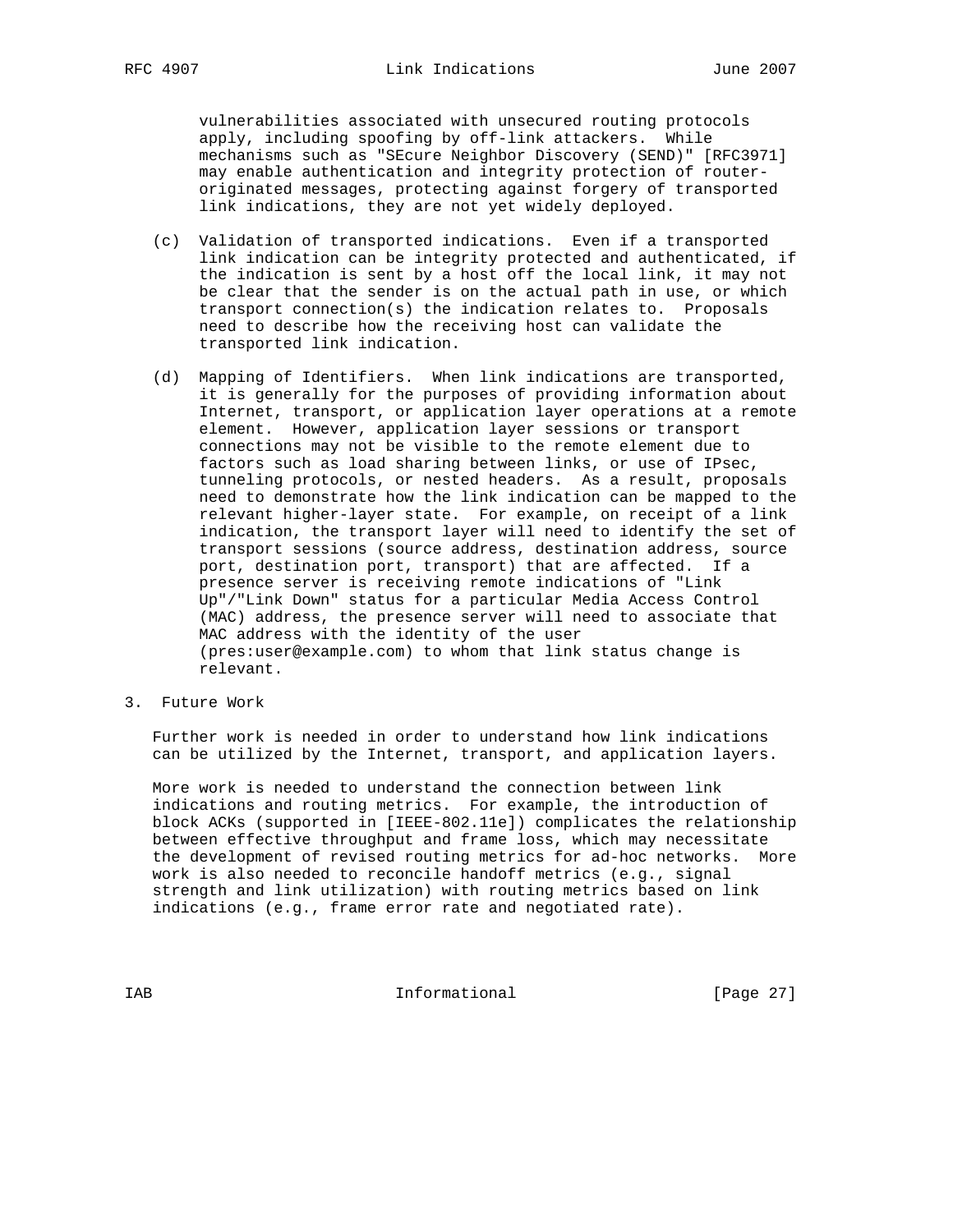vulnerabilities associated with unsecured routing protocols apply, including spoofing by off-link attackers. While mechanisms such as "SEcure Neighbor Discovery (SEND)" [RFC3971] may enable authentication and integrity protection of router-originated messages, protecting against forgery of transported link indications, they are not yet widely deployed.

(c) Validation of transported indications. Even if a transported link indication can be integrity protected and authenticated, if the indication is sent by a host off the local link, it may not be clear that the sender is on the actual path in use, or which transport connection(s) the indication relates to. Proposals need to describe how the receiving host can validate the transported link indication.

(d) Mapping of Identifiers. When link indications are transported, it is generally for the purposes of providing information about Internet, transport, or application layer operations at a remote element. However, application layer sessions or transport connections may not be visible to the remote element due to factors such as load sharing between links, or use of IPsec, tunneling protocols, or nested headers. As a result, proposals need to demonstrate how the link indication can be mapped to the relevant higher-layer state. For example, on receipt of a link indication, the transport layer will need to identify the set of transport sessions (source address, destination address, source port, destination port, transport) that are affected. If a presence server is receiving remote indications of "Link Up"/"Link Down" status for a particular Media Access Control (MAC) address, the presence server will need to associate that MAC address with the identity of the user (pres:user@example.com) to whom that link status change is relevant.

## 3. Future Work

Further work is needed in order to understand how link indications can be utilized by the Internet, transport, and application layers.

More work is needed to understand the connection between link indications and routing metrics. For example, the introduction of block ACKs (supported in [IEEE-802.11e]) complicates the relationship between effective throughput and frame loss, which may necessitate the development of revised routing metrics for ad-hoc networks. More work is also needed to reconcile handoff metrics (e.g., signal strength and link utilization) with routing metrics based on link indications (e.g., frame error rate and negotiated rate).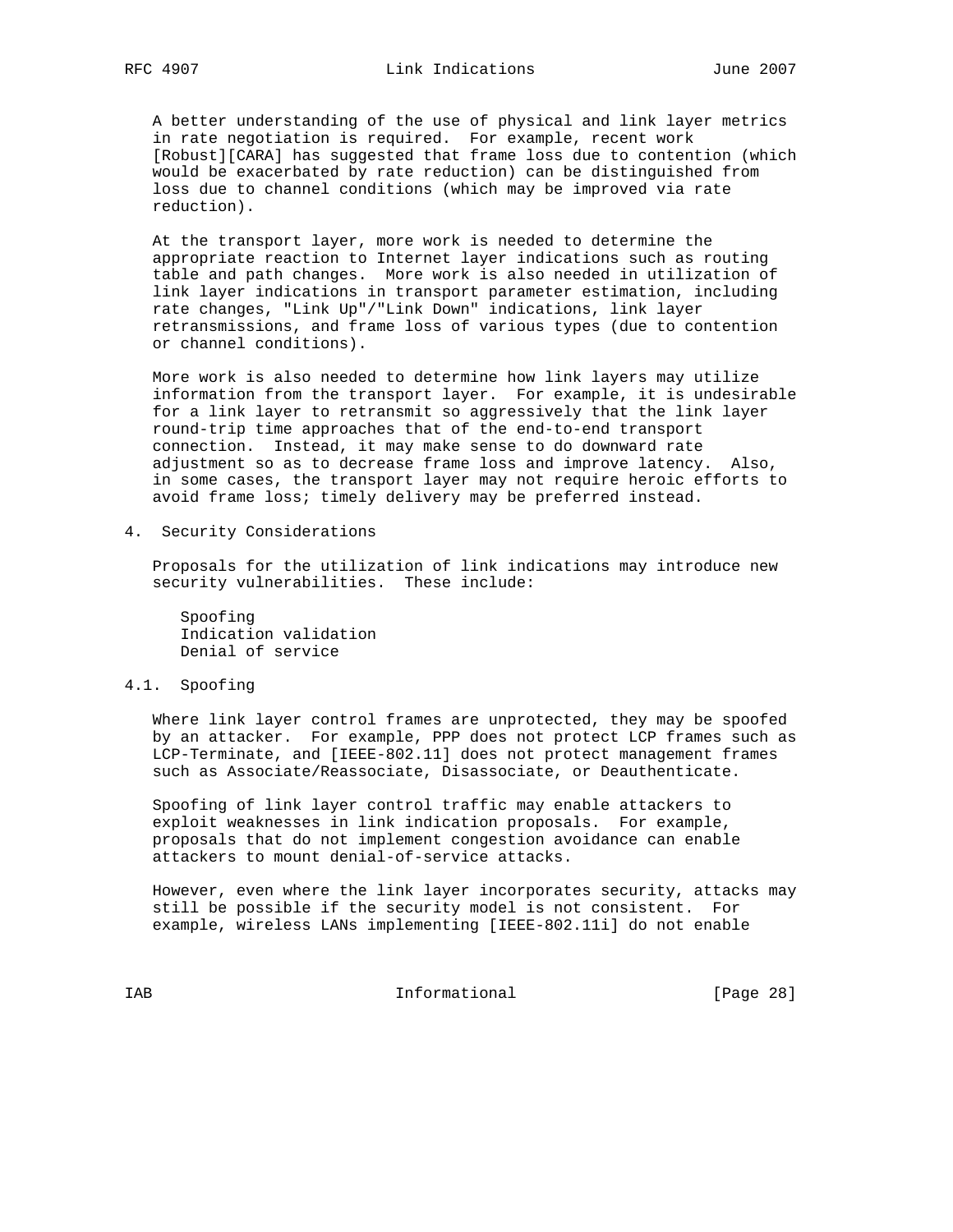A better understanding of the use of physical and link layer metrics in rate negotiation is required. For example, recent work [Robust][CARA] has suggested that frame loss due to contention (which would be exacerbated by rate reduction) can be distinguished from loss due to channel conditions (which may be improved via rate reduction).

At the transport layer, more work is needed to determine the appropriate reaction to Internet layer indications such as routing table and path changes. More work is also needed in utilization of link layer indications in transport parameter estimation, including rate changes, "Link Up"/"Link Down" indications, link layer retransmissions, and frame loss of various types (due to contention or channel conditions).

More work is also needed to determine how link layers may utilize information from the transport layer. For example, it is undesirable for a link layer to retransmit so aggressively that the link layer round-trip time approaches that of the end-to-end transport connection. Instead, it may make sense to do downward rate adjustment so as to decrease frame loss and improve latency. Also, in some cases, the transport layer may not require heroic efforts to avoid frame loss; timely delivery may be preferred instead.

## 4. Security Considerations

Proposals for the utilization of link indications may introduce new security vulnerabilities. These include:

- Spoofing
- Indication validation
- Denial of service

### 4.1. Spoofing

Where link layer control frames are unprotected, they may be spoofed by an attacker. For example, PPP does not protect LCP frames such as LCP-Terminate, and [IEEE-802.11] does not protect management frames such as Associate/Reassociate, Disassociate, or Deauthenticate.

Spoofing of link layer control traffic may enable attackers to exploit weaknesses in link indication proposals. For example, proposals that do not implement congestion avoidance can enable attackers to mount denial-of-service attacks.

However, even where the link layer incorporates security, attacks may still be possible if the security model is not consistent. For example, wireless LANs implementing [IEEE-802.11i] do not enable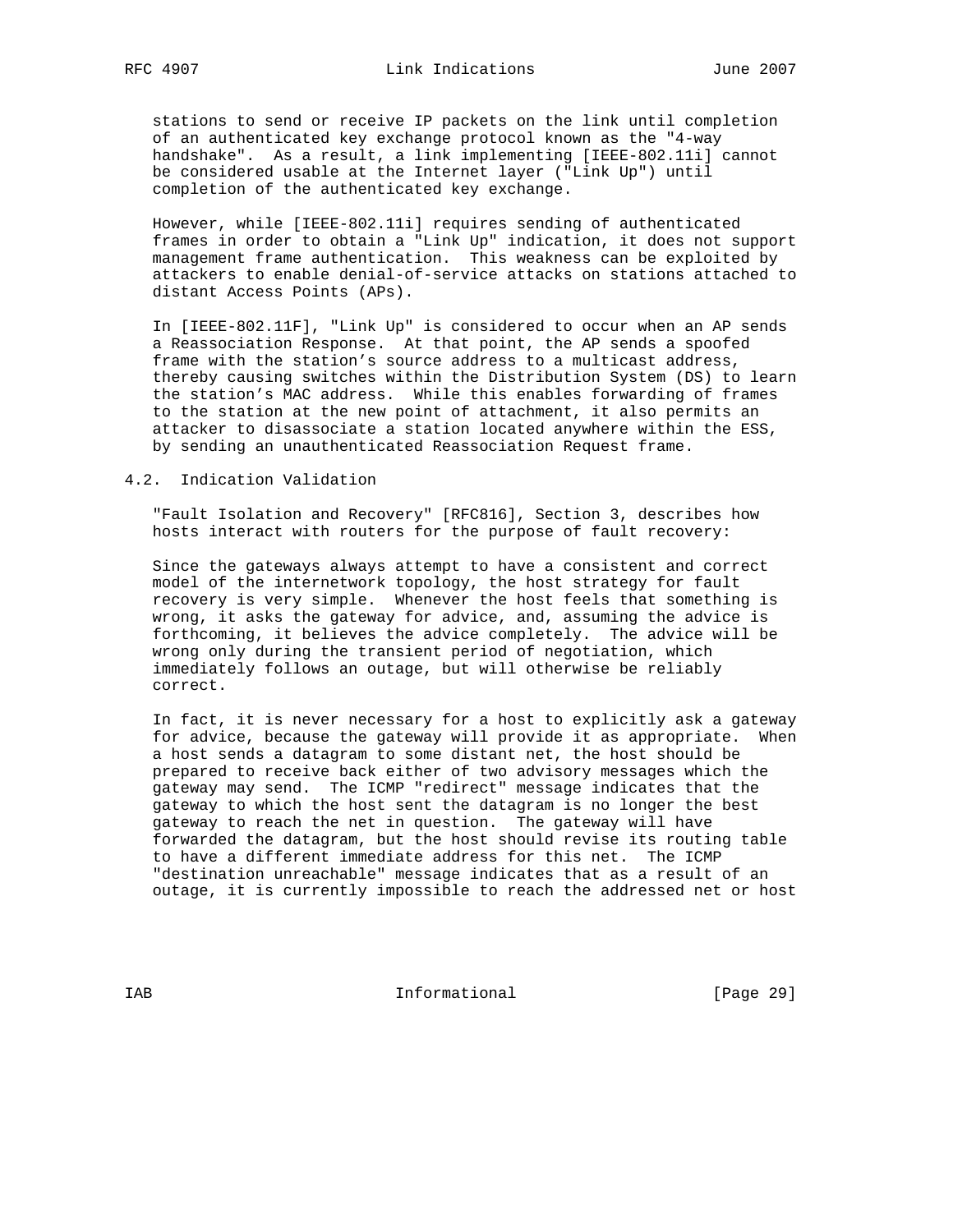stations to send or receive IP packets on the link until completion of an authenticated key exchange protocol known as the "4-way handshake". As a result, a link implementing [IEEE-802.11i] cannot be considered usable at the Internet layer ("Link Up") until completion of the authenticated key exchange.

However, while [IEEE-802.11i] requires sending of authenticated frames in order to obtain a "Link Up" indication, it does not support management frame authentication. This weakness can be exploited by attackers to enable denial-of-service attacks on stations attached to distant Access Points (APs).

In [IEEE-802.11F], "Link Up" is considered to occur when an AP sends a Reassociation Response. At that point, the AP sends a spoofed frame with the station's source address to a multicast address, thereby causing switches within the Distribution System (DS) to learn the station's MAC address. While this enables forwarding of frames to the station at the new point of attachment, it also permits an attacker to disassociate a station located anywhere within the ESS, by sending an unauthenticated Reassociation Request frame.

## 4.2. Indication Validation

"Fault Isolation and Recovery" [RFC816], Section 3, describes how hosts interact with routers for the purpose of fault recovery:

Since the gateways always attempt to have a consistent and correct model of the internetwork topology, the host strategy for fault recovery is very simple. Whenever the host feels that something is wrong, it asks the gateway for advice, and, assuming the advice is forthcoming, it believes the advice completely. The advice will be wrong only during the transient period of negotiation, which immediately follows an outage, but will otherwise be reliably correct.

In fact, it is never necessary for a host to explicitly ask a gateway for advice, because the gateway will provide it as appropriate. When a host sends a datagram to some distant net, the host should be prepared to receive back either of two advisory messages which the gateway may send. The ICMP "redirect" message indicates that the gateway to which the host sent the datagram is no longer the best gateway to reach the net in question. The gateway will have forwarded the datagram, but the host should revise its routing table to have a different immediate address for this net. The ICMP "destination unreachable" message indicates that as a result of an outage, it is currently impossible to reach the addressed net or host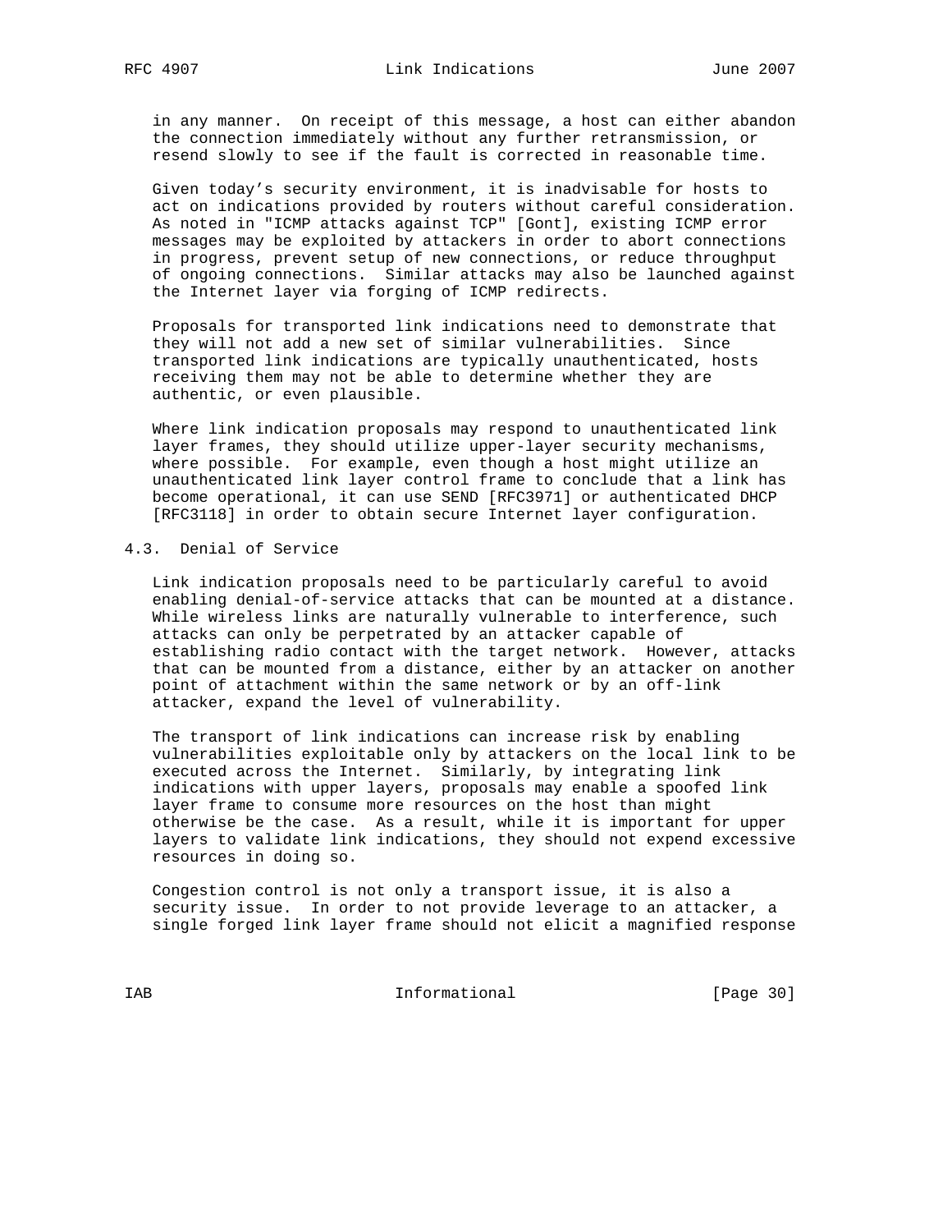in any manner. On receipt of this message, a host can either abandon the connection immediately without any further retransmission, or resend slowly to see if the fault is corrected in reasonable time.

Given today's security environment, it is inadvisable for hosts to act on indications provided by routers without careful consideration. As noted in "ICMP attacks against TCP" [Gont], existing ICMP error messages may be exploited by attackers in order to abort connections in progress, prevent setup of new connections, or reduce throughput of ongoing connections. Similar attacks may also be launched against the Internet layer via forging of ICMP redirects.

Proposals for transported link indications need to demonstrate that they will not add a new set of similar vulnerabilities. Since transported link indications are typically unauthenticated, hosts receiving them may not be able to determine whether they are authentic, or even plausible.

Where link indication proposals may respond to unauthenticated link layer frames, they should utilize upper-layer security mechanisms, where possible. For example, even though a host might utilize an unauthenticated link layer control frame to conclude that a link has become operational, it can use SEND [RFC3971] or authenticated DHCP [RFC3118] in order to obtain secure Internet layer configuration.

## 4.3. Denial of Service

Link indication proposals need to be particularly careful to avoid enabling denial-of-service attacks that can be mounted at a distance. While wireless links are naturally vulnerable to interference, such attacks can only be perpetrated by an attacker capable of establishing radio contact with the target network. However, attacks that can be mounted from a distance, either by an attacker on another point of attachment within the same network or by an off-link attacker, expand the level of vulnerability.

The transport of link indications can increase risk by enabling vulnerabilities exploitable only by attackers on the local link to be executed across the Internet. Similarly, by integrating link indications with upper layers, proposals may enable a spoofed link layer frame to consume more resources on the host than might otherwise be the case. As a result, while it is important for upper layers to validate link indications, they should not expend excessive resources in doing so.

Congestion control is not only a transport issue, it is also a security issue. In order to not provide leverage to an attacker, a single forged link layer frame should not elicit a magnified response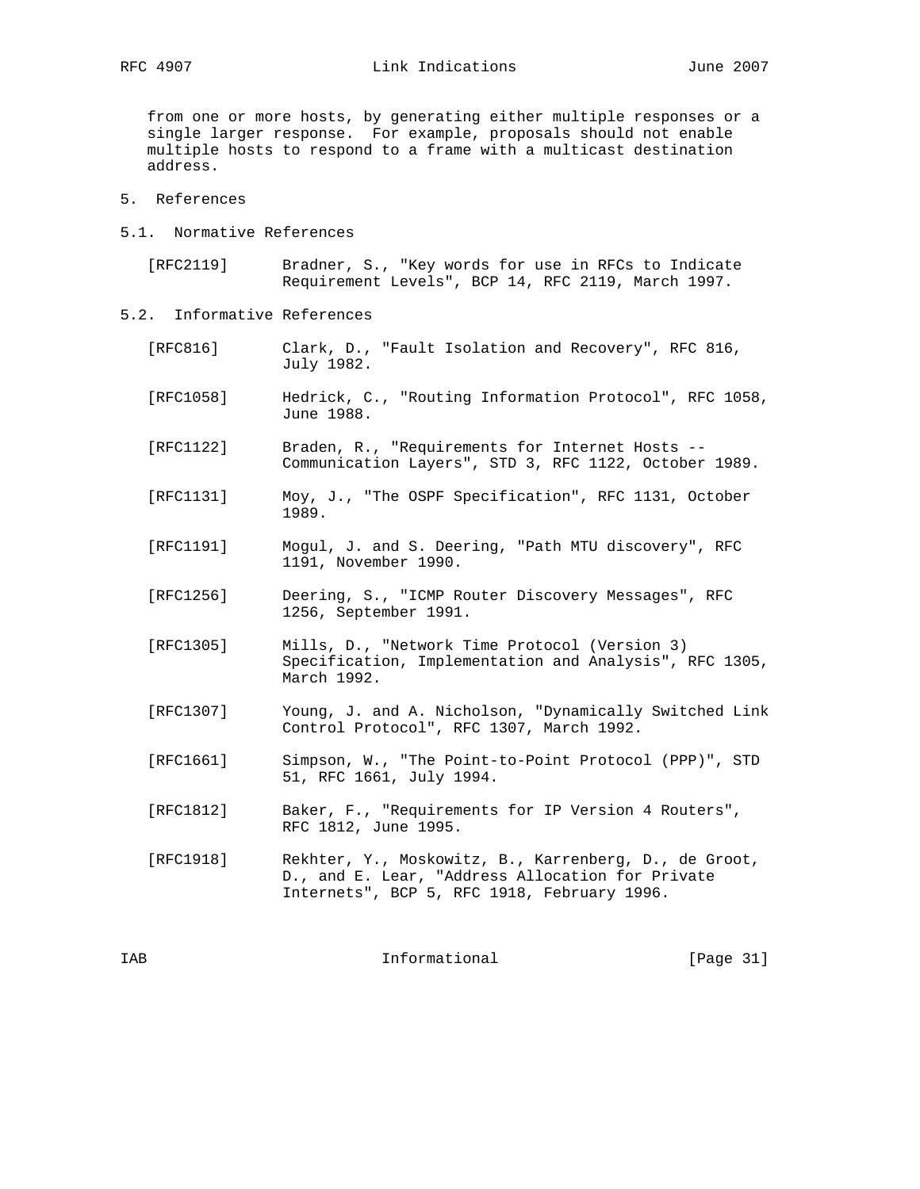from one or more hosts, by generating either multiple responses or a single larger response. For example, proposals should not enable multiple hosts to respond to a frame with a multicast destination address.

# 5. References

## 5.1. Normative References

[RFC2119] Bradner, S., "Key words for use in RFCs to Indicate Requirement Levels", BCP 14, RFC 2119, March 1997.

## 5.2. Informative References

[RFC816] Clark, D., "Fault Isolation and Recovery", RFC 816, July 1982.

[RFC1058] Hedrick, C., "Routing Information Protocol", RFC 1058, June 1988.

[RFC1122] Braden, R., "Requirements for Internet Hosts -- Communication Layers", STD 3, RFC 1122, October 1989.

[RFC1131] Moy, J., "The OSPF Specification", RFC 1131, October 1989.

[RFC1191] Mogul, J. and S. Deering, "Path MTU discovery", RFC 1191, November 1990.

[RFC1256] Deering, S., "ICMP Router Discovery Messages", RFC 1256, September 1991.

[RFC1305] Mills, D., "Network Time Protocol (Version 3) Specification, Implementation and Analysis", RFC 1305, March 1992.

[RFC1307] Young, J. and A. Nicholson, "Dynamically Switched Link Control Protocol", RFC 1307, March 1992.

[RFC1661] Simpson, W., "The Point-to-Point Protocol (PPP)", STD 51, RFC 1661, July 1994.

[RFC1812] Baker, F., "Requirements for IP Version 4 Routers", RFC 1812, June 1995.

[RFC1918] Rekhter, Y., Moskowitz, B., Karrenberg, D., de Groot, D., and E. Lear, "Address Allocation for Private Internets", BCP 5, RFC 1918, February 1996.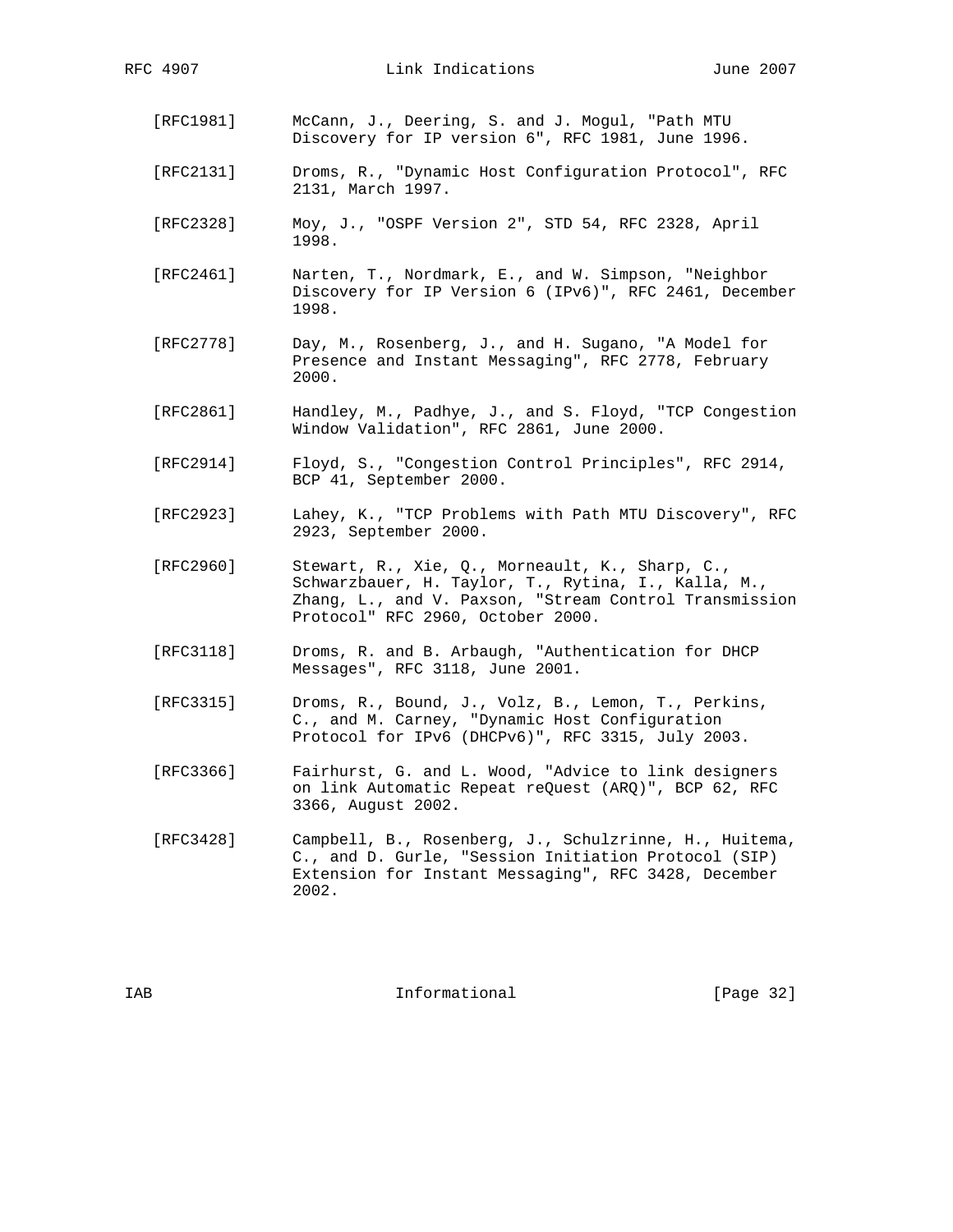[RFC1981] McCann, J., Deering, S. and J. Mogul, "Path MTU Discovery for IP version 6", RFC 1981, June 1996.

[RFC2131] Droms, R., "Dynamic Host Configuration Protocol", RFC 2131, March 1997.

[RFC2328] Moy, J., "OSPF Version 2", STD 54, RFC 2328, April 1998.

[RFC2461] Narten, T., Nordmark, E., and W. Simpson, "Neighbor Discovery for IP Version 6 (IPv6)", RFC 2461, December 1998.

[RFC2778] Day, M., Rosenberg, J., and H. Sugano, "A Model for Presence and Instant Messaging", RFC 2778, February 2000.

[RFC2861] Handley, M., Padhye, J., and S. Floyd, "TCP Congestion Window Validation", RFC 2861, June 2000.

[RFC2914] Floyd, S., "Congestion Control Principles", RFC 2914, BCP 41, September 2000.

[RFC2923] Lahey, K., "TCP Problems with Path MTU Discovery", RFC 2923, September 2000.

[RFC2960] Stewart, R., Xie, Q., Morneault, K., Sharp, C., Schwarzbauer, H. Taylor, T., Rytina, I., Kalla, M., Zhang, L., and V. Paxson, "Stream Control Transmission Protocol" RFC 2960, October 2000.

[RFC3118] Droms, R. and B. Arbaugh, "Authentication for DHCP Messages", RFC 3118, June 2001.

[RFC3315] Droms, R., Bound, J., Volz, B., Lemon, T., Perkins, C., and M. Carney, "Dynamic Host Configuration Protocol for IPv6 (DHCPv6)", RFC 3315, July 2003.

[RFC3366] Fairhurst, G. and L. Wood, "Advice to link designers on link Automatic Repeat reQuest (ARQ)", BCP 62, RFC 3366, August 2002.

[RFC3428] Campbell, B., Rosenberg, J., Schulzrinne, H., Huitema, C., and D. Gurle, "Session Initiation Protocol (SIP) Extension for Instant Messaging", RFC 3428, December 2002.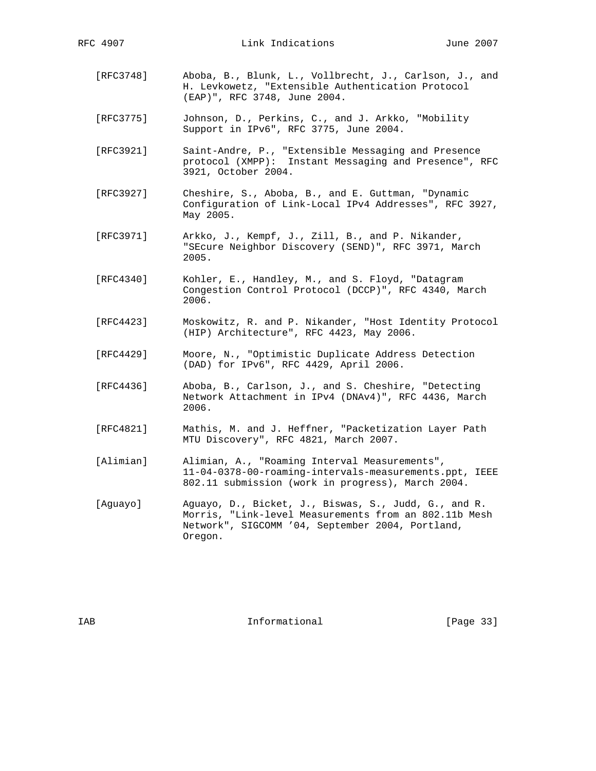[RFC3748] Aboba, B., Blunk, L., Vollbrecht, J., Carlson, J., and H. Levkowetz, "Extensible Authentication Protocol (EAP)", RFC 3748, June 2004.

[RFC3775] Johnson, D., Perkins, C., and J. Arkko, "Mobility Support in IPv6", RFC 3775, June 2004.

[RFC3921] Saint-Andre, P., "Extensible Messaging and Presence protocol (XMPP): Instant Messaging and Presence", RFC 3921, October 2004.

[RFC3927] Cheshire, S., Aboba, B., and E. Guttman, "Dynamic Configuration of Link-Local IPv4 Addresses", RFC 3927, May 2005.

[RFC3971] Arkko, J., Kempf, J., Zill, B., and P. Nikander, "SEcure Neighbor Discovery (SEND)", RFC 3971, March 2005.

[RFC4340] Kohler, E., Handley, M., and S. Floyd, "Datagram Congestion Control Protocol (DCCP)", RFC 4340, March 2006.

[RFC4423] Moskowitz, R. and P. Nikander, "Host Identity Protocol (HIP) Architecture", RFC 4423, May 2006.

[RFC4429] Moore, N., "Optimistic Duplicate Address Detection (DAD) for IPv6", RFC 4429, April 2006.

[RFC4436] Aboba, B., Carlson, J., and S. Cheshire, "Detecting Network Attachment in IPv4 (DNAv4)", RFC 4436, March 2006.

[RFC4821] Mathis, M. and J. Heffner, "Packetization Layer Path MTU Discovery", RFC 4821, March 2007.

[Alimian] Alimian, A., "Roaming Interval Measurements", 11-04-0378-00-roaming-intervals-measurements.ppt, IEEE 802.11 submission (work in progress), March 2004.

[Aguayo] Aguayo, D., Bicket, J., Biswas, S., Judd, G., and R. Morris, "Link-level Measurements from an 802.11b Mesh Network", SIGCOMM ’04, September 2004, Portland, Oregon.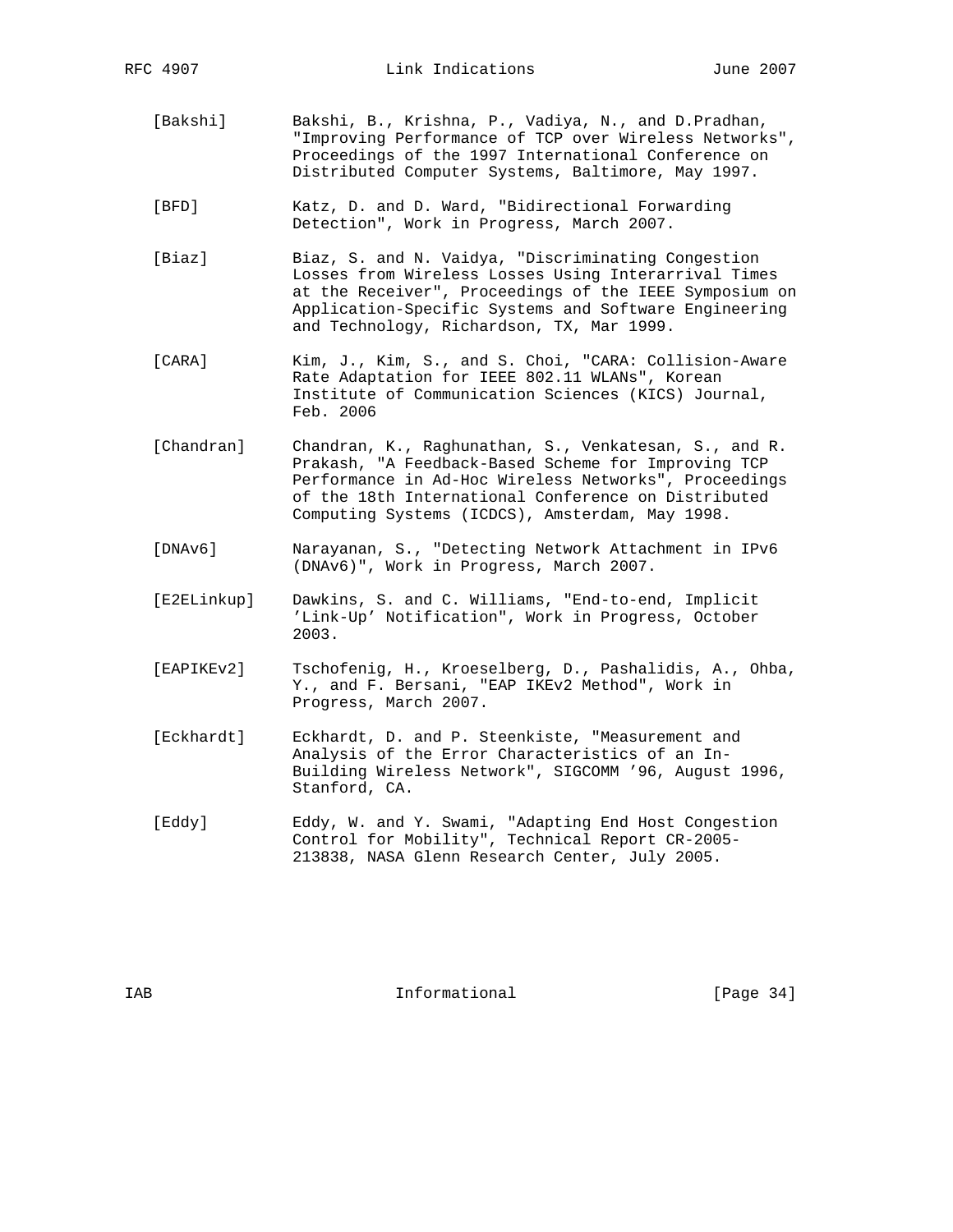[Bakshi] Bakshi, B., Krishna, P., Vadiya, N., and D.Pradhan, "Improving Performance of TCP over Wireless Networks", Proceedings of the 1997 International Conference on Distributed Computer Systems, Baltimore, May 1997.

[BFD] Katz, D. and D. Ward, "Bidirectional Forwarding Detection", Work in Progress, March 2007.

[Biaz] Biaz, S. and N. Vaidya, "Discriminating Congestion Losses from Wireless Losses Using Interarrival Times at the Receiver", Proceedings of the IEEE Symposium on Application-Specific Systems and Software Engineering and Technology, Richardson, TX, Mar 1999.

[CARA] Kim, J., Kim, S., and S. Choi, "CARA: Collision-Aware Rate Adaptation for IEEE 802.11 WLANs", Korean Institute of Communication Sciences (KICS) Journal, Feb. 2006

[Chandran] Chandran, K., Raghunathan, S., Venkatesan, S., and R. Prakash, "A Feedback-Based Scheme for Improving TCP Performance in Ad-Hoc Wireless Networks", Proceedings of the 18th International Conference on Distributed Computing Systems (ICDCS), Amsterdam, May 1998.

[DNAv6] Narayanan, S., "Detecting Network Attachment in IPv6 (DNAv6)", Work in Progress, March 2007.

[E2ELinkup] Dawkins, S. and C. Williams, "End-to-end, Implicit 'Link-Up' Notification", Work in Progress, October 2003.

[EAPIKEv2] Tschofenig, H., Kroeselberg, D., Pashalidis, A., Ohba, Y., and F. Bersani, "EAP IKEv2 Method", Work in Progress, March 2007.

[Eckhardt] Eckhardt, D. and P. Steenkiste, "Measurement and Analysis of the Error Characteristics of an In-Building Wireless Network", SIGCOMM '96, August 1996, Stanford, CA.

[Eddy] Eddy, W. and Y. Swami, "Adapting End Host Congestion Control for Mobility", Technical Report CR-2005-213838, NASA Glenn Research Center, July 2005.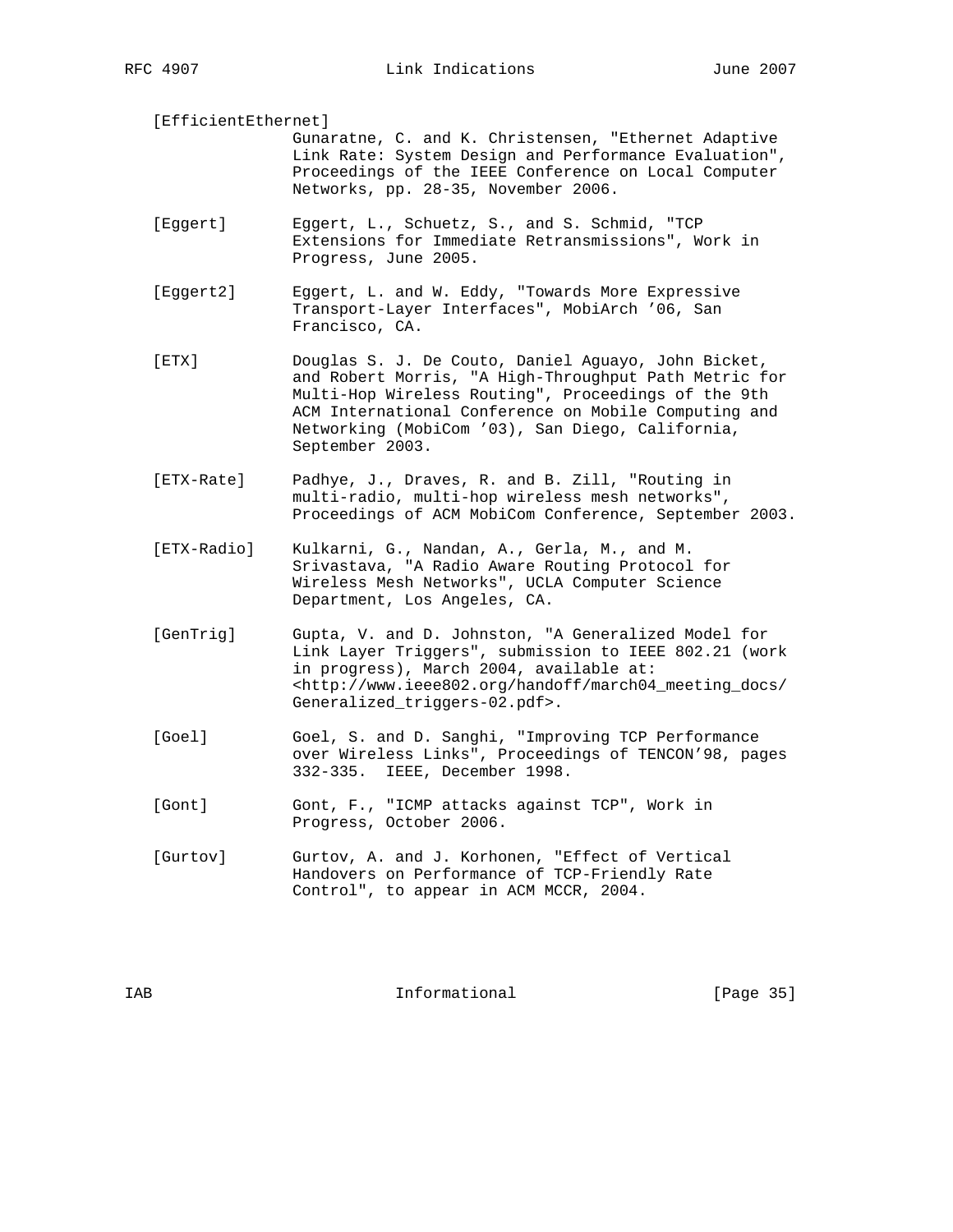[EfficientEthernet]
Gunaratne, C. and K. Christensen, "Ethernet Adaptive Link Rate: System Design and Performance Evaluation", Proceedings of the IEEE Conference on Local Computer Networks, pp. 28-35, November 2006.

[Eggert] Eggert, L., Schuetz, S., and S. Schmid, "TCP Extensions for Immediate Retransmissions", Work in Progress, June 2005.

[Eggert2] Eggert, L. and W. Eddy, "Towards More Expressive Transport-Layer Interfaces", MobiArch '06, San Francisco, CA.

[ETX] Douglas S. J. De Couto, Daniel Aguayo, John Bicket, and Robert Morris, "A High-Throughput Path Metric for Multi-Hop Wireless Routing", Proceedings of the 9th ACM International Conference on Mobile Computing and Networking (MobiCom '03), San Diego, California, September 2003.

[ETX-Rate] Padhye, J., Draves, R. and B. Zill, "Routing in multi-radio, multi-hop wireless mesh networks", Proceedings of ACM MobiCom Conference, September 2003.

[ETX-Radio] Kulkarni, G., Nandan, A., Gerla, M., and M. Srivastava, "A Radio Aware Routing Protocol for Wireless Mesh Networks", UCLA Computer Science Department, Los Angeles, CA.

[GenTrig] Gupta, V. and D. Johnston, "A Generalized Model for Link Layer Triggers", submission to IEEE 802.21 (work in progress), March 2004, available at: <http://www.ieee802.org/handoff/march04_meeting_docs/Generalized_triggers-02.pdf>.

[Goel] Goel, S. and D. Sanghi, "Improving TCP Performance over Wireless Links", Proceedings of TENCON'98, pages 332-335. IEEE, December 1998.

[Gont] Gont, F., "ICMP attacks against TCP", Work in Progress, October 2006.

[Gurtov] Gurtov, A. and J. Korhonen, "Effect of Vertical Handovers on Performance of TCP-Friendly Rate Control", to appear in ACM MCCR, 2004.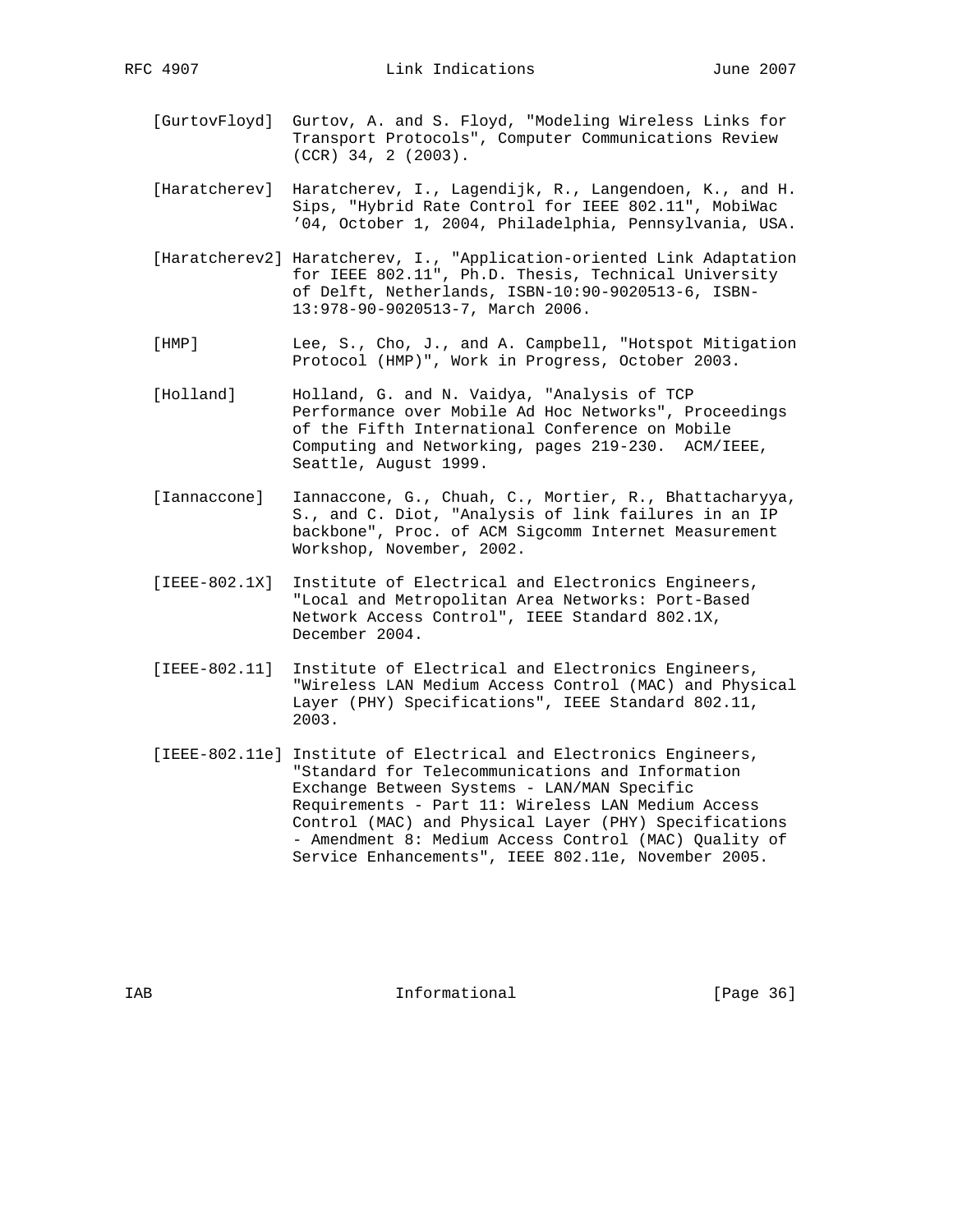[GurtovFloyd] Gurtov, A. and S. Floyd, "Modeling Wireless Links for Transport Protocols", Computer Communications Review (CCR) 34, 2 (2003).

[Haratcherev] Haratcherev, I., Lagendijk, R., Langendoen, K., and H. Sips, "Hybrid Rate Control for IEEE 802.11", MobiWac '04, October 1, 2004, Philadelphia, Pennsylvania, USA.

[Haratcherev2] Haratcherev, I., "Application-oriented Link Adaptation for IEEE 802.11", Ph.D. Thesis, Technical University of Delft, Netherlands, ISBN-10:90-9020513-6, ISBN-13:978-90-9020513-7, March 2006.

[HMP] Lee, S., Cho, J., and A. Campbell, "Hotspot Mitigation Protocol (HMP)", Work in Progress, October 2003.

[Holland] Holland, G. and N. Vaidya, "Analysis of TCP Performance over Mobile Ad Hoc Networks", Proceedings of the Fifth International Conference on Mobile Computing and Networking, pages 219-230. ACM/IEEE, Seattle, August 1999.

[Iannaccone] Iannaccone, G., Chuah, C., Mortier, R., Bhattacharyya, S., and C. Diot, "Analysis of link failures in an IP backbone", Proc. of ACM Sigcomm Internet Measurement Workshop, November, 2002.

[IEEE-802.1X] Institute of Electrical and Electronics Engineers, "Local and Metropolitan Area Networks: Port-Based Network Access Control", IEEE Standard 802.1X, December 2004.

[IEEE-802.11] Institute of Electrical and Electronics Engineers, "Wireless LAN Medium Access Control (MAC) and Physical Layer (PHY) Specifications", IEEE Standard 802.11, 2003.

[IEEE-802.11e] Institute of Electrical and Electronics Engineers, "Standard for Telecommunications and Information Exchange Between Systems - LAN/MAN Specific Requirements - Part 11: Wireless LAN Medium Access Control (MAC) and Physical Layer (PHY) Specifications - Amendment 8: Medium Access Control (MAC) Quality of Service Enhancements", IEEE 802.11e, November 2005.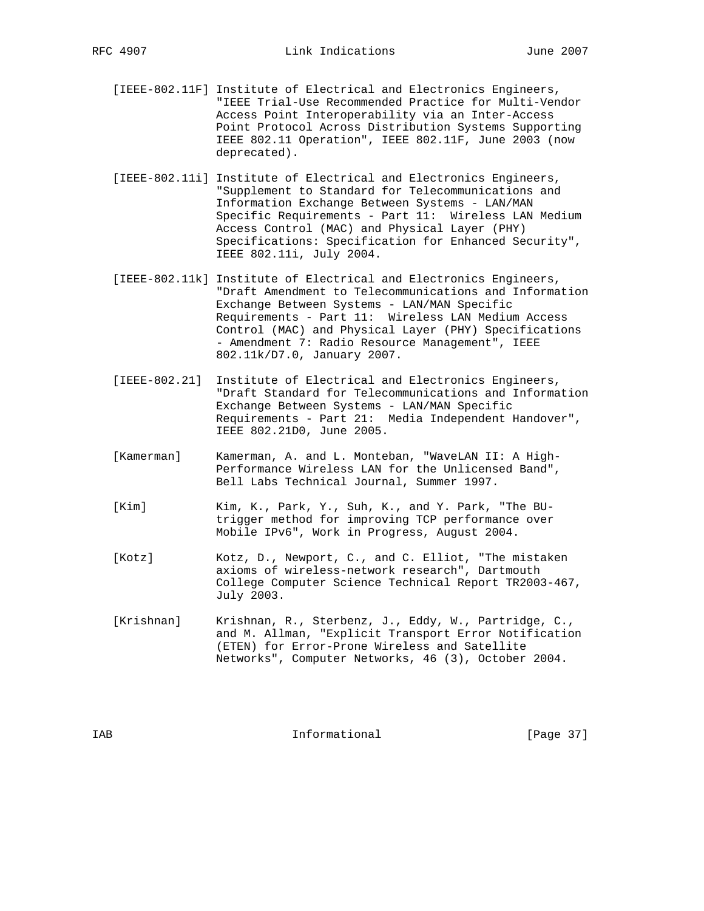[IEEE-802.11F] Institute of Electrical and Electronics Engineers, "IEEE Trial-Use Recommended Practice for Multi-Vendor Access Point Interoperability via an Inter-Access Point Protocol Across Distribution Systems Supporting IEEE 802.11 Operation", IEEE 802.11F, June 2003 (now deprecated).

[IEEE-802.11i] Institute of Electrical and Electronics Engineers, "Supplement to Standard for Telecommunications and Information Exchange Between Systems - LAN/MAN Specific Requirements - Part 11: Wireless LAN Medium Access Control (MAC) and Physical Layer (PHY) Specifications: Specification for Enhanced Security", IEEE 802.11i, July 2004.

[IEEE-802.11k] Institute of Electrical and Electronics Engineers, "Draft Amendment to Telecommunications and Information Exchange Between Systems - LAN/MAN Specific Requirements - Part 11: Wireless LAN Medium Access Control (MAC) and Physical Layer (PHY) Specifications - Amendment 7: Radio Resource Management", IEEE 802.11k/D7.0, January 2007.

[IEEE-802.21] Institute of Electrical and Electronics Engineers, "Draft Standard for Telecommunications and Information Exchange Between Systems - LAN/MAN Specific Requirements - Part 21: Media Independent Handover", IEEE 802.21D0, June 2005.

[Kamerman] Kamerman, A. and L. Monteban, "WaveLAN II: A High-Performance Wireless LAN for the Unlicensed Band", Bell Labs Technical Journal, Summer 1997.

[Kim] Kim, K., Park, Y., Suh, K., and Y. Park, "The BU-trigger method for improving TCP performance over Mobile IPv6", Work in Progress, August 2004.

[Kotz] Kotz, D., Newport, C., and C. Elliot, "The mistaken axioms of wireless-network research", Dartmouth College Computer Science Technical Report TR2003-467, July 2003.

[Krishnan] Krishnan, R., Sterbenz, J., Eddy, W., Partridge, C., and M. Allman, "Explicit Transport Error Notification (ETEN) for Error-Prone Wireless and Satellite Networks", Computer Networks, 46 (3), October 2004.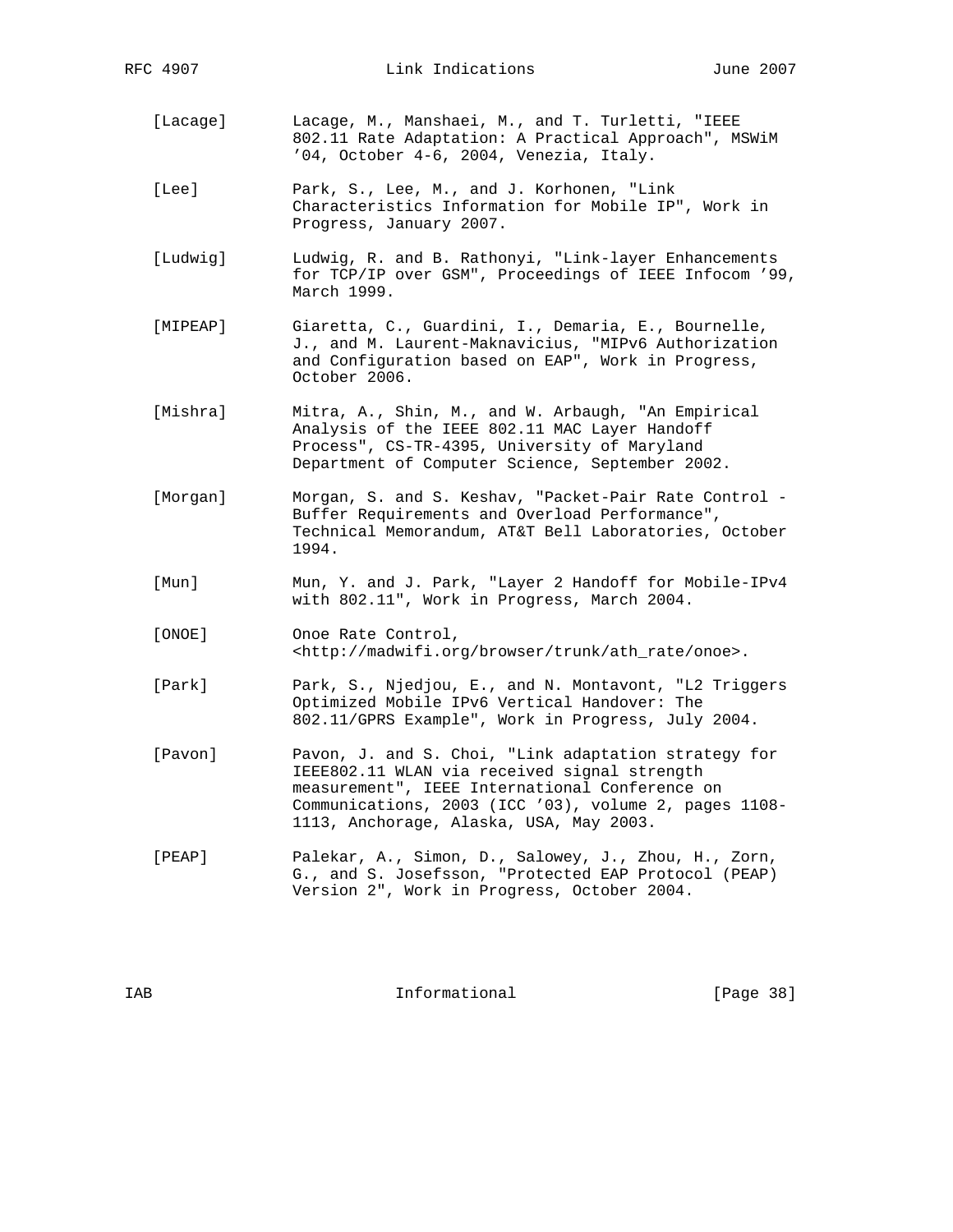[Lacage] Lacage, M., Manshaei, M., and T. Turletti, "IEEE 802.11 Rate Adaptation: A Practical Approach", MSWiM '04, October 4-6, 2004, Venezia, Italy.

[Lee] Park, S., Lee, M., and J. Korhonen, "Link Characteristics Information for Mobile IP", Work in Progress, January 2007.

[Ludwig] Ludwig, R. and B. Rathonyi, "Link-layer Enhancements for TCP/IP over GSM", Proceedings of IEEE Infocom '99, March 1999.

[MIPEAP] Giaretta, C., Guardini, I., Demaria, E., Bournelle, J., and M. Laurent-Maknavicius, "MIPv6 Authorization and Configuration based on EAP", Work in Progress, October 2006.

[Mishra] Mitra, A., Shin, M., and W. Arbaugh, "An Empirical Analysis of the IEEE 802.11 MAC Layer Handoff Process", CS-TR-4395, University of Maryland Department of Computer Science, September 2002.

[Morgan] Morgan, S. and S. Keshav, "Packet-Pair Rate Control - Buffer Requirements and Overload Performance", Technical Memorandum, AT&T Bell Laboratories, October 1994.

[Mun] Mun, Y. and J. Park, "Layer 2 Handoff for Mobile-IPv4 with 802.11", Work in Progress, March 2004.

[ONOE] Onoe Rate Control, <http://madwifi.org/browser/trunk/ath_rate/onoe>.

[Park] Park, S., Njedjou, E., and N. Montavont, "L2 Triggers Optimized Mobile IPv6 Vertical Handover: The 802.11/GPRS Example", Work in Progress, July 2004.

[Pavon] Pavon, J. and S. Choi, "Link adaptation strategy for IEEE802.11 WLAN via received signal strength measurement", IEEE International Conference on Communications, 2003 (ICC '03), volume 2, pages 1108-1113, Anchorage, Alaska, USA, May 2003.

[PEAP] Palekar, A., Simon, D., Salowey, J., Zhou, H., Zorn, G., and S. Josefsson, "Protected EAP Protocol (PEAP) Version 2", Work in Progress, October 2004.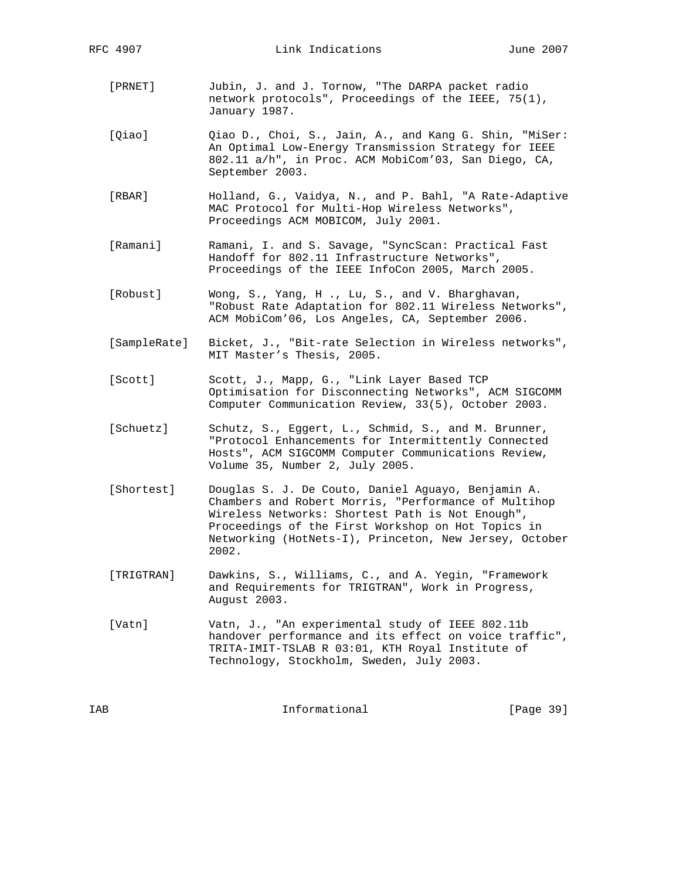[PRNET] Jubin, J. and J. Tornow, "The DARPA packet radio network protocols", Proceedings of the IEEE, 75(1), January 1987.

[Qiao] Qiao D., Choi, S., Jain, A., and Kang G. Shin, "MiSer: An Optimal Low-Energy Transmission Strategy for IEEE 802.11 a/h", in Proc. ACM MobiCom'03, San Diego, CA, September 2003.

[RBAR] Holland, G., Vaidya, N., and P. Bahl, "A Rate-Adaptive MAC Protocol for Multi-Hop Wireless Networks", Proceedings ACM MOBICOM, July 2001.

[Ramani] Ramani, I. and S. Savage, "SyncScan: Practical Fast Handoff for 802.11 Infrastructure Networks", Proceedings of the IEEE InfoCon 2005, March 2005.

[Robust] Wong, S., Yang, H ., Lu, S., and V. Bharghavan, "Robust Rate Adaptation for 802.11 Wireless Networks", ACM MobiCom'06, Los Angeles, CA, September 2006.

[SampleRate] Bicket, J., "Bit-rate Selection in Wireless networks", MIT Master's Thesis, 2005.

[Scott] Scott, J., Mapp, G., "Link Layer Based TCP Optimisation for Disconnecting Networks", ACM SIGCOMM Computer Communication Review, 33(5), October 2003.

[Schuetz] Schutz, S., Eggert, L., Schmid, S., and M. Brunner, "Protocol Enhancements for Intermittently Connected Hosts", ACM SIGCOMM Computer Communications Review, Volume 35, Number 2, July 2005.

[Shortest] Douglas S. J. De Couto, Daniel Aguayo, Benjamin A. Chambers and Robert Morris, "Performance of Multihop Wireless Networks: Shortest Path is Not Enough", Proceedings of the First Workshop on Hot Topics in Networking (HotNets-I), Princeton, New Jersey, October 2002.

[TRIGTRAN] Dawkins, S., Williams, C., and A. Yegin, "Framework and Requirements for TRIGTRAN", Work in Progress, August 2003.

[Vatn] Vatn, J., "An experimental study of IEEE 802.11b handover performance and its effect on voice traffic", TRITA-IMIT-TSLAB R 03:01, KTH Royal Institute of Technology, Stockholm, Sweden, July 2003.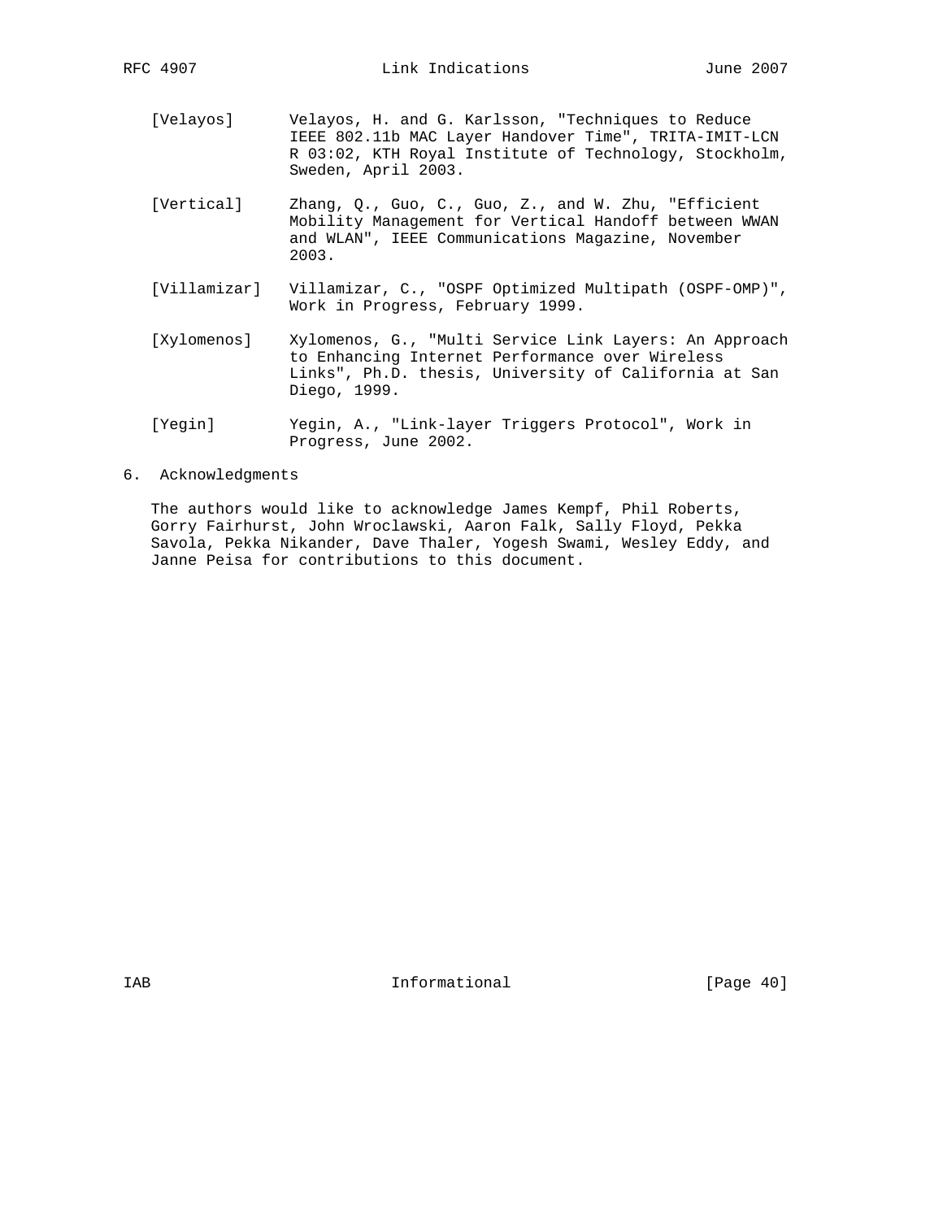[Velayos] Velayos, H. and G. Karlsson, "Techniques to Reduce IEEE 802.11b MAC Layer Handover Time", TRITA-IMIT-LCN R 03:02, KTH Royal Institute of Technology, Stockholm, Sweden, April 2003.

[Vertical] Zhang, Q., Guo, C., Guo, Z., and W. Zhu, "Efficient Mobility Management for Vertical Handoff between WWAN and WLAN", IEEE Communications Magazine, November 2003.

[Villamizar] Villamizar, C., "OSPF Optimized Multipath (OSPF-OMP)", Work in Progress, February 1999.

[Xylomenos] Xylomenos, G., "Multi Service Link Layers: An Approach to Enhancing Internet Performance over Wireless Links", Ph.D. thesis, University of California at San Diego, 1999.

[Yegin] Yegin, A., "Link-layer Triggers Protocol", Work in Progress, June 2002.

## 6. Acknowledgments

The authors would like to acknowledge James Kempf, Phil Roberts, Gorry Fairhurst, John Wroclawski, Aaron Falk, Sally Floyd, Pekka Savola, Pekka Nikander, Dave Thaler, Yogesh Swami, Wesley Eddy, and Janne Peisa for contributions to this document.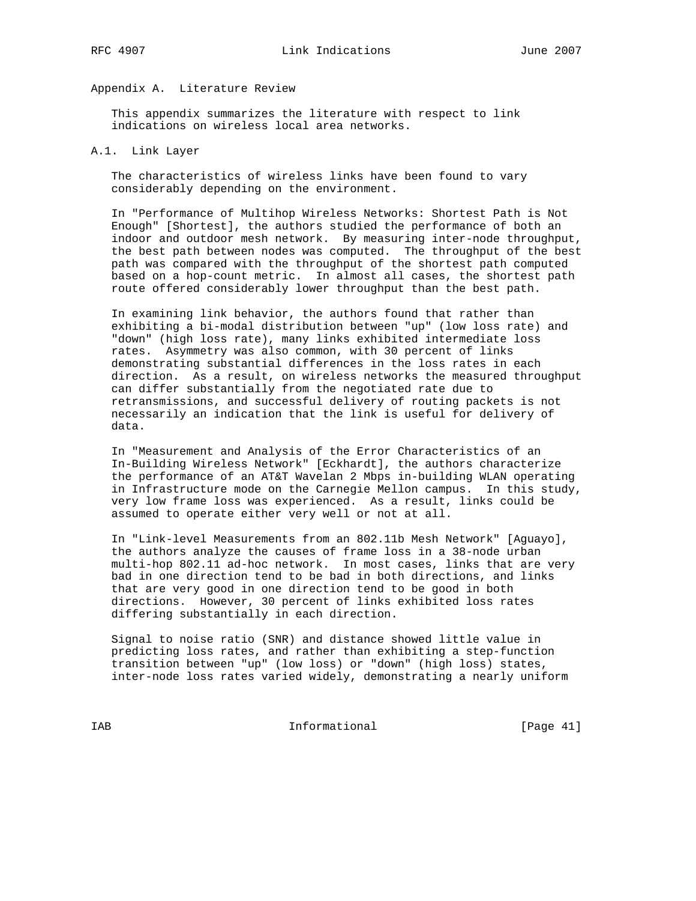# Appendix A. Literature Review

This appendix summarizes the literature with respect to link indications on wireless local area networks.

## A.1. Link Layer

The characteristics of wireless links have been found to vary considerably depending on the environment.

In "Performance of Multihop Wireless Networks: Shortest Path is Not Enough" [Shortest], the authors studied the performance of both an indoor and outdoor mesh network. By measuring inter-node throughput, the best path between nodes was computed. The throughput of the best path was compared with the throughput of the shortest path computed based on a hop-count metric. In almost all cases, the shortest path route offered considerably lower throughput than the best path.

In examining link behavior, the authors found that rather than exhibiting a bi-modal distribution between "up" (low loss rate) and "down" (high loss rate), many links exhibited intermediate loss rates. Asymmetry was also common, with 30 percent of links demonstrating substantial differences in the loss rates in each direction. As a result, on wireless networks the measured throughput can differ substantially from the negotiated rate due to retransmissions, and successful delivery of routing packets is not necessarily an indication that the link is useful for delivery of data.

In "Measurement and Analysis of the Error Characteristics of an In-Building Wireless Network" [Eckhardt], the authors characterize the performance of an AT&T Wavelan 2 Mbps in-building WLAN operating in Infrastructure mode on the Carnegie Mellon campus. In this study, very low frame loss was experienced. As a result, links could be assumed to operate either very well or not at all.

In "Link-level Measurements from an 802.11b Mesh Network" [Aguayo], the authors analyze the causes of frame loss in a 38-node urban multi-hop 802.11 ad-hoc network. In most cases, links that are very bad in one direction tend to be bad in both directions, and links that are very good in one direction tend to be good in both directions. However, 30 percent of links exhibited loss rates differing substantially in each direction.

Signal to noise ratio (SNR) and distance showed little value in predicting loss rates, and rather than exhibiting a step-function transition between "up" (low loss) or "down" (high loss) states, inter-node loss rates varied widely, demonstrating a nearly uniform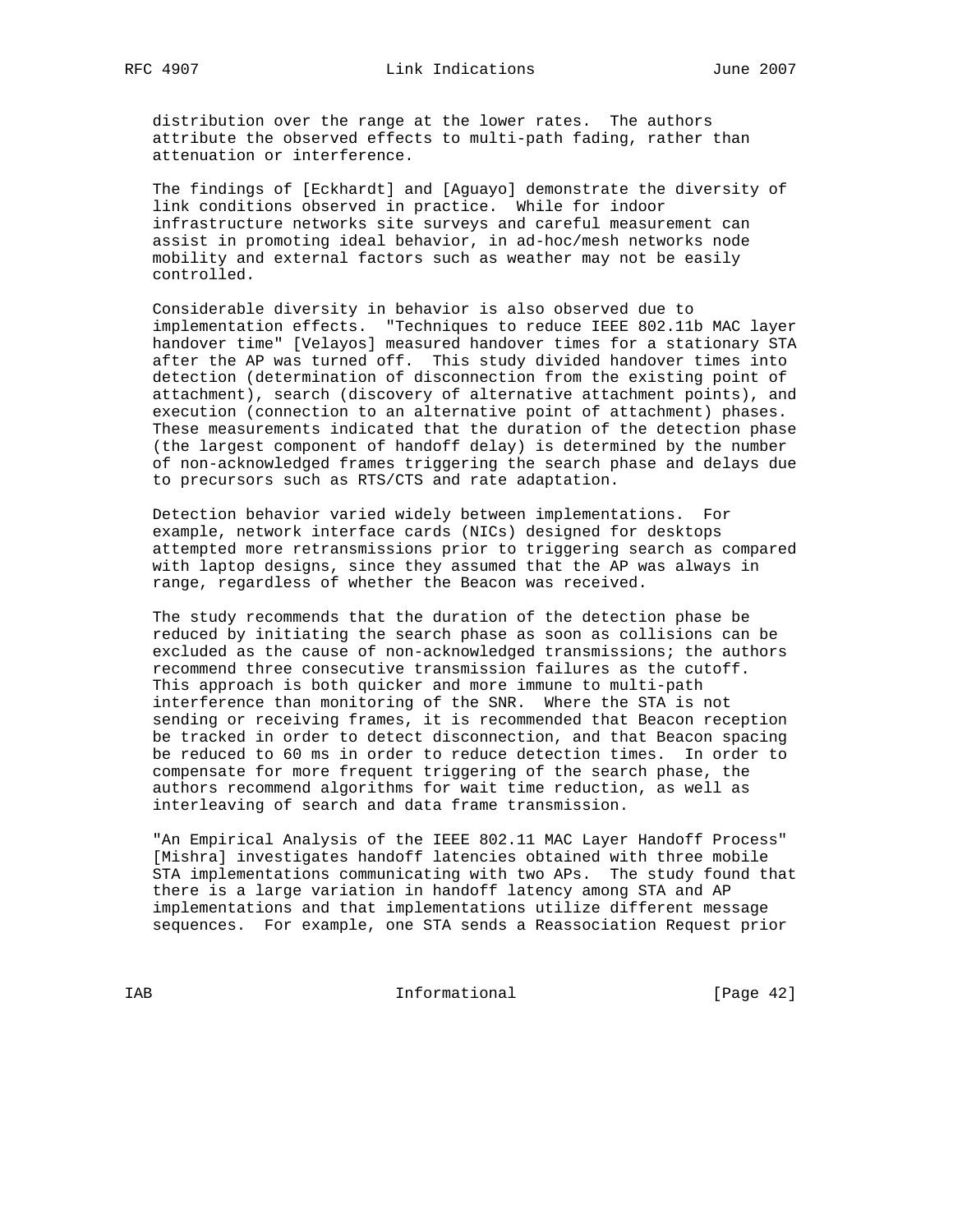distribution over the range at the lower rates. The authors attribute the observed effects to multi-path fading, rather than attenuation or interference.

The findings of [Eckhardt] and [Aguayo] demonstrate the diversity of link conditions observed in practice. While for indoor infrastructure networks site surveys and careful measurement can assist in promoting ideal behavior, in ad-hoc/mesh networks node mobility and external factors such as weather may not be easily controlled.

Considerable diversity in behavior is also observed due to implementation effects. "Techniques to reduce IEEE 802.11b MAC layer handover time" [Velayos] measured handover times for a stationary STA after the AP was turned off. This study divided handover times into detection (determination of disconnection from the existing point of attachment), search (discovery of alternative attachment points), and execution (connection to an alternative point of attachment) phases. These measurements indicated that the duration of the detection phase (the largest component of handoff delay) is determined by the number of non-acknowledged frames triggering the search phase and delays due to precursors such as RTS/CTS and rate adaptation.

Detection behavior varied widely between implementations. For example, network interface cards (NICs) designed for desktops attempted more retransmissions prior to triggering search as compared with laptop designs, since they assumed that the AP was always in range, regardless of whether the Beacon was received.

The study recommends that the duration of the detection phase be reduced by initiating the search phase as soon as collisions can be excluded as the cause of non-acknowledged transmissions; the authors recommend three consecutive transmission failures as the cutoff. This approach is both quicker and more immune to multi-path interference than monitoring of the SNR. Where the STA is not sending or receiving frames, it is recommended that Beacon reception be tracked in order to detect disconnection, and that Beacon spacing be reduced to 60 ms in order to reduce detection times. In order to compensate for more frequent triggering of the search phase, the authors recommend algorithms for wait time reduction, as well as interleaving of search and data frame transmission.

"An Empirical Analysis of the IEEE 802.11 MAC Layer Handoff Process" [Mishra] investigates handoff latencies obtained with three mobile STA implementations communicating with two APs. The study found that there is a large variation in handoff latency among STA and AP implementations and that implementations utilize different message sequences. For example, one STA sends a Reassociation Request prior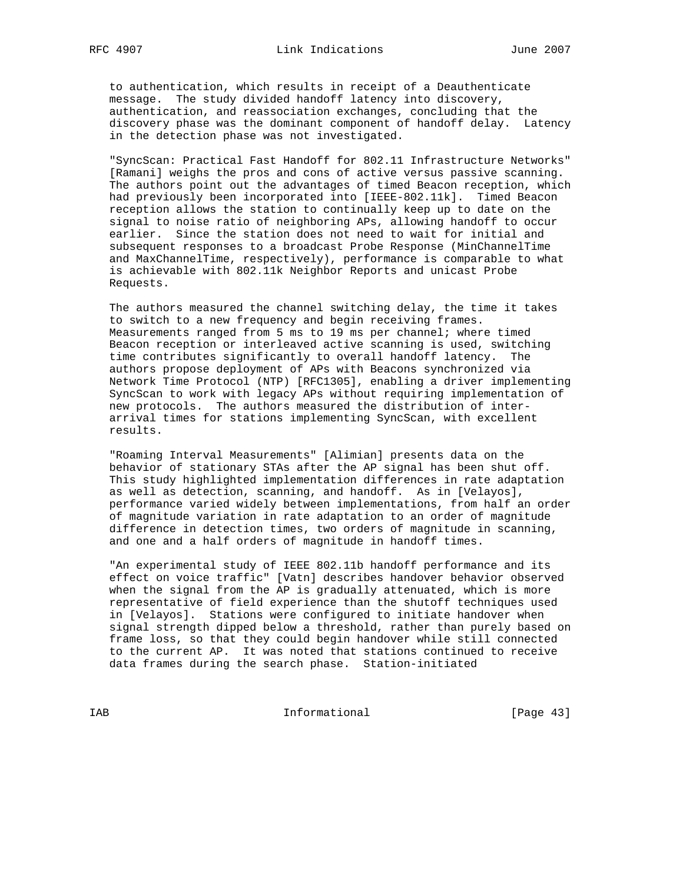to authentication, which results in receipt of a Deauthenticate message. The study divided handoff latency into discovery, authentication, and reassociation exchanges, concluding that the discovery phase was the dominant component of handoff delay. Latency in the detection phase was not investigated.

"SyncScan: Practical Fast Handoff for 802.11 Infrastructure Networks" [Ramani] weighs the pros and cons of active versus passive scanning. The authors point out the advantages of timed Beacon reception, which had previously been incorporated into [IEEE-802.11k]. Timed Beacon reception allows the station to continually keep up to date on the signal to noise ratio of neighboring APs, allowing handoff to occur earlier. Since the station does not need to wait for initial and subsequent responses to a broadcast Probe Response (MinChannelTime and MaxChannelTime, respectively), performance is comparable to what is achievable with 802.11k Neighbor Reports and unicast Probe Requests.

The authors measured the channel switching delay, the time it takes to switch to a new frequency and begin receiving frames. Measurements ranged from 5 ms to 19 ms per channel; where timed Beacon reception or interleaved active scanning is used, switching time contributes significantly to overall handoff latency. The authors propose deployment of APs with Beacons synchronized via Network Time Protocol (NTP) [RFC1305], enabling a driver implementing SyncScan to work with legacy APs without requiring implementation of new protocols. The authors measured the distribution of inter-arrival times for stations implementing SyncScan, with excellent results.

"Roaming Interval Measurements" [Alimian] presents data on the behavior of stationary STAs after the AP signal has been shut off. This study highlighted implementation differences in rate adaptation as well as detection, scanning, and handoff. As in [Velayos], performance varied widely between implementations, from half an order of magnitude variation in rate adaptation to an order of magnitude difference in detection times, two orders of magnitude in scanning, and one and a half orders of magnitude in handoff times.

"An experimental study of IEEE 802.11b handoff performance and its effect on voice traffic" [Vatn] describes handover behavior observed when the signal from the AP is gradually attenuated, which is more representative of field experience than the shutoff techniques used in [Velayos]. Stations were configured to initiate handover when signal strength dipped below a threshold, rather than purely based on frame loss, so that they could begin handover while still connected to the current AP. It was noted that stations continued to receive data frames during the search phase. Station-initiated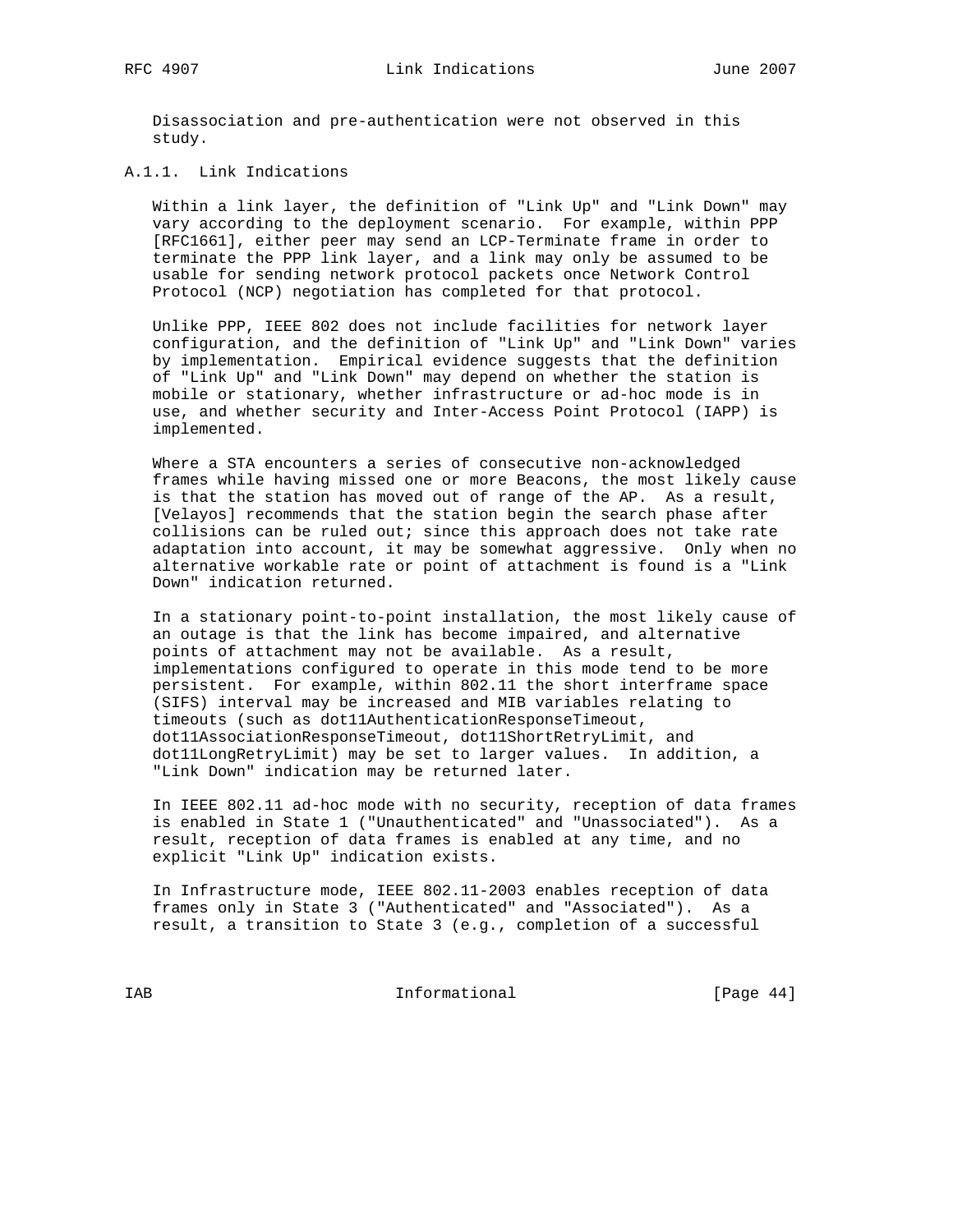Disassociation and pre-authentication were not observed in this study.

### A.1.1. Link Indications

Within a link layer, the definition of "Link Up" and "Link Down" may vary according to the deployment scenario. For example, within PPP [RFC1661], either peer may send an LCP-Terminate frame in order to terminate the PPP link layer, and a link may only be assumed to be usable for sending network protocol packets once Network Control Protocol (NCP) negotiation has completed for that protocol.

Unlike PPP, IEEE 802 does not include facilities for network layer configuration, and the definition of "Link Up" and "Link Down" varies by implementation. Empirical evidence suggests that the definition of "Link Up" and "Link Down" may depend on whether the station is mobile or stationary, whether infrastructure or ad-hoc mode is in use, and whether security and Inter-Access Point Protocol (IAPP) is implemented.

Where a STA encounters a series of consecutive non-acknowledged frames while having missed one or more Beacons, the most likely cause is that the station has moved out of range of the AP. As a result, [Velayos] recommends that the station begin the search phase after collisions can be ruled out; since this approach does not take rate adaptation into account, it may be somewhat aggressive. Only when no alternative workable rate or point of attachment is found is a "Link Down" indication returned.

In a stationary point-to-point installation, the most likely cause of an outage is that the link has become impaired, and alternative points of attachment may not be available. As a result, implementations configured to operate in this mode tend to be more persistent. For example, within 802.11 the short interframe space (SIFS) interval may be increased and MIB variables relating to timeouts (such as dot11AuthenticationResponseTimeout, dot11AssociationResponseTimeout, dot11ShortRetryLimit, and dot11LongRetryLimit) may be set to larger values. In addition, a "Link Down" indication may be returned later.

In IEEE 802.11 ad-hoc mode with no security, reception of data frames is enabled in State 1 ("Unauthenticated" and "Unassociated"). As a result, reception of data frames is enabled at any time, and no explicit "Link Up" indication exists.

In Infrastructure mode, IEEE 802.11-2003 enables reception of data frames only in State 3 ("Authenticated" and "Associated"). As a result, a transition to State 3 (e.g., completion of a successful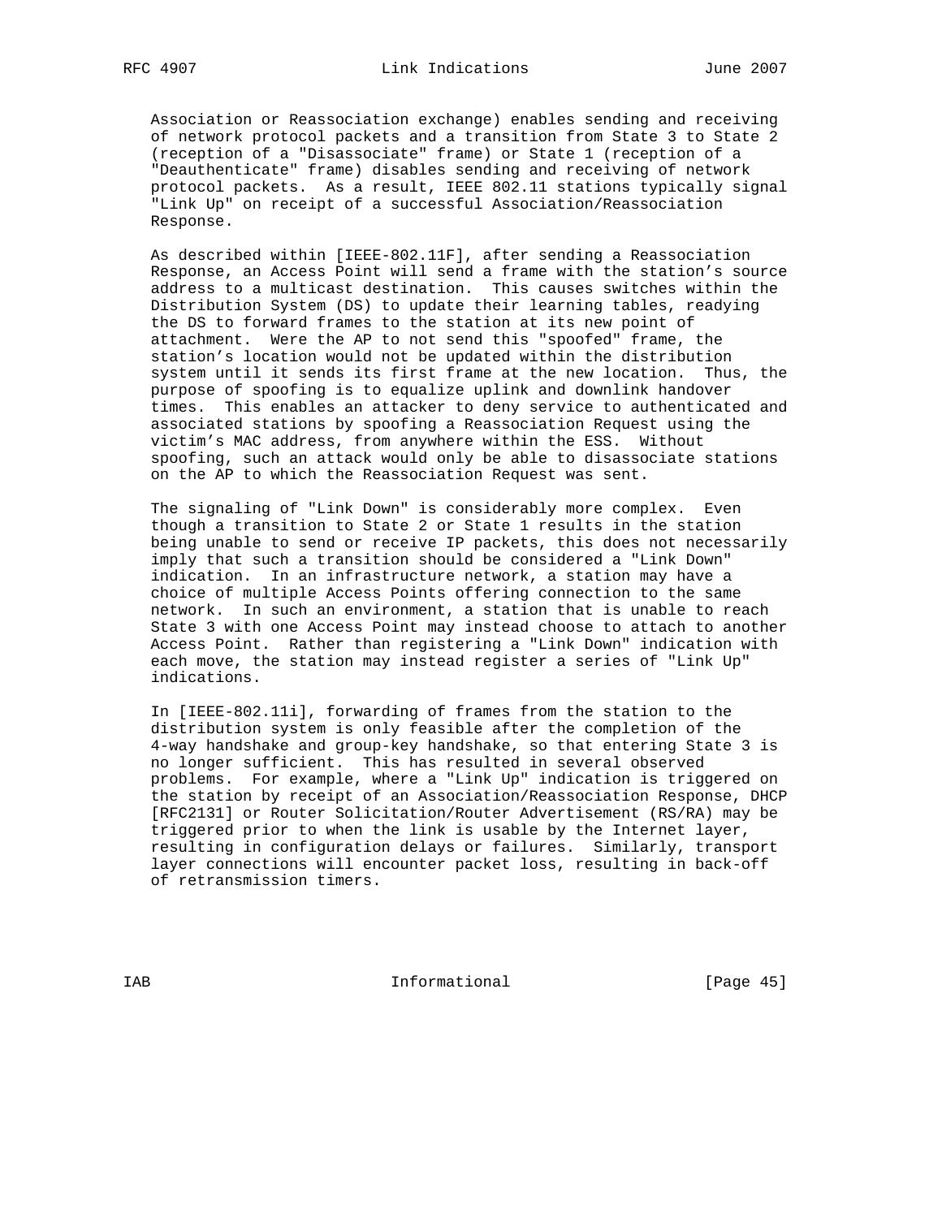Association or Reassociation exchange) enables sending and receiving of network protocol packets and a transition from State 3 to State 2 (reception of a "Disassociate" frame) or State 1 (reception of a "Deauthenticate" frame) disables sending and receiving of network protocol packets. As a result, IEEE 802.11 stations typically signal "Link Up" on receipt of a successful Association/Reassociation Response.

As described within [IEEE-802.11F], after sending a Reassociation Response, an Access Point will send a frame with the station's source address to a multicast destination. This causes switches within the Distribution System (DS) to update their learning tables, readying the DS to forward frames to the station at its new point of attachment. Were the AP to not send this "spoofed" frame, the station's location would not be updated within the distribution system until it sends its first frame at the new location. Thus, the purpose of spoofing is to equalize uplink and downlink handover times. This enables an attacker to deny service to authenticated and associated stations by spoofing a Reassociation Request using the victim's MAC address, from anywhere within the ESS. Without spoofing, such an attack would only be able to disassociate stations on the AP to which the Reassociation Request was sent.

The signaling of "Link Down" is considerably more complex. Even though a transition to State 2 or State 1 results in the station being unable to send or receive IP packets, this does not necessarily imply that such a transition should be considered a "Link Down" indication. In an infrastructure network, a station may have a choice of multiple Access Points offering connection to the same network. In such an environment, a station that is unable to reach State 3 with one Access Point may instead choose to attach to another Access Point. Rather than registering a "Link Down" indication with each move, the station may instead register a series of "Link Up" indications.

In [IEEE-802.11i], forwarding of frames from the station to the distribution system is only feasible after the completion of the 4-way handshake and group-key handshake, so that entering State 3 is no longer sufficient. This has resulted in several observed problems. For example, where a "Link Up" indication is triggered on the station by receipt of an Association/Reassociation Response, DHCP [RFC2131] or Router Solicitation/Router Advertisement (RS/RA) may be triggered prior to when the link is usable by the Internet layer, resulting in configuration delays or failures. Similarly, transport layer connections will encounter packet loss, resulting in back-off of retransmission timers.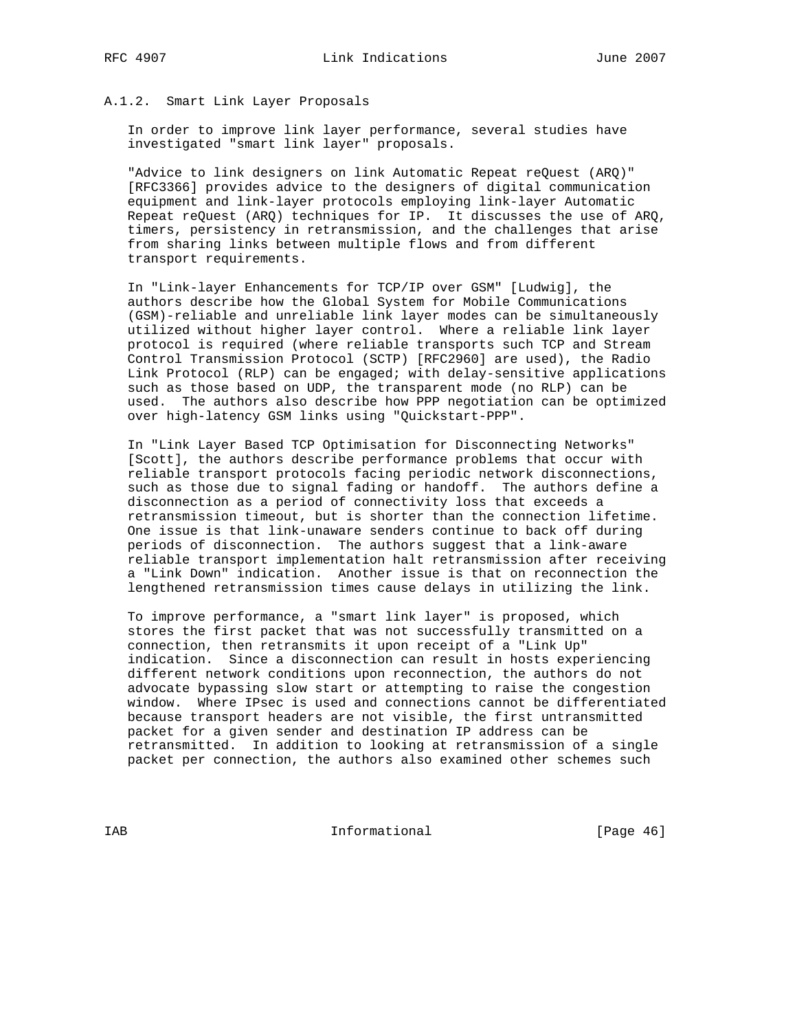### A.1.2. Smart Link Layer Proposals

In order to improve link layer performance, several studies have investigated "smart link layer" proposals.

"Advice to link designers on link Automatic Repeat reQuest (ARQ)" [RFC3366] provides advice to the designers of digital communication equipment and link-layer protocols employing link-layer Automatic Repeat reQuest (ARQ) techniques for IP. It discusses the use of ARQ, timers, persistency in retransmission, and the challenges that arise from sharing links between multiple flows and from different transport requirements.

In "Link-layer Enhancements for TCP/IP over GSM" [Ludwig], the authors describe how the Global System for Mobile Communications (GSM)-reliable and unreliable link layer modes can be simultaneously utilized without higher layer control. Where a reliable link layer protocol is required (where reliable transports such TCP and Stream Control Transmission Protocol (SCTP) [RFC2960] are used), the Radio Link Protocol (RLP) can be engaged; with delay-sensitive applications such as those based on UDP, the transparent mode (no RLP) can be used. The authors also describe how PPP negotiation can be optimized over high-latency GSM links using "Quickstart-PPP".

In "Link Layer Based TCP Optimisation for Disconnecting Networks" [Scott], the authors describe performance problems that occur with reliable transport protocols facing periodic network disconnections, such as those due to signal fading or handoff. The authors define a disconnection as a period of connectivity loss that exceeds a retransmission timeout, but is shorter than the connection lifetime. One issue is that link-unaware senders continue to back off during periods of disconnection. The authors suggest that a link-aware reliable transport implementation halt retransmission after receiving a "Link Down" indication. Another issue is that on reconnection the lengthened retransmission times cause delays in utilizing the link.

To improve performance, a "smart link layer" is proposed, which stores the first packet that was not successfully transmitted on a connection, then retransmits it upon receipt of a "Link Up" indication. Since a disconnection can result in hosts experiencing different network conditions upon reconnection, the authors do not advocate bypassing slow start or attempting to raise the congestion window. Where IPsec is used and connections cannot be differentiated because transport headers are not visible, the first untransmitted packet for a given sender and destination IP address can be retransmitted. In addition to looking at retransmission of a single packet per connection, the authors also examined other schemes such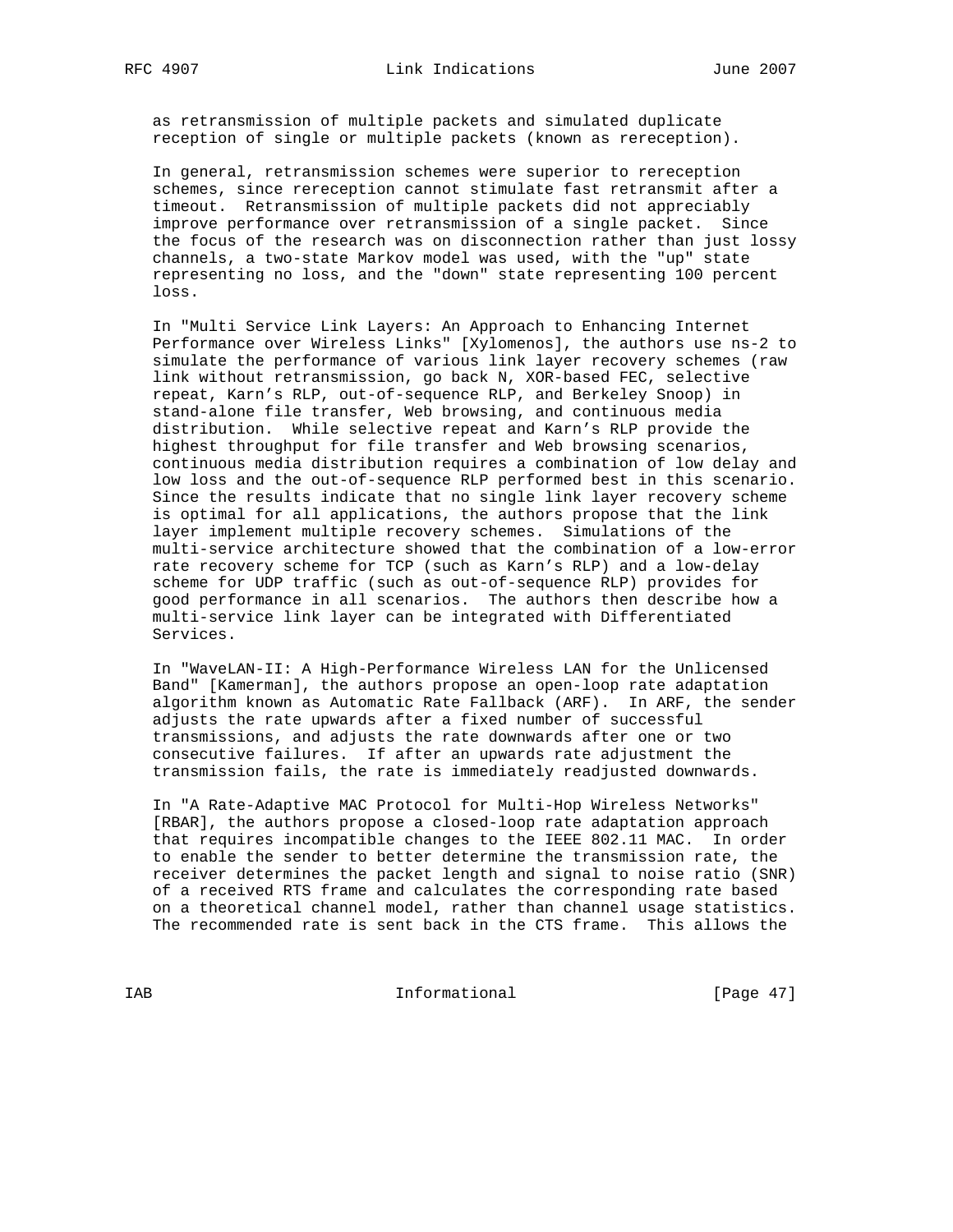as retransmission of multiple packets and simulated duplicate reception of single or multiple packets (known as rereception).

In general, retransmission schemes were superior to rereception schemes, since rereception cannot stimulate fast retransmit after a timeout. Retransmission of multiple packets did not appreciably improve performance over retransmission of a single packet. Since the focus of the research was on disconnection rather than just lossy channels, a two-state Markov model was used, with the "up" state representing no loss, and the "down" state representing 100 percent loss.

In "Multi Service Link Layers: An Approach to Enhancing Internet Performance over Wireless Links" [Xylomenos], the authors use ns-2 to simulate the performance of various link layer recovery schemes (raw link without retransmission, go back N, XOR-based FEC, selective repeat, Karn's RLP, out-of-sequence RLP, and Berkeley Snoop) in stand-alone file transfer, Web browsing, and continuous media distribution. While selective repeat and Karn's RLP provide the highest throughput for file transfer and Web browsing scenarios, continuous media distribution requires a combination of low delay and low loss and the out-of-sequence RLP performed best in this scenario. Since the results indicate that no single link layer recovery scheme is optimal for all applications, the authors propose that the link layer implement multiple recovery schemes. Simulations of the multi-service architecture showed that the combination of a low-error rate recovery scheme for TCP (such as Karn's RLP) and a low-delay scheme for UDP traffic (such as out-of-sequence RLP) provides for good performance in all scenarios. The authors then describe how a multi-service link layer can be integrated with Differentiated Services.

In "WaveLAN-II: A High-Performance Wireless LAN for the Unlicensed Band" [Kamerman], the authors propose an open-loop rate adaptation algorithm known as Automatic Rate Fallback (ARF). In ARF, the sender adjusts the rate upwards after a fixed number of successful transmissions, and adjusts the rate downwards after one or two consecutive failures. If after an upwards rate adjustment the transmission fails, the rate is immediately readjusted downwards.

In "A Rate-Adaptive MAC Protocol for Multi-Hop Wireless Networks" [RBAR], the authors propose a closed-loop rate adaptation approach that requires incompatible changes to the IEEE 802.11 MAC. In order to enable the sender to better determine the transmission rate, the receiver determines the packet length and signal to noise ratio (SNR) of a received RTS frame and calculates the corresponding rate based on a theoretical channel model, rather than channel usage statistics. The recommended rate is sent back in the CTS frame. This allows the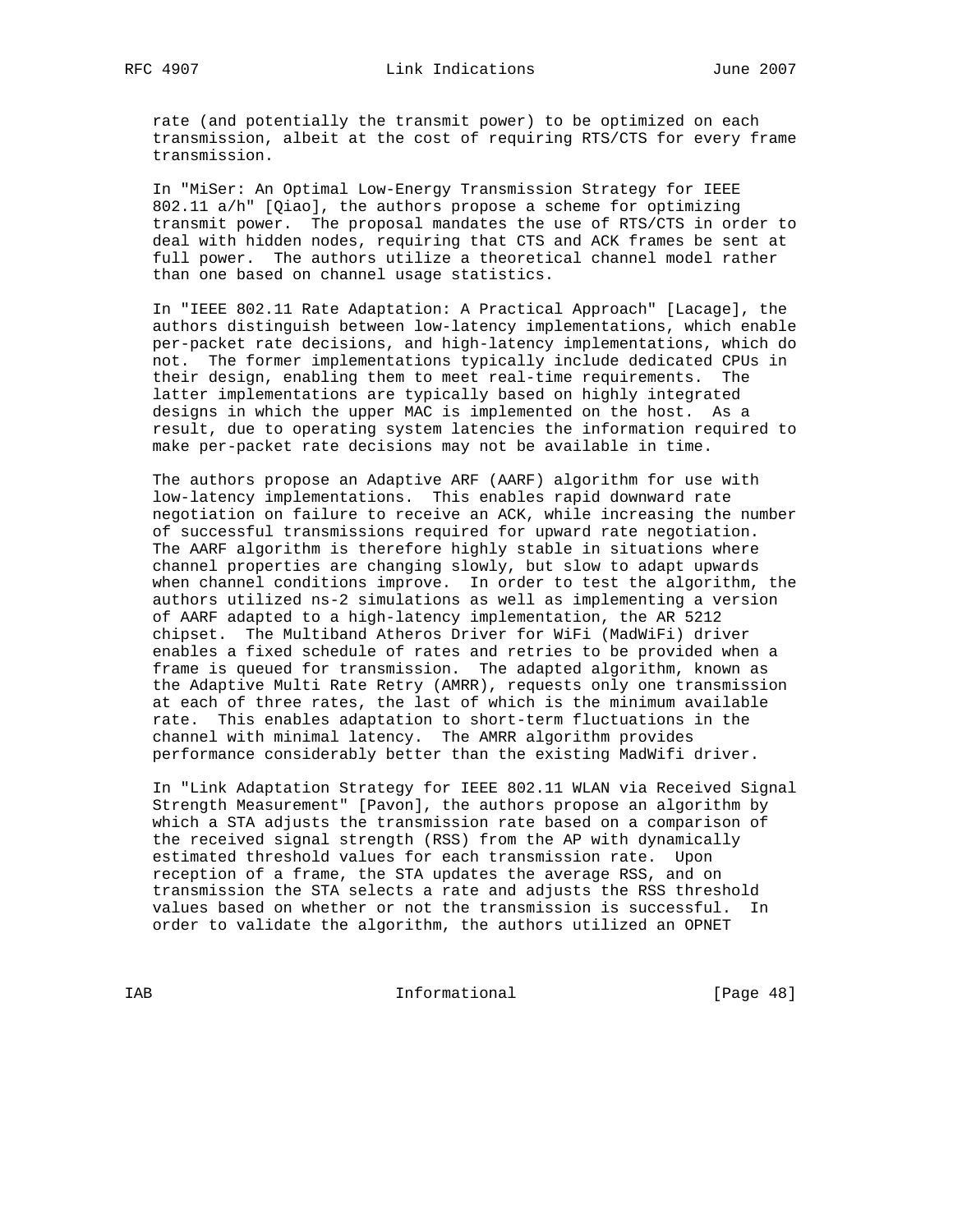rate (and potentially the transmit power) to be optimized on each transmission, albeit at the cost of requiring RTS/CTS for every frame transmission.

In "MiSer: An Optimal Low-Energy Transmission Strategy for IEEE 802.11 a/h" [Qiao], the authors propose a scheme for optimizing transmit power. The proposal mandates the use of RTS/CTS in order to deal with hidden nodes, requiring that CTS and ACK frames be sent at full power. The authors utilize a theoretical channel model rather than one based on channel usage statistics.

In "IEEE 802.11 Rate Adaptation: A Practical Approach" [Lacage], the authors distinguish between low-latency implementations, which enable per-packet rate decisions, and high-latency implementations, which do not. The former implementations typically include dedicated CPUs in their design, enabling them to meet real-time requirements. The latter implementations are typically based on highly integrated designs in which the upper MAC is implemented on the host. As a result, due to operating system latencies the information required to make per-packet rate decisions may not be available in time.

The authors propose an Adaptive ARF (AARF) algorithm for use with low-latency implementations. This enables rapid downward rate negotiation on failure to receive an ACK, while increasing the number of successful transmissions required for upward rate negotiation. The AARF algorithm is therefore highly stable in situations where channel properties are changing slowly, but slow to adapt upwards when channel conditions improve. In order to test the algorithm, the authors utilized ns-2 simulations as well as implementing a version of AARF adapted to a high-latency implementation, the AR 5212 chipset. The Multiband Atheros Driver for WiFi (MadWiFi) driver enables a fixed schedule of rates and retries to be provided when a frame is queued for transmission. The adapted algorithm, known as the Adaptive Multi Rate Retry (AMRR), requests only one transmission at each of three rates, the last of which is the minimum available rate. This enables adaptation to short-term fluctuations in the channel with minimal latency. The AMRR algorithm provides performance considerably better than the existing MadWifi driver.

In "Link Adaptation Strategy for IEEE 802.11 WLAN via Received Signal Strength Measurement" [Pavon], the authors propose an algorithm by which a STA adjusts the transmission rate based on a comparison of the received signal strength (RSS) from the AP with dynamically estimated threshold values for each transmission rate. Upon reception of a frame, the STA updates the average RSS, and on transmission the STA selects a rate and adjusts the RSS threshold values based on whether or not the transmission is successful. In order to validate the algorithm, the authors utilized an OPNET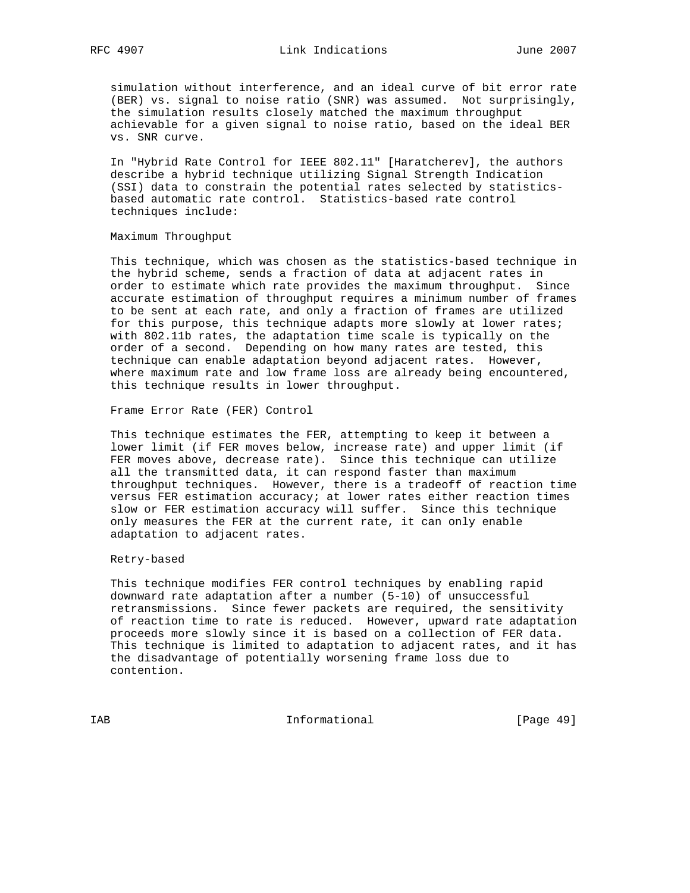simulation without interference, and an ideal curve of bit error rate (BER) vs. signal to noise ratio (SNR) was assumed. Not surprisingly, the simulation results closely matched the maximum throughput achievable for a given signal to noise ratio, based on the ideal BER vs. SNR curve.

In "Hybrid Rate Control for IEEE 802.11" [Haratcherev], the authors describe a hybrid technique utilizing Signal Strength Indication (SSI) data to constrain the potential rates selected by statistics-based automatic rate control. Statistics-based rate control techniques include:

Maximum Throughput

This technique, which was chosen as the statistics-based technique in the hybrid scheme, sends a fraction of data at adjacent rates in order to estimate which rate provides the maximum throughput. Since accurate estimation of throughput requires a minimum number of frames to be sent at each rate, and only a fraction of frames are utilized for this purpose, this technique adapts more slowly at lower rates; with 802.11b rates, the adaptation time scale is typically on the order of a second. Depending on how many rates are tested, this technique can enable adaptation beyond adjacent rates. However, where maximum rate and low frame loss are already being encountered, this technique results in lower throughput.

Frame Error Rate (FER) Control

This technique estimates the FER, attempting to keep it between a lower limit (if FER moves below, increase rate) and upper limit (if FER moves above, decrease rate). Since this technique can utilize all the transmitted data, it can respond faster than maximum throughput techniques. However, there is a tradeoff of reaction time versus FER estimation accuracy; at lower rates either reaction times slow or FER estimation accuracy will suffer. Since this technique only measures the FER at the current rate, it can only enable adaptation to adjacent rates.

Retry-based

This technique modifies FER control techniques by enabling rapid downward rate adaptation after a number (5-10) of unsuccessful retransmissions. Since fewer packets are required, the sensitivity of reaction time to rate is reduced. However, upward rate adaptation proceeds more slowly since it is based on a collection of FER data. This technique is limited to adaptation to adjacent rates, and it has the disadvantage of potentially worsening frame loss due to contention.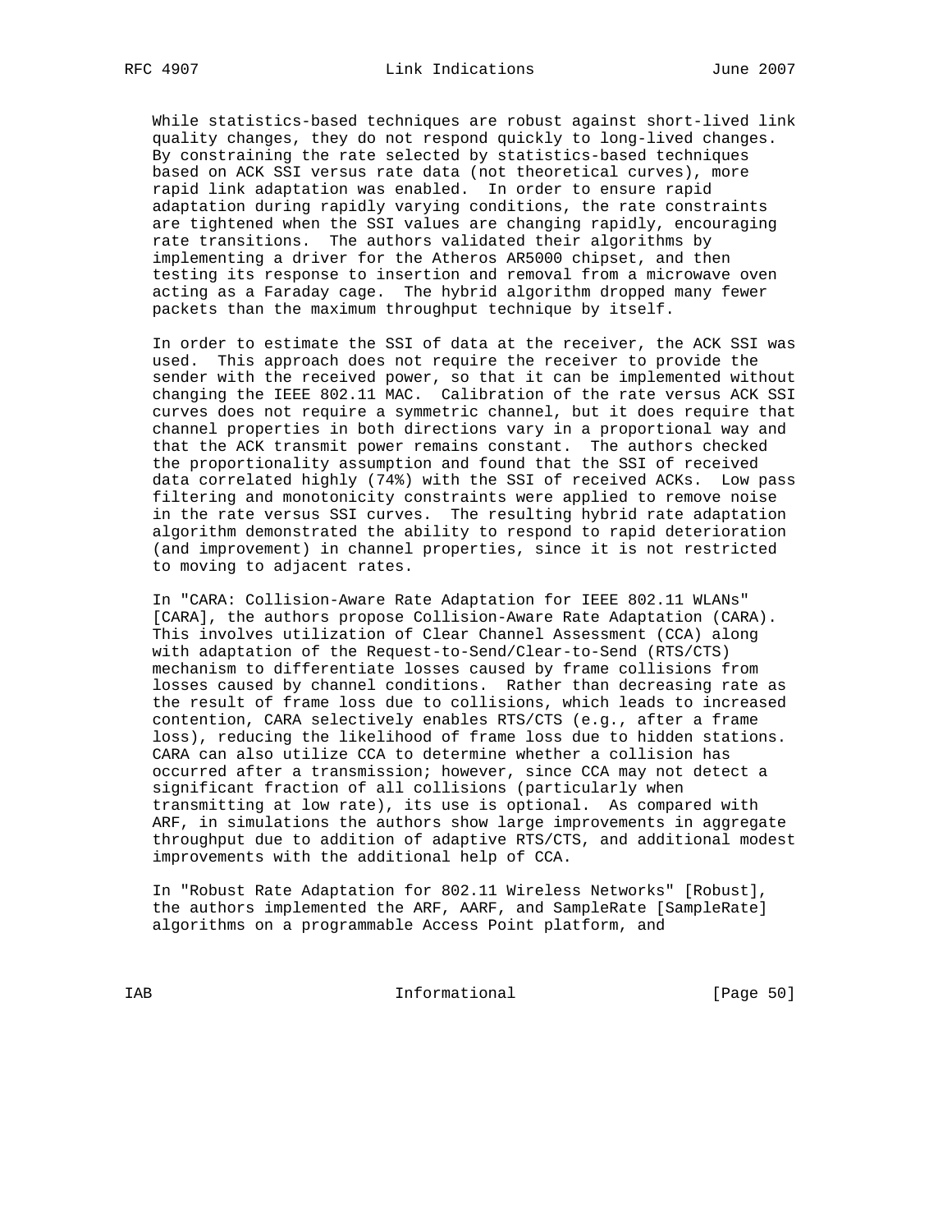While statistics-based techniques are robust against short-lived link quality changes, they do not respond quickly to long-lived changes. By constraining the rate selected by statistics-based techniques based on ACK SSI versus rate data (not theoretical curves), more rapid link adaptation was enabled. In order to ensure rapid adaptation during rapidly varying conditions, the rate constraints are tightened when the SSI values are changing rapidly, encouraging rate transitions. The authors validated their algorithms by implementing a driver for the Atheros AR5000 chipset, and then testing its response to insertion and removal from a microwave oven acting as a Faraday cage. The hybrid algorithm dropped many fewer packets than the maximum throughput technique by itself.

In order to estimate the SSI of data at the receiver, the ACK SSI was used. This approach does not require the receiver to provide the sender with the received power, so that it can be implemented without changing the IEEE 802.11 MAC. Calibration of the rate versus ACK SSI curves does not require a symmetric channel, but it does require that channel properties in both directions vary in a proportional way and that the ACK transmit power remains constant. The authors checked the proportionality assumption and found that the SSI of received data correlated highly (74%) with the SSI of received ACKs. Low pass filtering and monotonicity constraints were applied to remove noise in the rate versus SSI curves. The resulting hybrid rate adaptation algorithm demonstrated the ability to respond to rapid deterioration (and improvement) in channel properties, since it is not restricted to moving to adjacent rates.

In "CARA: Collision-Aware Rate Adaptation for IEEE 802.11 WLANs" [CARA], the authors propose Collision-Aware Rate Adaptation (CARA). This involves utilization of Clear Channel Assessment (CCA) along with adaptation of the Request-to-Send/Clear-to-Send (RTS/CTS) mechanism to differentiate losses caused by frame collisions from losses caused by channel conditions. Rather than decreasing rate as the result of frame loss due to collisions, which leads to increased contention, CARA selectively enables RTS/CTS (e.g., after a frame loss), reducing the likelihood of frame loss due to hidden stations. CARA can also utilize CCA to determine whether a collision has occurred after a transmission; however, since CCA may not detect a significant fraction of all collisions (particularly when transmitting at low rate), its use is optional. As compared with ARF, in simulations the authors show large improvements in aggregate throughput due to addition of adaptive RTS/CTS, and additional modest improvements with the additional help of CCA.

In "Robust Rate Adaptation for 802.11 Wireless Networks" [Robust], the authors implemented the ARF, AARF, and SampleRate [SampleRate] algorithms on a programmable Access Point platform, and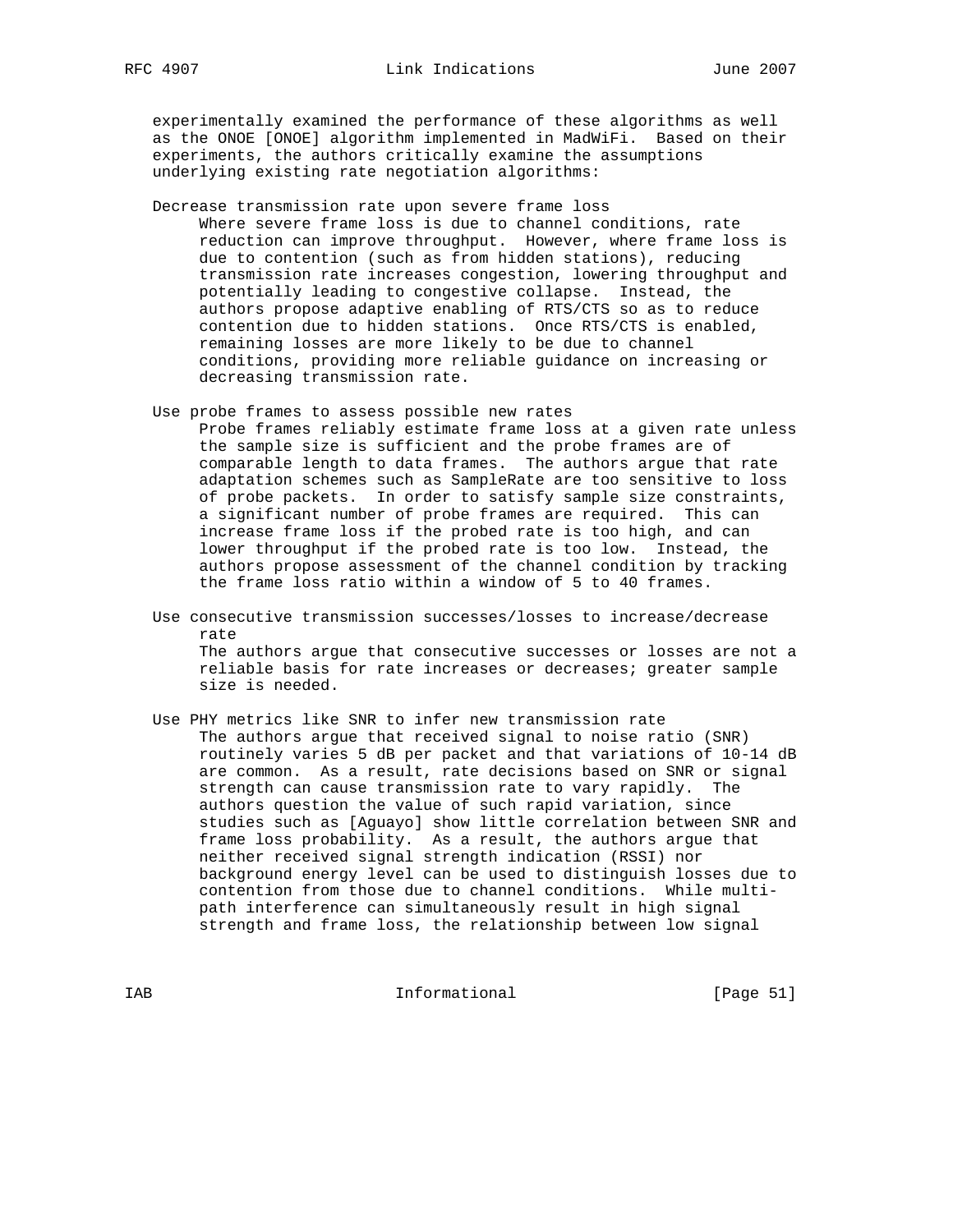experimentally examined the performance of these algorithms as well as the ONOE [ONOE] algorithm implemented in MadWiFi. Based on their experiments, the authors critically examine the assumptions underlying existing rate negotiation algorithms:

Decrease transmission rate upon severe frame loss
: Where severe frame loss is due to channel conditions, rate reduction can improve throughput. However, where frame loss is due to contention (such as from hidden stations), reducing transmission rate increases congestion, lowering throughput and potentially leading to congestive collapse. Instead, the authors propose adaptive enabling of RTS/CTS so as to reduce contention due to hidden stations. Once RTS/CTS is enabled, remaining losses are more likely to be due to channel conditions, providing more reliable guidance on increasing or decreasing transmission rate.

Use probe frames to assess possible new rates
: Probe frames reliably estimate frame loss at a given rate unless the sample size is sufficient and the probe frames are of comparable length to data frames. The authors argue that rate adaptation schemes such as SampleRate are too sensitive to loss of probe packets. In order to satisfy sample size constraints, a significant number of probe frames are required. This can increase frame loss if the probed rate is too high, and can lower throughput if the probed rate is too low. Instead, the authors propose assessment of the channel condition by tracking the frame loss ratio within a window of 5 to 40 frames.

Use consecutive transmission successes/losses to increase/decrease rate
: The authors argue that consecutive successes or losses are not a reliable basis for rate increases or decreases; greater sample size is needed.

Use PHY metrics like SNR to infer new transmission rate
: The authors argue that received signal to noise ratio (SNR) routinely varies 5 dB per packet and that variations of 10-14 dB are common. As a result, rate decisions based on SNR or signal strength can cause transmission rate to vary rapidly. The authors question the value of such rapid variation, since studies such as [Aguayo] show little correlation between SNR and frame loss probability. As a result, the authors argue that neither received signal strength indication (RSSI) nor background energy level can be used to distinguish losses due to contention from those due to channel conditions. While multi-path interference can simultaneously result in high signal strength and frame loss, the relationship between low signal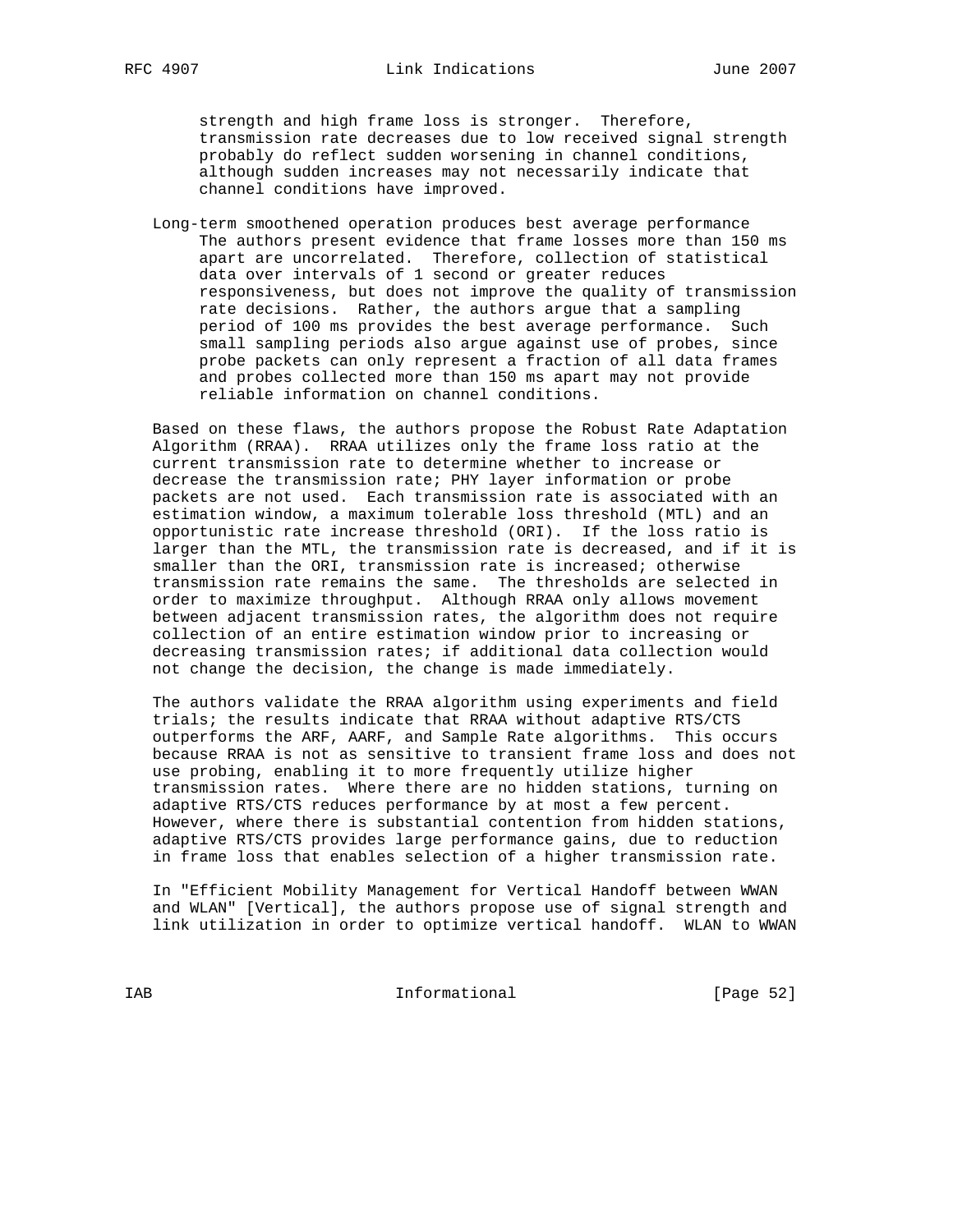strength and high frame loss is stronger. Therefore, transmission rate decreases due to low received signal strength probably do reflect sudden worsening in channel conditions, although sudden increases may not necessarily indicate that channel conditions have improved.

Long-term smoothened operation produces best average performance
: The authors present evidence that frame losses more than 150 ms apart are uncorrelated. Therefore, collection of statistical data over intervals of 1 second or greater reduces responsiveness, but does not improve the quality of transmission rate decisions. Rather, the authors argue that a sampling period of 100 ms provides the best average performance. Such small sampling periods also argue against use of probes, since probe packets can only represent a fraction of all data frames and probes collected more than 150 ms apart may not provide reliable information on channel conditions.

Based on these flaws, the authors propose the Robust Rate Adaptation Algorithm (RRAA). RRAA utilizes only the frame loss ratio at the current transmission rate to determine whether to increase or decrease the transmission rate; PHY layer information or probe packets are not used. Each transmission rate is associated with an estimation window, a maximum tolerable loss threshold (MTL) and an opportunistic rate increase threshold (ORI). If the loss ratio is larger than the MTL, the transmission rate is decreased, and if it is smaller than the ORI, transmission rate is increased; otherwise transmission rate remains the same. The thresholds are selected in order to maximize throughput. Although RRAA only allows movement between adjacent transmission rates, the algorithm does not require collection of an entire estimation window prior to increasing or decreasing transmission rates; if additional data collection would not change the decision, the change is made immediately.

The authors validate the RRAA algorithm using experiments and field trials; the results indicate that RRAA without adaptive RTS/CTS outperforms the ARF, AARF, and Sample Rate algorithms. This occurs because RRAA is not as sensitive to transient frame loss and does not use probing, enabling it to more frequently utilize higher transmission rates. Where there are no hidden stations, turning on adaptive RTS/CTS reduces performance by at most a few percent. However, where there is substantial contention from hidden stations, adaptive RTS/CTS provides large performance gains, due to reduction in frame loss that enables selection of a higher transmission rate.

In "Efficient Mobility Management for Vertical Handoff between WWAN and WLAN" [Vertical], the authors propose use of signal strength and link utilization in order to optimize vertical handoff. WLAN to WWAN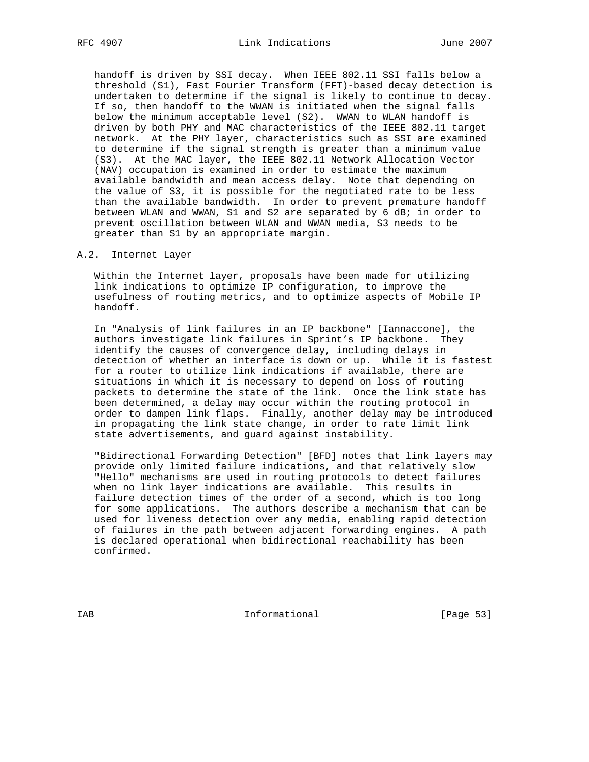handoff is driven by SSI decay. When IEEE 802.11 SSI falls below a threshold (S1), Fast Fourier Transform (FFT)-based decay detection is undertaken to determine if the signal is likely to continue to decay. If so, then handoff to the WWAN is initiated when the signal falls below the minimum acceptable level (S2). WWAN to WLAN handoff is driven by both PHY and MAC characteristics of the IEEE 802.11 target network. At the PHY layer, characteristics such as SSI are examined to determine if the signal strength is greater than a minimum value (S3). At the MAC layer, the IEEE 802.11 Network Allocation Vector (NAV) occupation is examined in order to estimate the maximum available bandwidth and mean access delay. Note that depending on the value of S3, it is possible for the negotiated rate to be less than the available bandwidth. In order to prevent premature handoff between WLAN and WWAN, S1 and S2 are separated by 6 dB; in order to prevent oscillation between WLAN and WWAN media, S3 needs to be greater than S1 by an appropriate margin.

## A.2. Internet Layer

Within the Internet layer, proposals have been made for utilizing link indications to optimize IP configuration, to improve the usefulness of routing metrics, and to optimize aspects of Mobile IP handoff.

In "Analysis of link failures in an IP backbone" [Iannaccone], the authors investigate link failures in Sprint's IP backbone. They identify the causes of convergence delay, including delays in detection of whether an interface is down or up. While it is fastest for a router to utilize link indications if available, there are situations in which it is necessary to depend on loss of routing packets to determine the state of the link. Once the link state has been determined, a delay may occur within the routing protocol in order to dampen link flaps. Finally, another delay may be introduced in propagating the link state change, in order to rate limit link state advertisements, and guard against instability.

"Bidirectional Forwarding Detection" [BFD] notes that link layers may provide only limited failure indications, and that relatively slow "Hello" mechanisms are used in routing protocols to detect failures when no link layer indications are available. This results in failure detection times of the order of a second, which is too long for some applications. The authors describe a mechanism that can be used for liveness detection over any media, enabling rapid detection of failures in the path between adjacent forwarding engines. A path is declared operational when bidirectional reachability has been confirmed.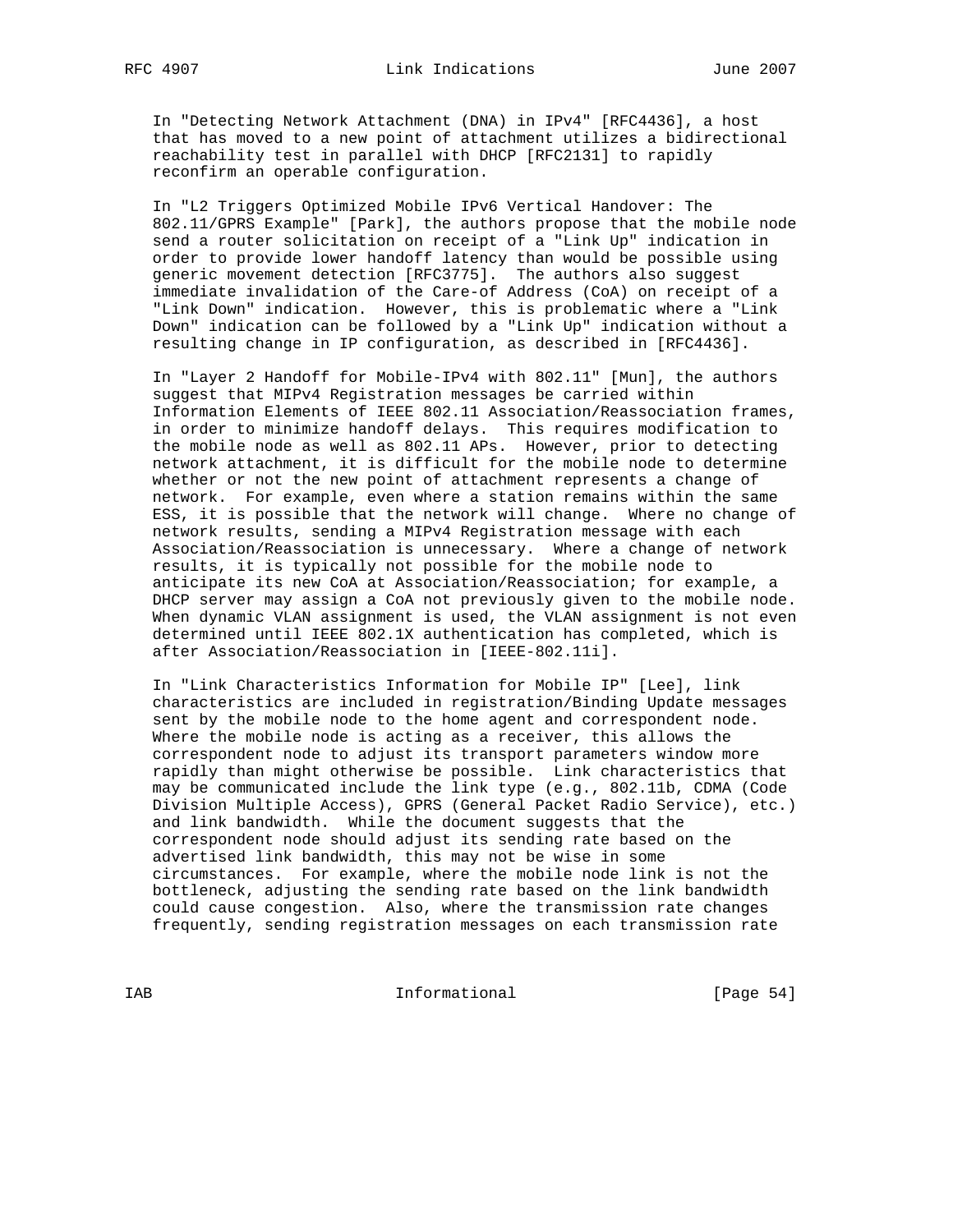In "Detecting Network Attachment (DNA) in IPv4" [RFC4436], a host that has moved to a new point of attachment utilizes a bidirectional reachability test in parallel with DHCP [RFC2131] to rapidly reconfirm an operable configuration.

In "L2 Triggers Optimized Mobile IPv6 Vertical Handover: The 802.11/GPRS Example" [Park], the authors propose that the mobile node send a router solicitation on receipt of a "Link Up" indication in order to provide lower handoff latency than would be possible using generic movement detection [RFC3775]. The authors also suggest immediate invalidation of the Care-of Address (CoA) on receipt of a "Link Down" indication. However, this is problematic where a "Link Down" indication can be followed by a "Link Up" indication without a resulting change in IP configuration, as described in [RFC4436].

In "Layer 2 Handoff for Mobile-IPv4 with 802.11" [Mun], the authors suggest that MIPv4 Registration messages be carried within Information Elements of IEEE 802.11 Association/Reassociation frames, in order to minimize handoff delays. This requires modification to the mobile node as well as 802.11 APs. However, prior to detecting network attachment, it is difficult for the mobile node to determine whether or not the new point of attachment represents a change of network. For example, even where a station remains within the same ESS, it is possible that the network will change. Where no change of network results, sending a MIPv4 Registration message with each Association/Reassociation is unnecessary. Where a change of network results, it is typically not possible for the mobile node to anticipate its new CoA at Association/Reassociation; for example, a DHCP server may assign a CoA not previously given to the mobile node. When dynamic VLAN assignment is used, the VLAN assignment is not even determined until IEEE 802.1X authentication has completed, which is after Association/Reassociation in [IEEE-802.11i].

In "Link Characteristics Information for Mobile IP" [Lee], link characteristics are included in registration/Binding Update messages sent by the mobile node to the home agent and correspondent node. Where the mobile node is acting as a receiver, this allows the correspondent node to adjust its transport parameters window more rapidly than might otherwise be possible. Link characteristics that may be communicated include the link type (e.g., 802.11b, CDMA (Code Division Multiple Access), GPRS (General Packet Radio Service), etc.) and link bandwidth. While the document suggests that the correspondent node should adjust its sending rate based on the advertised link bandwidth, this may not be wise in some circumstances. For example, where the mobile node link is not the bottleneck, adjusting the sending rate based on the link bandwidth could cause congestion. Also, where the transmission rate changes frequently, sending registration messages on each transmission rate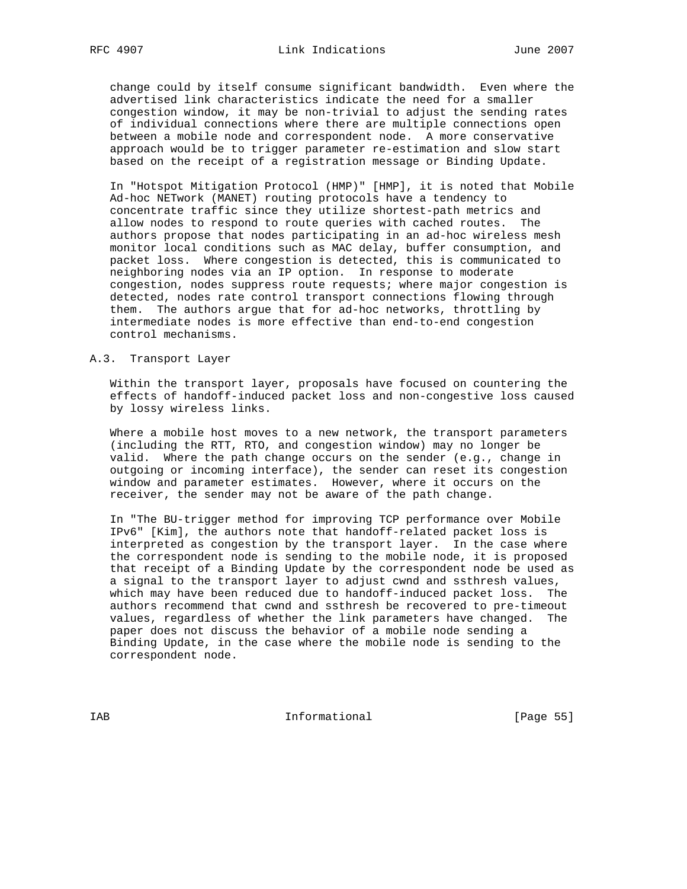change could by itself consume significant bandwidth. Even where the advertised link characteristics indicate the need for a smaller congestion window, it may be non-trivial to adjust the sending rates of individual connections where there are multiple connections open between a mobile node and correspondent node. A more conservative approach would be to trigger parameter re-estimation and slow start based on the receipt of a registration message or Binding Update.

In "Hotspot Mitigation Protocol (HMP)" [HMP], it is noted that Mobile Ad-hoc NETwork (MANET) routing protocols have a tendency to concentrate traffic since they utilize shortest-path metrics and allow nodes to respond to route queries with cached routes. The authors propose that nodes participating in an ad-hoc wireless mesh monitor local conditions such as MAC delay, buffer consumption, and packet loss. Where congestion is detected, this is communicated to neighboring nodes via an IP option. In response to moderate congestion, nodes suppress route requests; where major congestion is detected, nodes rate control transport connections flowing through them. The authors argue that for ad-hoc networks, throttling by intermediate nodes is more effective than end-to-end congestion control mechanisms.

## A.3. Transport Layer

Within the transport layer, proposals have focused on countering the effects of handoff-induced packet loss and non-congestive loss caused by lossy wireless links.

Where a mobile host moves to a new network, the transport parameters (including the RTT, RTO, and congestion window) may no longer be valid. Where the path change occurs on the sender (e.g., change in outgoing or incoming interface), the sender can reset its congestion window and parameter estimates. However, where it occurs on the receiver, the sender may not be aware of the path change.

In "The BU-trigger method for improving TCP performance over Mobile IPv6" [Kim], the authors note that handoff-related packet loss is interpreted as congestion by the transport layer. In the case where the correspondent node is sending to the mobile node, it is proposed that receipt of a Binding Update by the correspondent node be used as a signal to the transport layer to adjust cwnd and ssthresh values, which may have been reduced due to handoff-induced packet loss. The authors recommend that cwnd and ssthresh be recovered to pre-timeout values, regardless of whether the link parameters have changed. The paper does not discuss the behavior of a mobile node sending a Binding Update, in the case where the mobile node is sending to the correspondent node.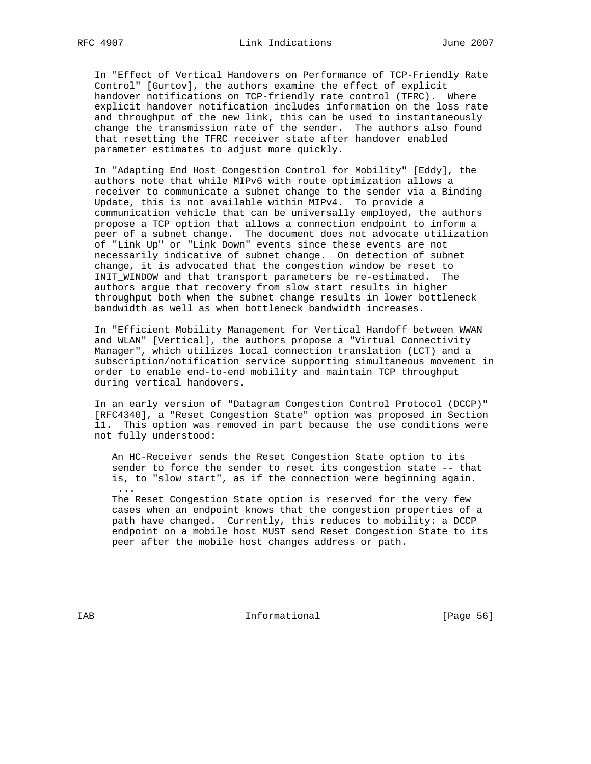In "Effect of Vertical Handovers on Performance of TCP-Friendly Rate Control" [Gurtov], the authors examine the effect of explicit handover notifications on TCP-friendly rate control (TFRC). Where explicit handover notification includes information on the loss rate and throughput of the new link, this can be used to instantaneously change the transmission rate of the sender. The authors also found that resetting the TFRC receiver state after handover enabled parameter estimates to adjust more quickly.

In "Adapting End Host Congestion Control for Mobility" [Eddy], the authors note that while MIPv6 with route optimization allows a receiver to communicate a subnet change to the sender via a Binding Update, this is not available within MIPv4. To provide a communication vehicle that can be universally employed, the authors propose a TCP option that allows a connection endpoint to inform a peer of a subnet change. The document does not advocate utilization of "Link Up" or "Link Down" events since these events are not necessarily indicative of subnet change. On detection of subnet change, it is advocated that the congestion window be reset to INIT_WINDOW and that transport parameters be re-estimated. The authors argue that recovery from slow start results in higher throughput both when the subnet change results in lower bottleneck bandwidth as well as when bottleneck bandwidth increases.

In "Efficient Mobility Management for Vertical Handoff between WWAN and WLAN" [Vertical], the authors propose a "Virtual Connectivity Manager", which utilizes local connection translation (LCT) and a subscription/notification service supporting simultaneous movement in order to enable end-to-end mobility and maintain TCP throughput during vertical handovers.

In an early version of "Datagram Congestion Control Protocol (DCCP)" [RFC4340], a "Reset Congestion State" option was proposed in Section 11. This option was removed in part because the use conditions were not fully understood:

> An HC-Receiver sends the Reset Congestion State option to its sender to force the sender to reset its congestion state -- that is, to "slow start", as if the connection were beginning again.
> ...
> The Reset Congestion State option is reserved for the very few cases when an endpoint knows that the congestion properties of a path have changed. Currently, this reduces to mobility: a DCCP endpoint on a mobile host MUST send Reset Congestion State to its peer after the mobile host changes address or path.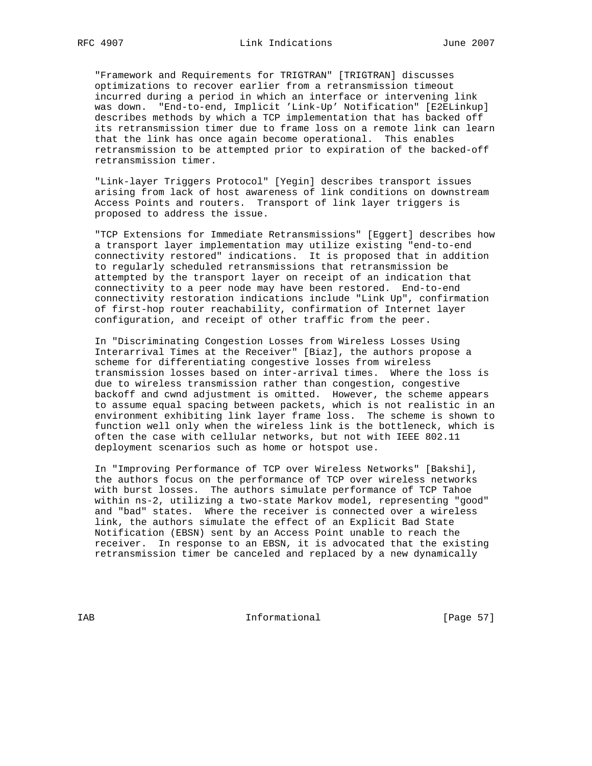"Framework and Requirements for TRIGTRAN" [TRIGTRAN] discusses optimizations to recover earlier from a retransmission timeout incurred during a period in which an interface or intervening link was down. "End-to-end, Implicit 'Link-Up' Notification" [E2ELinkup] describes methods by which a TCP implementation that has backed off its retransmission timer due to frame loss on a remote link can learn that the link has once again become operational. This enables retransmission to be attempted prior to expiration of the backed-off retransmission timer.

"Link-layer Triggers Protocol" [Yegin] describes transport issues arising from lack of host awareness of link conditions on downstream Access Points and routers. Transport of link layer triggers is proposed to address the issue.

"TCP Extensions for Immediate Retransmissions" [Eggert] describes how a transport layer implementation may utilize existing "end-to-end connectivity restored" indications. It is proposed that in addition to regularly scheduled retransmissions that retransmission be attempted by the transport layer on receipt of an indication that connectivity to a peer node may have been restored. End-to-end connectivity restoration indications include "Link Up", confirmation of first-hop router reachability, confirmation of Internet layer configuration, and receipt of other traffic from the peer.

In "Discriminating Congestion Losses from Wireless Losses Using Interarrival Times at the Receiver" [Biaz], the authors propose a scheme for differentiating congestive losses from wireless transmission losses based on inter-arrival times. Where the loss is due to wireless transmission rather than congestion, congestive backoff and cwnd adjustment is omitted. However, the scheme appears to assume equal spacing between packets, which is not realistic in an environment exhibiting link layer frame loss. The scheme is shown to function well only when the wireless link is the bottleneck, which is often the case with cellular networks, but not with IEEE 802.11 deployment scenarios such as home or hotspot use.

In "Improving Performance of TCP over Wireless Networks" [Bakshi], the authors focus on the performance of TCP over wireless networks with burst losses. The authors simulate performance of TCP Tahoe within ns-2, utilizing a two-state Markov model, representing "good" and "bad" states. Where the receiver is connected over a wireless link, the authors simulate the effect of an Explicit Bad State Notification (EBSN) sent by an Access Point unable to reach the receiver. In response to an EBSN, it is advocated that the existing retransmission timer be canceled and replaced by a new dynamically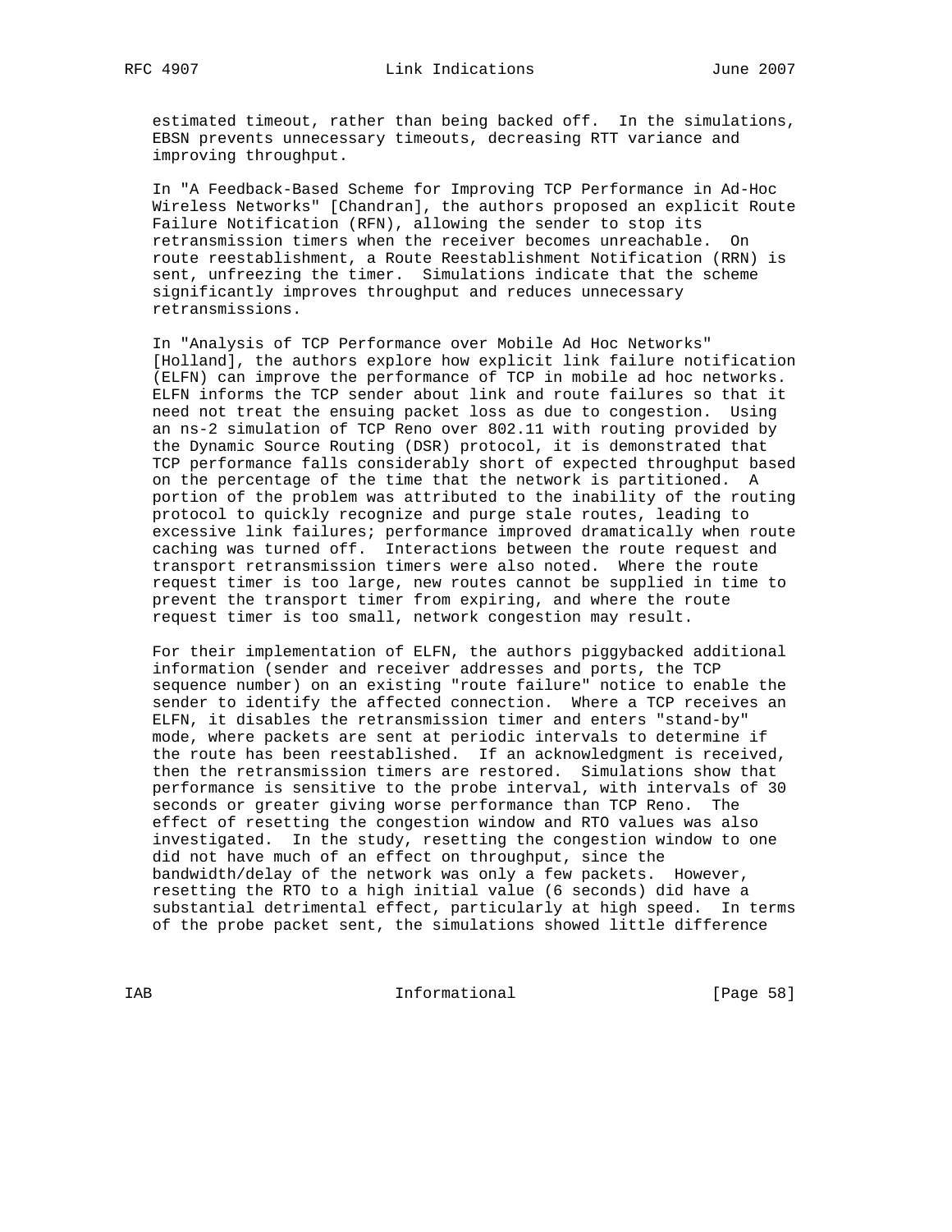estimated timeout, rather than being backed off. In the simulations, EBSN prevents unnecessary timeouts, decreasing RTT variance and improving throughput.

In "A Feedback-Based Scheme for Improving TCP Performance in Ad-Hoc Wireless Networks" [Chandran], the authors proposed an explicit Route Failure Notification (RFN), allowing the sender to stop its retransmission timers when the receiver becomes unreachable. On route reestablishment, a Route Reestablishment Notification (RRN) is sent, unfreezing the timer. Simulations indicate that the scheme significantly improves throughput and reduces unnecessary retransmissions.

In "Analysis of TCP Performance over Mobile Ad Hoc Networks" [Holland], the authors explore how explicit link failure notification (ELFN) can improve the performance of TCP in mobile ad hoc networks. ELFN informs the TCP sender about link and route failures so that it need not treat the ensuing packet loss as due to congestion. Using an ns-2 simulation of TCP Reno over 802.11 with routing provided by the Dynamic Source Routing (DSR) protocol, it is demonstrated that TCP performance falls considerably short of expected throughput based on the percentage of the time that the network is partitioned. A portion of the problem was attributed to the inability of the routing protocol to quickly recognize and purge stale routes, leading to excessive link failures; performance improved dramatically when route caching was turned off. Interactions between the route request and transport retransmission timers were also noted. Where the route request timer is too large, new routes cannot be supplied in time to prevent the transport timer from expiring, and where the route request timer is too small, network congestion may result.

For their implementation of ELFN, the authors piggybacked additional information (sender and receiver addresses and ports, the TCP sequence number) on an existing "route failure" notice to enable the sender to identify the affected connection. Where a TCP receives an ELFN, it disables the retransmission timer and enters "stand-by" mode, where packets are sent at periodic intervals to determine if the route has been reestablished. If an acknowledgment is received, then the retransmission timers are restored. Simulations show that performance is sensitive to the probe interval, with intervals of 30 seconds or greater giving worse performance than TCP Reno. The effect of resetting the congestion window and RTO values was also investigated. In the study, resetting the congestion window to one did not have much of an effect on throughput, since the bandwidth/delay of the network was only a few packets. However, resetting the RTO to a high initial value (6 seconds) did have a substantial detrimental effect, particularly at high speed. In terms of the probe packet sent, the simulations showed little difference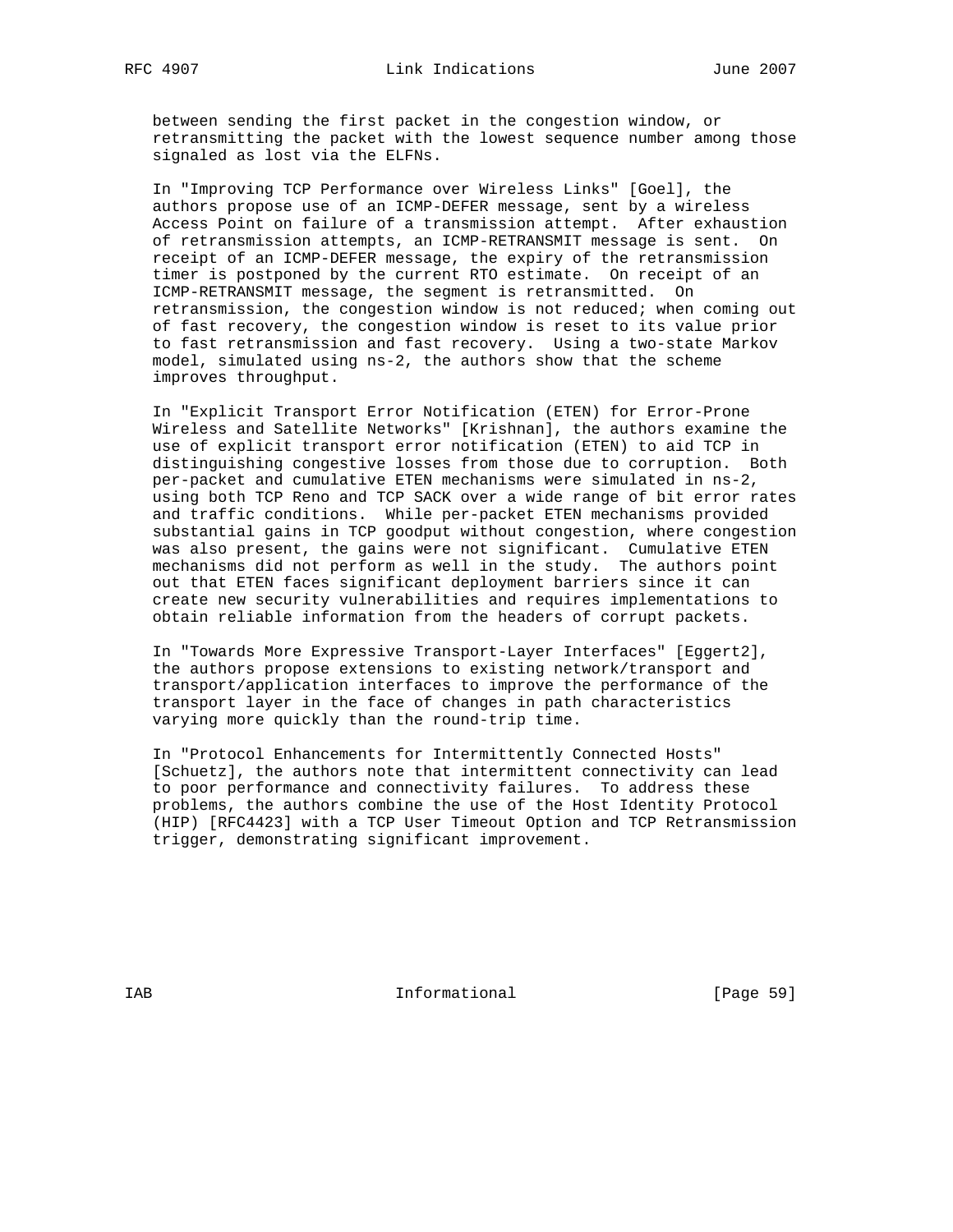between sending the first packet in the congestion window, or retransmitting the packet with the lowest sequence number among those signaled as lost via the ELFNs.

In "Improving TCP Performance over Wireless Links" [Goel], the authors propose use of an ICMP-DEFER message, sent by a wireless Access Point on failure of a transmission attempt. After exhaustion of retransmission attempts, an ICMP-RETRANSMIT message is sent. On receipt of an ICMP-DEFER message, the expiry of the retransmission timer is postponed by the current RTO estimate. On receipt of an ICMP-RETRANSMIT message, the segment is retransmitted. On retransmission, the congestion window is not reduced; when coming out of fast recovery, the congestion window is reset to its value prior to fast retransmission and fast recovery. Using a two-state Markov model, simulated using ns-2, the authors show that the scheme improves throughput.

In "Explicit Transport Error Notification (ETEN) for Error-Prone Wireless and Satellite Networks" [Krishnan], the authors examine the use of explicit transport error notification (ETEN) to aid TCP in distinguishing congestive losses from those due to corruption. Both per-packet and cumulative ETEN mechanisms were simulated in ns-2, using both TCP Reno and TCP SACK over a wide range of bit error rates and traffic conditions. While per-packet ETEN mechanisms provided substantial gains in TCP goodput without congestion, where congestion was also present, the gains were not significant. Cumulative ETEN mechanisms did not perform as well in the study. The authors point out that ETEN faces significant deployment barriers since it can create new security vulnerabilities and requires implementations to obtain reliable information from the headers of corrupt packets.

In "Towards More Expressive Transport-Layer Interfaces" [Eggert2], the authors propose extensions to existing network/transport and transport/application interfaces to improve the performance of the transport layer in the face of changes in path characteristics varying more quickly than the round-trip time.

In "Protocol Enhancements for Intermittently Connected Hosts" [Schuetz], the authors note that intermittent connectivity can lead to poor performance and connectivity failures. To address these problems, the authors combine the use of the Host Identity Protocol (HIP) [RFC4423] with a TCP User Timeout Option and TCP Retransmission trigger, demonstrating significant improvement.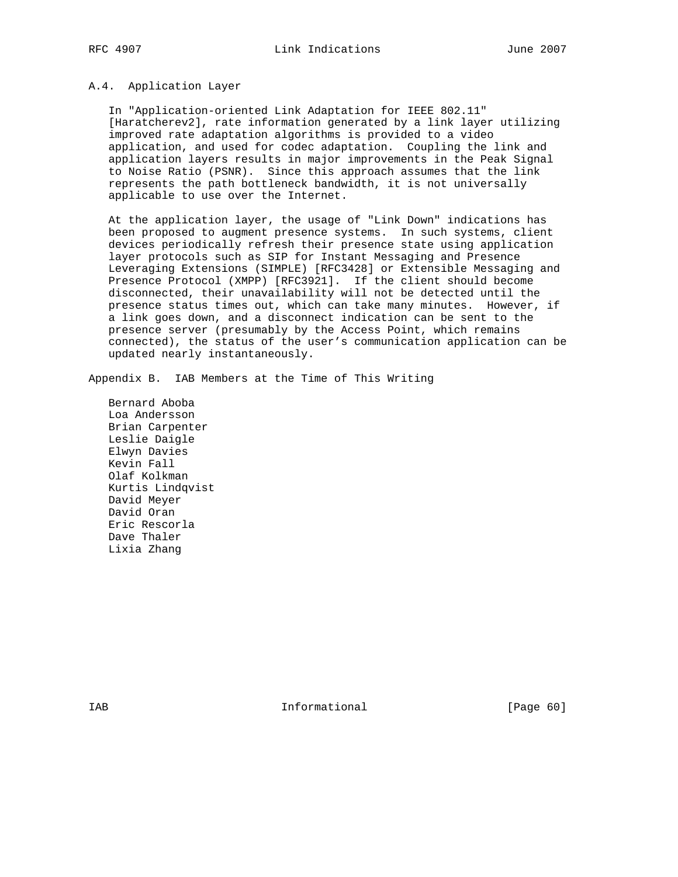### A.4. Application Layer

In "Application-oriented Link Adaptation for IEEE 802.11" [Haratcherev2], rate information generated by a link layer utilizing improved rate adaptation algorithms is provided to a video application, and used for codec adaptation. Coupling the link and application layers results in major improvements in the Peak Signal to Noise Ratio (PSNR). Since this approach assumes that the link represents the path bottleneck bandwidth, it is not universally applicable to use over the Internet.

At the application layer, the usage of "Link Down" indications has been proposed to augment presence systems. In such systems, client devices periodically refresh their presence state using application layer protocols such as SIP for Instant Messaging and Presence Leveraging Extensions (SIMPLE) [RFC3428] or Extensible Messaging and Presence Protocol (XMPP) [RFC3921]. If the client should become disconnected, their unavailability will not be detected until the presence status times out, which can take many minutes. However, if a link goes down, and a disconnect indication can be sent to the presence server (presumably by the Access Point, which remains connected), the status of the user's communication application can be updated nearly instantaneously.

## Appendix B. IAB Members at the Time of This Writing

Bernard Aboba
Loa Andersson
Brian Carpenter
Leslie Daigle
Elwyn Davies
Kevin Fall
Olaf Kolkman
Kurtis Lindqvist
David Meyer
David Oran
Eric Rescorla
Dave Thaler
Lixia Zhang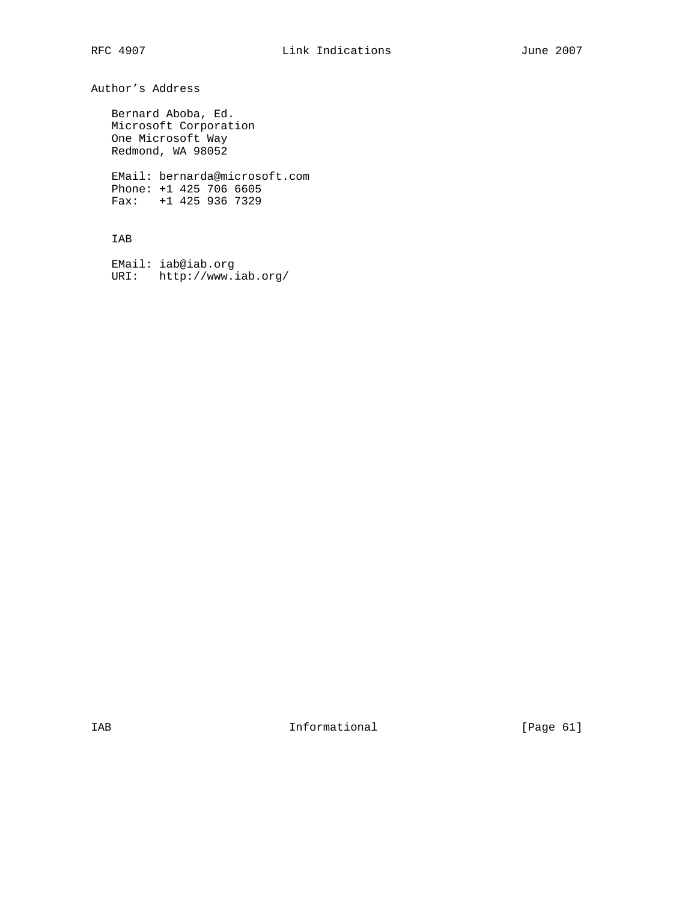## Author's Address

Bernard Aboba, Ed.
Microsoft Corporation
One Microsoft Way
Redmond, WA 98052

EMail: bernarda@microsoft.com
Phone: +1 425 706 6605
Fax: +1 425 936 7329

IAB

EMail: iab@iab.org
URI: http://www.iab.org/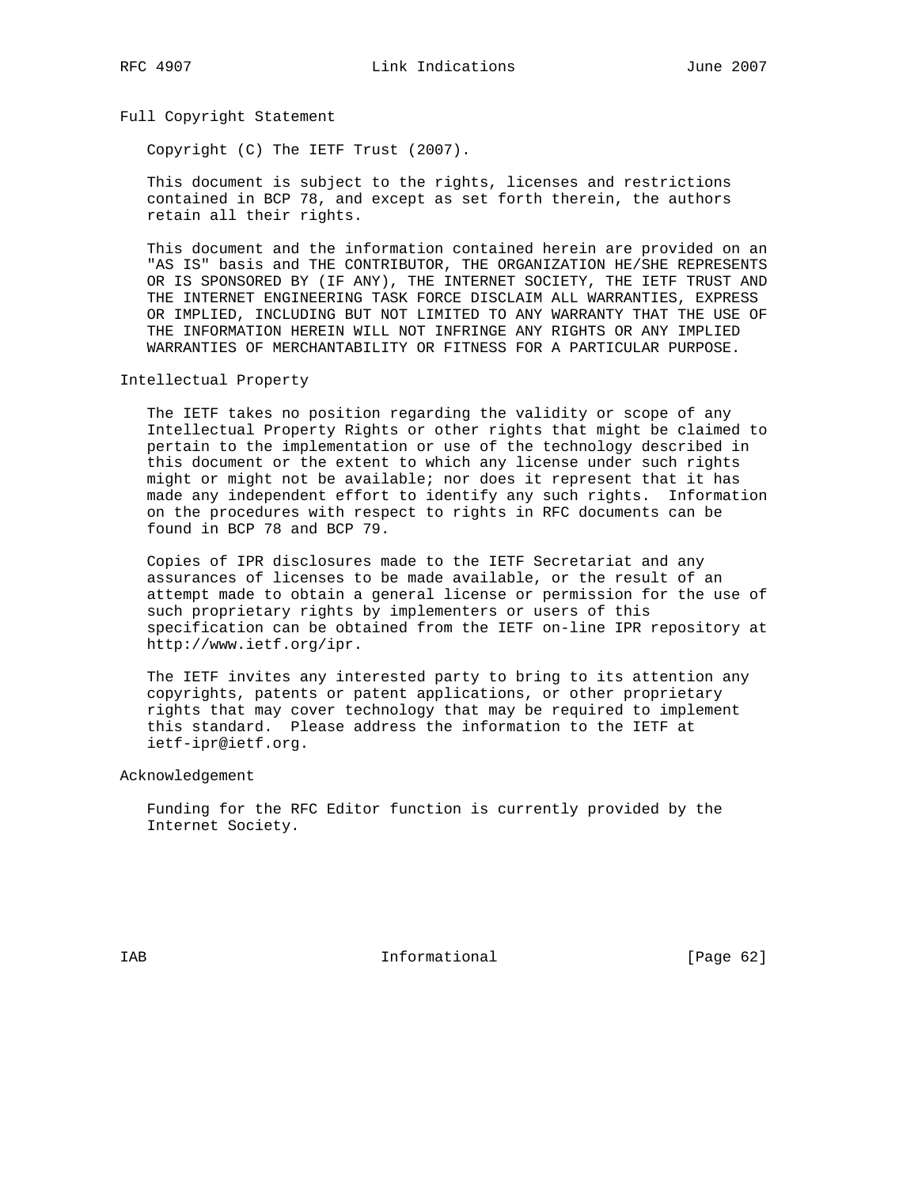## Full Copyright Statement

Copyright (C) The IETF Trust (2007).

This document is subject to the rights, licenses and restrictions contained in BCP 78, and except as set forth therein, the authors retain all their rights.

This document and the information contained herein are provided on an "AS IS" basis and THE CONTRIBUTOR, THE ORGANIZATION HE/SHE REPRESENTS OR IS SPONSORED BY (IF ANY), THE INTERNET SOCIETY, THE IETF TRUST AND THE INTERNET ENGINEERING TASK FORCE DISCLAIM ALL WARRANTIES, EXPRESS OR IMPLIED, INCLUDING BUT NOT LIMITED TO ANY WARRANTY THAT THE USE OF THE INFORMATION HEREIN WILL NOT INFRINGE ANY RIGHTS OR ANY IMPLIED WARRANTIES OF MERCHANTABILITY OR FITNESS FOR A PARTICULAR PURPOSE.

## Intellectual Property

The IETF takes no position regarding the validity or scope of any Intellectual Property Rights or other rights that might be claimed to pertain to the implementation or use of the technology described in this document or the extent to which any license under such rights might or might not be available; nor does it represent that it has made any independent effort to identify any such rights. Information on the procedures with respect to rights in RFC documents can be found in BCP 78 and BCP 79.

Copies of IPR disclosures made to the IETF Secretariat and any assurances of licenses to be made available, or the result of an attempt made to obtain a general license or permission for the use of such proprietary rights by implementers or users of this specification can be obtained from the IETF on-line IPR repository at http://www.ietf.org/ipr.

The IETF invites any interested party to bring to its attention any copyrights, patents or patent applications, or other proprietary rights that may cover technology that may be required to implement this standard. Please address the information to the IETF at ietf-ipr@ietf.org.

## Acknowledgement

Funding for the RFC Editor function is currently provided by the Internet Society.